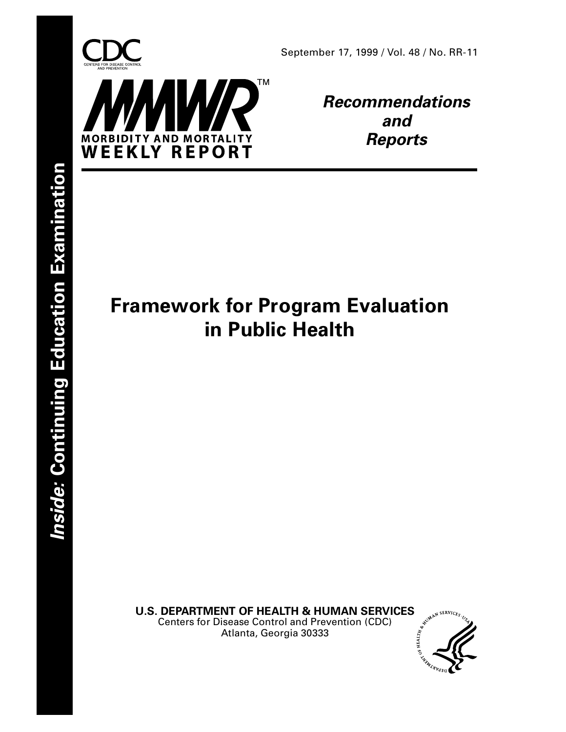CDC

CENTERS FOR DISEASE CONTROL AND PREVENTION

September 17, 1999 / Vol. 48 / No. RR-11

MMWR™

MORBIDITY AND MORTALITY WEEKLY REPORT

***Recommendations and Reports***

# Framework for Program Evaluation in Public Health

***Inside:* Continuing Education Examination**

**U.S. DEPARTMENT OF HEALTH & HUMAN SERVICES**
Centers for Disease Control and Prevention (CDC)
Atlanta, Georgia 30333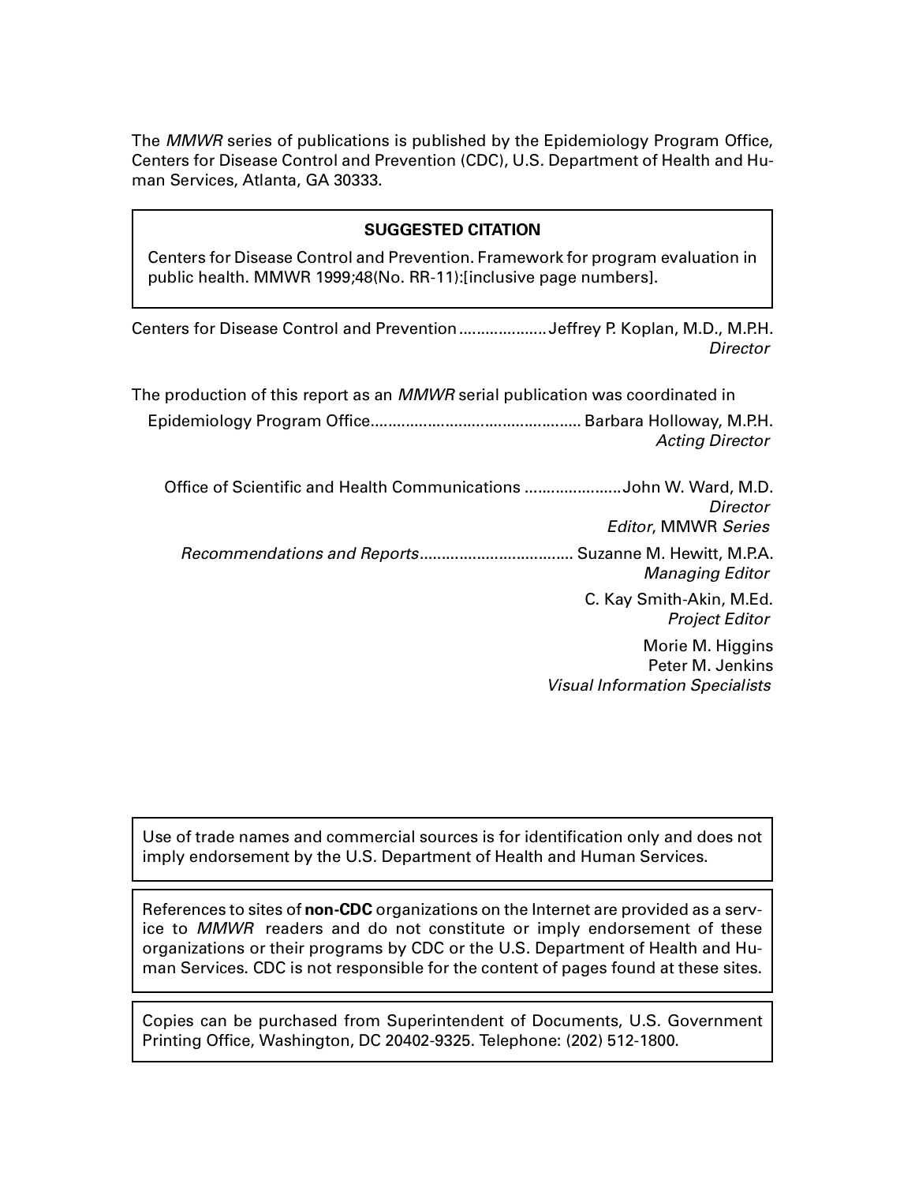The *MMWR* series of publications is published by the Epidemiology Program Office, Centers for Disease Control and Prevention (CDC), U.S. Department of Health and Human Services, Atlanta, GA 30333.

**SUGGESTED CITATION**

Centers for Disease Control and Prevention. Framework for program evaluation in public health. MMWR 1999;48(No. RR-11):[inclusive page numbers].

Centers for Disease Control and Prevention .................... Jeffrey P. Koplan, M.D., M.P.H.
*Director*

The production of this report as an *MMWR* serial publication was coordinated in

Epidemiology Program Office................................................ Barbara Holloway, M.P.H.
*Acting Director*

Office of Scientific and Health Communications ...................... John W. Ward, M.D.
*Director*
*Editor*, MMWR *Series*

*Recommendations and Reports*................................... Suzanne M. Hewitt, M.P.A.
*Managing Editor*

C. Kay Smith-Akin, M.Ed.
*Project Editor*

Morie M. Higgins
Peter M. Jenkins
*Visual Information Specialists*

Use of trade names and commercial sources is for identification only and does not imply endorsement by the U.S. Department of Health and Human Services.

References to sites of **non-CDC** organizations on the Internet are provided as a service to *MMWR* readers and do not constitute or imply endorsement of these organizations or their programs by CDC or the U.S. Department of Health and Human Services. CDC is not responsible for the content of pages found at these sites.

Copies can be purchased from Superintendent of Documents, U.S. Government Printing Office, Washington, DC 20402-9325. Telephone: (202) 512-1800.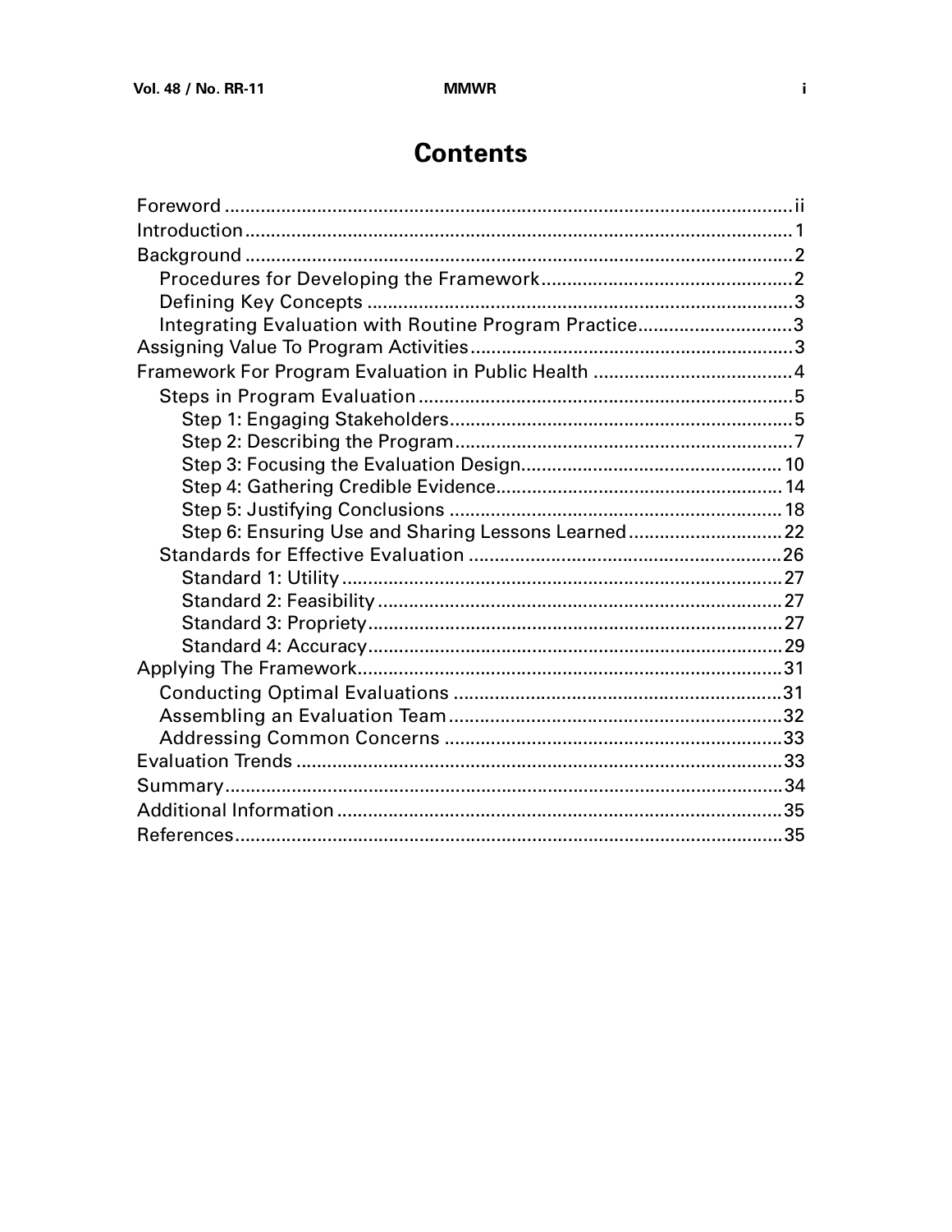# Contents

Foreword ........................................................................................................ii
Introduction ....................................................................................................... 1
Background ....................................................................................................... 2
  Procedures for Developing the Framework ............................................... 2
  Defining Key Concepts ................................................................................ 3
  Integrating Evaluation with Routine Program Practice .............................. 3
Assigning Value To Program Activities .............................................................. 3
Framework For Program Evaluation in Public Health ........................................ 4
  Steps in Program Evaluation ....................................................................... 5
    Step 1: Engaging Stakeholders ............................................................... 5
    Step 2: Describing the Program ............................................................... 7
    Step 3: Focusing the Evaluation Design ................................................. 10
    Step 4: Gathering Credible Evidence ...................................................... 14
    Step 5: Justifying Conclusions ............................................................... 18
    Step 6: Ensuring Use and Sharing Lessons Learned .............................. 22
  Standards for Effective Evaluation ........................................................... 26
    Standard 1: Utility ................................................................................. 27
    Standard 2: Feasibility .......................................................................... 27
    Standard 3: Propriety ............................................................................ 27
    Standard 4: Accuracy ............................................................................ 29
Applying The Framework ................................................................................. 31
  Conducting Optimal Evaluations ............................................................... 31
  Assembling an Evaluation Team ............................................................... 32
  Addressing Common Concerns ................................................................. 33
Evaluation Trends ............................................................................................ 33
Summary .......................................................................................................... 34
Additional Information ..................................................................................... 35
References ....................................................................................................... 35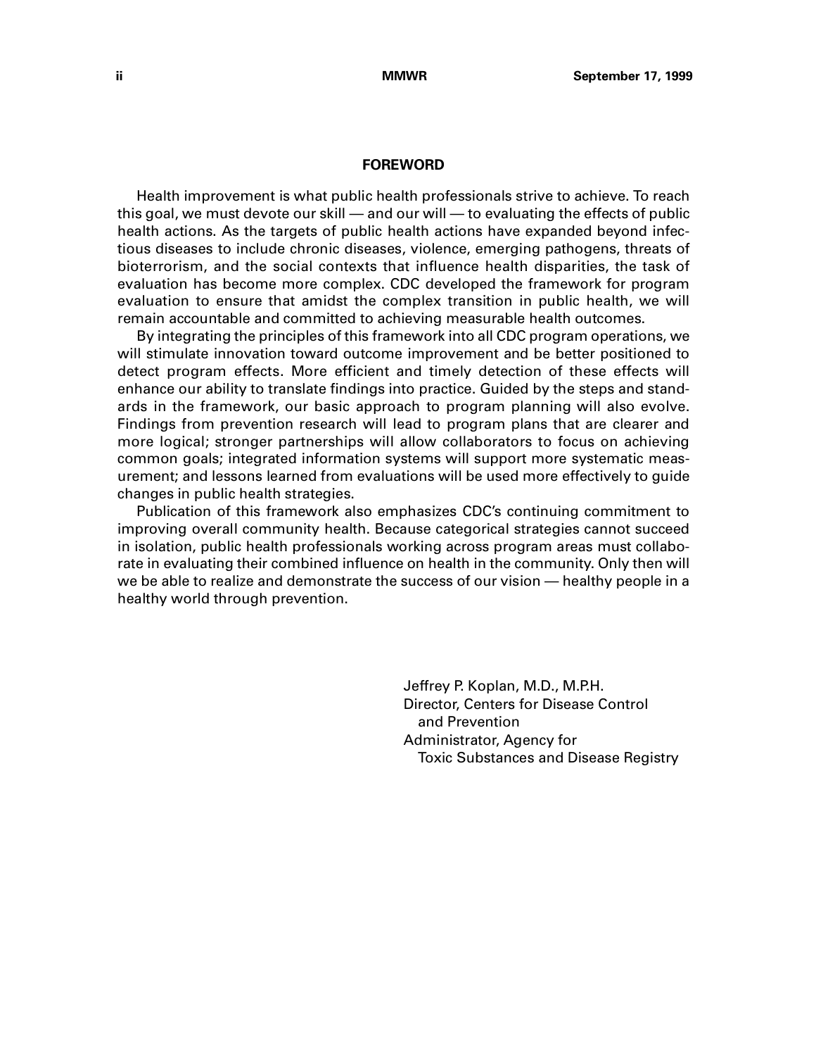## FOREWORD

Health improvement is what public health professionals strive to achieve. To reach this goal, we must devote our skill — and our will — to evaluating the effects of public health actions. As the targets of public health actions have expanded beyond infectious diseases to include chronic diseases, violence, emerging pathogens, threats of bioterrorism, and the social contexts that influence health disparities, the task of evaluation has become more complex. CDC developed the framework for program evaluation to ensure that amidst the complex transition in public health, we will remain accountable and committed to achieving measurable health outcomes.

By integrating the principles of this framework into all CDC program operations, we will stimulate innovation toward outcome improvement and be better positioned to detect program effects. More efficient and timely detection of these effects will enhance our ability to translate findings into practice. Guided by the steps and standards in the framework, our basic approach to program planning will also evolve. Findings from prevention research will lead to program plans that are clearer and more logical; stronger partnerships will allow collaborators to focus on achieving common goals; integrated information systems will support more systematic measurement; and lessons learned from evaluations will be used more effectively to guide changes in public health strategies.

Publication of this framework also emphasizes CDC's continuing commitment to improving overall community health. Because categorical strategies cannot succeed in isolation, public health professionals working across program areas must collaborate in evaluating their combined influence on health in the community. Only then will we be able to realize and demonstrate the success of our vision — healthy people in a healthy world through prevention.

Jeffrey P. Koplan, M.D., M.P.H.
Director, Centers for Disease Control and Prevention
Administrator, Agency for Toxic Substances and Disease Registry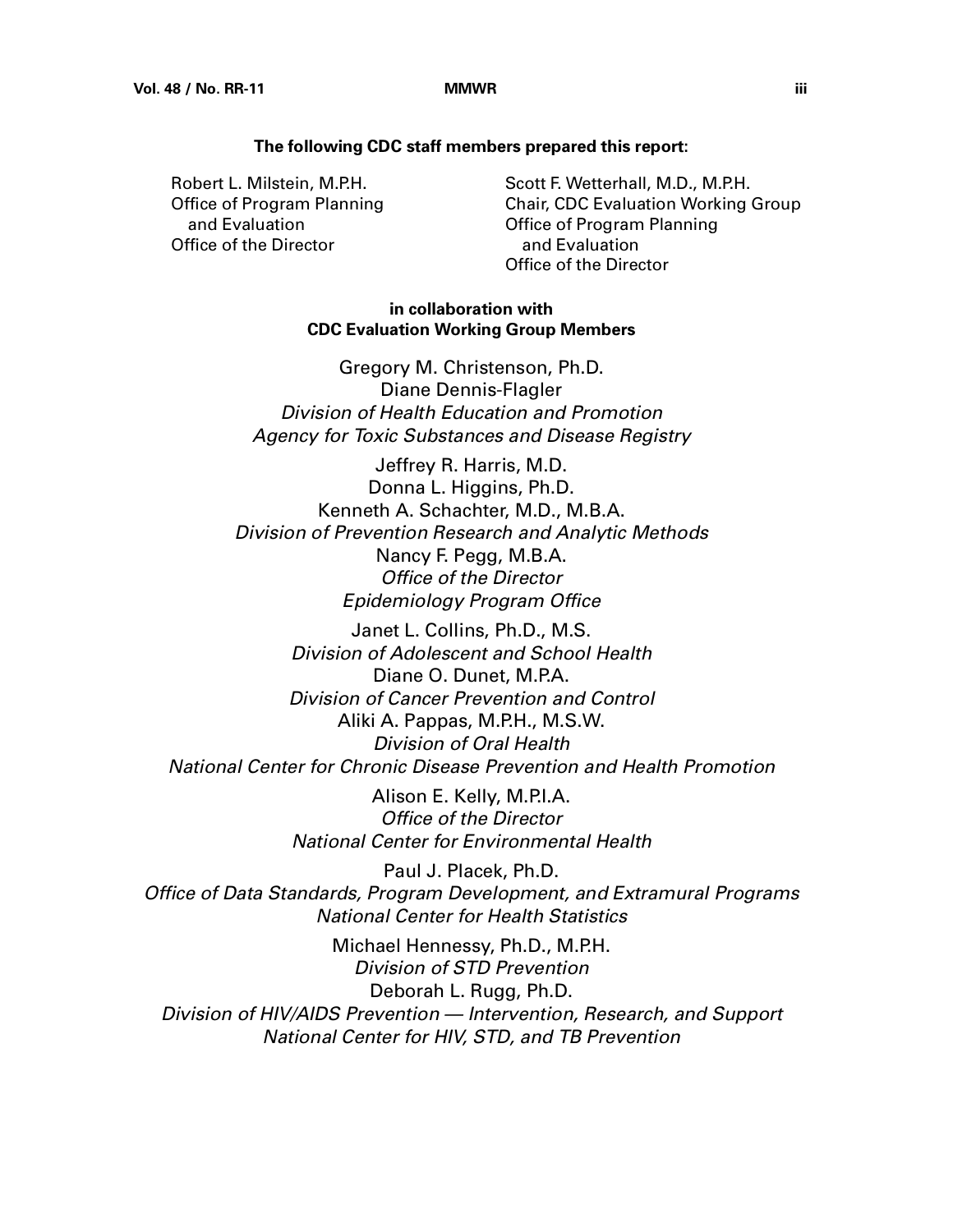**The following CDC staff members prepared this report:**

Robert L. Milstein, M.P.H.
Office of Program Planning and Evaluation
Office of the Director

Scott F. Wetterhall, M.D., M.P.H.
Chair, CDC Evaluation Working Group
Office of Program Planning and Evaluation
Office of the Director

**in collaboration with**
**CDC Evaluation Working Group Members**

Gregory M. Christenson, Ph.D.
Diane Dennis-Flagler
*Division of Health Education and Promotion*
*Agency for Toxic Substances and Disease Registry*

Jeffrey R. Harris, M.D.
Donna L. Higgins, Ph.D.
Kenneth A. Schachter, M.D., M.B.A.
*Division of Prevention Research and Analytic Methods*
Nancy F. Pegg, M.B.A.
*Office of the Director*
*Epidemiology Program Office*

Janet L. Collins, Ph.D., M.S.
*Division of Adolescent and School Health*
Diane O. Dunet, M.P.A.
*Division of Cancer Prevention and Control*
Aliki A. Pappas, M.P.H., M.S.W.
*Division of Oral Health*
*National Center for Chronic Disease Prevention and Health Promotion*

Alison E. Kelly, M.P.I.A.
*Office of the Director*
*National Center for Environmental Health*

Paul J. Placek, Ph.D.
*Office of Data Standards, Program Development, and Extramural Programs*
*National Center for Health Statistics*

Michael Hennessy, Ph.D., M.P.H.
*Division of STD Prevention*
Deborah L. Rugg, Ph.D.
*Division of HIV/AIDS Prevention — Intervention, Research, and Support*
*National Center for HIV, STD, and TB Prevention*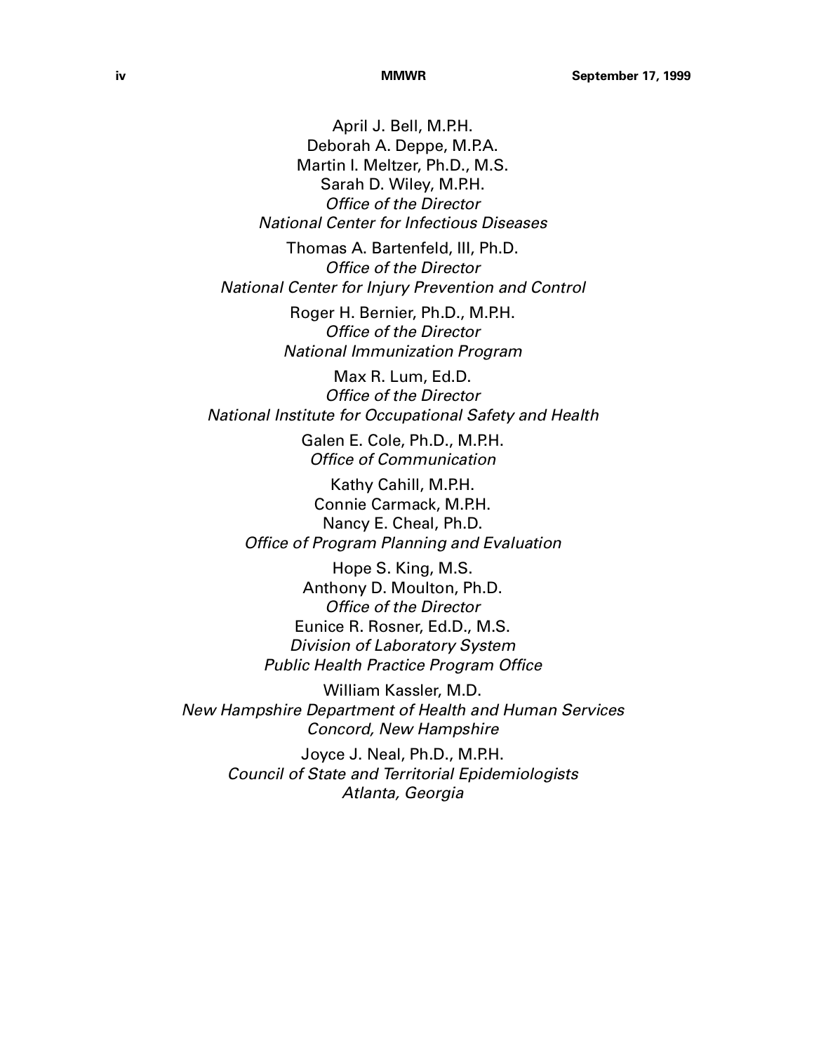April J. Bell, M.P.H.
Deborah A. Deppe, M.P.A.
Martin I. Meltzer, Ph.D., M.S.
Sarah D. Wiley, M.P.H.
*Office of the Director*
*National Center for Infectious Diseases*

Thomas A. Bartenfeld, III, Ph.D.
*Office of the Director*
*National Center for Injury Prevention and Control*

Roger H. Bernier, Ph.D., M.P.H.
*Office of the Director*
*National Immunization Program*

Max R. Lum, Ed.D.
*Office of the Director*
*National Institute for Occupational Safety and Health*

Galen E. Cole, Ph.D., M.P.H.
*Office of Communication*

Kathy Cahill, M.P.H.
Connie Carmack, M.P.H.
Nancy E. Cheal, Ph.D.
*Office of Program Planning and Evaluation*

Hope S. King, M.S.
Anthony D. Moulton, Ph.D.
*Office of the Director*
Eunice R. Rosner, Ed.D., M.S.
*Division of Laboratory System*
*Public Health Practice Program Office*

William Kassler, M.D.
*New Hampshire Department of Health and Human Services*
*Concord, New Hampshire*

Joyce J. Neal, Ph.D., M.P.H.
*Council of State and Territorial Epidemiologists*
*Atlanta, Georgia*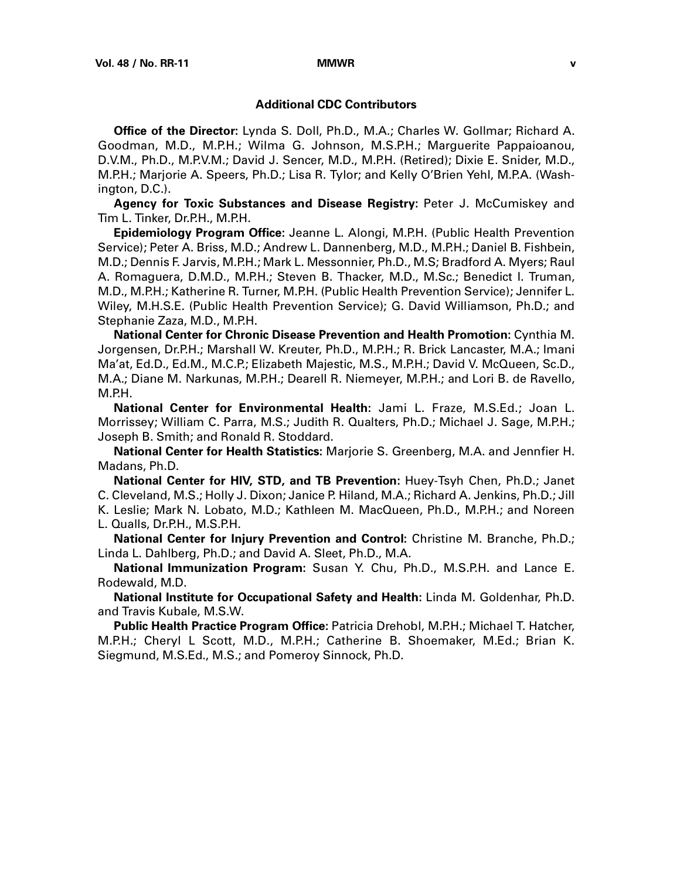## Additional CDC Contributors

**Office of the Director:** Lynda S. Doll, Ph.D., M.A.; Charles W. Gollmar; Richard A. Goodman, M.D., M.P.H.; Wilma G. Johnson, M.S.P.H.; Marguerite Pappaioanou, D.V.M., Ph.D., M.P.V.M.; David J. Sencer, M.D., M.P.H. (Retired); Dixie E. Snider, M.D., M.P.H.; Marjorie A. Speers, Ph.D.; Lisa R. Tylor; and Kelly O'Brien Yehl, M.P.A. (Washington, D.C.).

**Agency for Toxic Substances and Disease Registry:** Peter J. McCumiskey and Tim L. Tinker, Dr.P.H., M.P.H.

**Epidemiology Program Office:** Jeanne L. Alongi, M.P.H. (Public Health Prevention Service); Peter A. Briss, M.D.; Andrew L. Dannenberg, M.D., M.P.H.; Daniel B. Fishbein, M.D.; Dennis F. Jarvis, M.P.H.; Mark L. Messonnier, Ph.D., M.S; Bradford A. Myers; Raul A. Romaguera, D.M.D., M.P.H.; Steven B. Thacker, M.D., M.Sc.; Benedict I. Truman, M.D., M.P.H.; Katherine R. Turner, M.P.H. (Public Health Prevention Service); Jennifer L. Wiley, M.H.S.E. (Public Health Prevention Service); G. David Williamson, Ph.D.; and Stephanie Zaza, M.D., M.P.H.

**National Center for Chronic Disease Prevention and Health Promotion:** Cynthia M. Jorgensen, Dr.P.H.; Marshall W. Kreuter, Ph.D., M.P.H.; R. Brick Lancaster, M.A.; Imani Ma'at, Ed.D., Ed.M., M.C.P.; Elizabeth Majestic, M.S., M.P.H.; David V. McQueen, Sc.D., M.A.; Diane M. Narkunas, M.P.H.; Dearell R. Niemeyer, M.P.H.; and Lori B. de Ravello, M.P.H.

**National Center for Environmental Health:** Jami L. Fraze, M.S.Ed.; Joan L. Morrissey; William C. Parra, M.S.; Judith R. Qualters, Ph.D.; Michael J. Sage, M.P.H.; Joseph B. Smith; and Ronald R. Stoddard.

**National Center for Health Statistics:** Marjorie S. Greenberg, M.A. and Jennfier H. Madans, Ph.D.

**National Center for HIV, STD, and TB Prevention:** Huey-Tsyh Chen, Ph.D.; Janet C. Cleveland, M.S.; Holly J. Dixon; Janice P. Hiland, M.A.; Richard A. Jenkins, Ph.D.; Jill K. Leslie; Mark N. Lobato, M.D.; Kathleen M. MacQueen, Ph.D., M.P.H.; and Noreen L. Qualls, Dr.P.H., M.S.P.H.

**National Center for Injury Prevention and Control:** Christine M. Branche, Ph.D.; Linda L. Dahlberg, Ph.D.; and David A. Sleet, Ph.D., M.A.

**National Immunization Program:** Susan Y. Chu, Ph.D., M.S.P.H. and Lance E. Rodewald, M.D.

**National Institute for Occupational Safety and Health:** Linda M. Goldenhar, Ph.D. and Travis Kubale, M.S.W.

**Public Health Practice Program Office:** Patricia Drehobl, M.P.H.; Michael T. Hatcher, M.P.H.; Cheryl L Scott, M.D., M.P.H.; Catherine B. Shoemaker, M.Ed.; Brian K. Siegmund, M.S.Ed., M.S.; and Pomeroy Sinnock, Ph.D.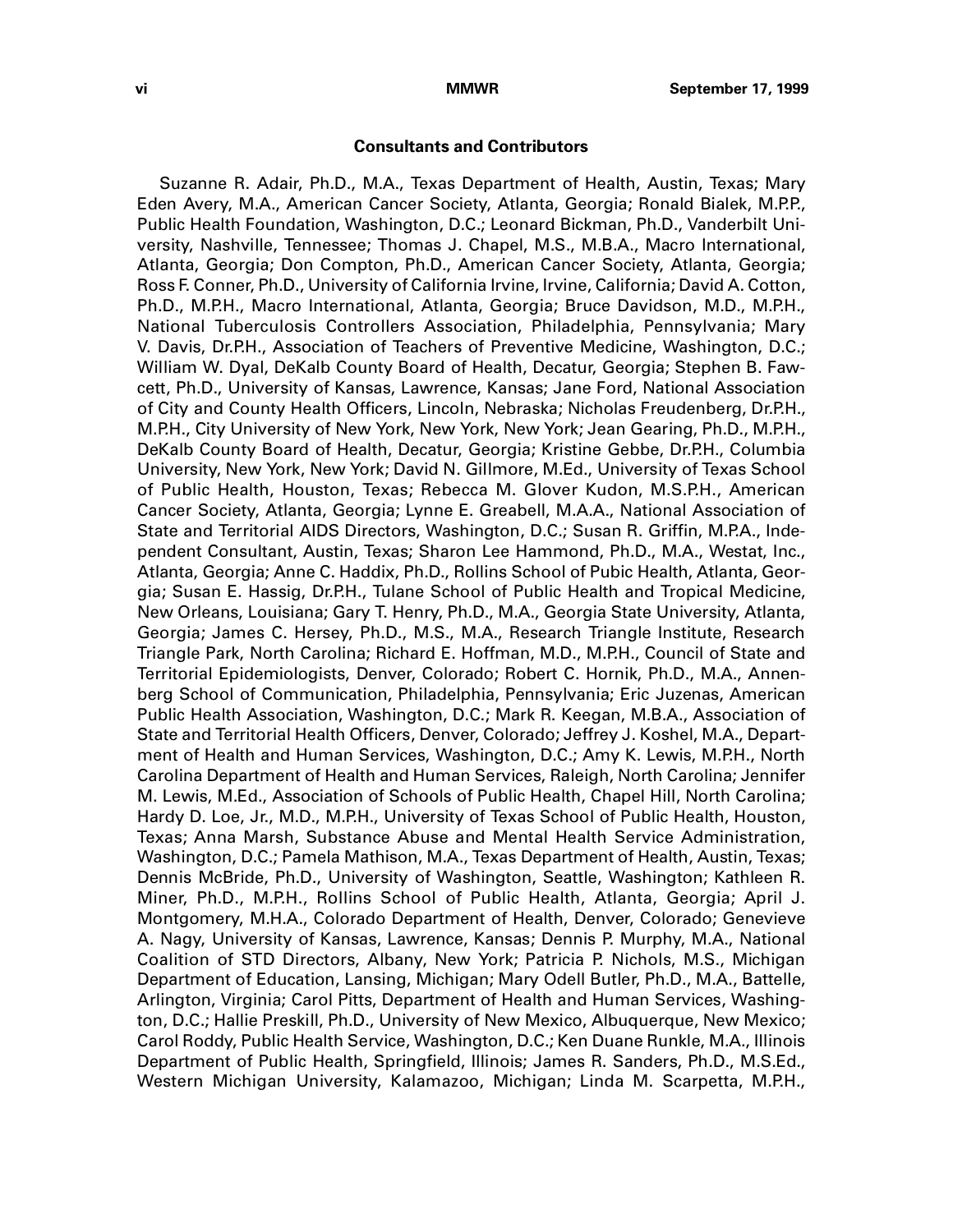### Consultants and Contributors

Suzanne R. Adair, Ph.D., M.A., Texas Department of Health, Austin, Texas; Mary Eden Avery, M.A., American Cancer Society, Atlanta, Georgia; Ronald Bialek, M.P.P., Public Health Foundation, Washington, D.C.; Leonard Bickman, Ph.D., Vanderbilt University, Nashville, Tennessee; Thomas J. Chapel, M.S., M.B.A., Macro International, Atlanta, Georgia; Don Compton, Ph.D., American Cancer Society, Atlanta, Georgia; Ross F. Conner, Ph.D., University of California Irvine, Irvine, California; David A. Cotton, Ph.D., M.P.H., Macro International, Atlanta, Georgia; Bruce Davidson, M.D., M.P.H., National Tuberculosis Controllers Association, Philadelphia, Pennsylvania; Mary V. Davis, Dr.P.H., Association of Teachers of Preventive Medicine, Washington, D.C.; William W. Dyal, DeKalb County Board of Health, Decatur, Georgia; Stephen B. Fawcett, Ph.D., University of Kansas, Lawrence, Kansas; Jane Ford, National Association of City and County Health Officers, Lincoln, Nebraska; Nicholas Freudenberg, Dr.P.H., M.P.H., City University of New York, New York, New York; Jean Gearing, Ph.D., M.P.H., DeKalb County Board of Health, Decatur, Georgia; Kristine Gebbe, Dr.P.H., Columbia University, New York, New York; David N. Gillmore, M.Ed., University of Texas School of Public Health, Houston, Texas; Rebecca M. Glover Kudon, M.S.P.H., American Cancer Society, Atlanta, Georgia; Lynne E. Greabell, M.A.A., National Association of State and Territorial AIDS Directors, Washington, D.C.; Susan R. Griffin, M.P.A., Independent Consultant, Austin, Texas; Sharon Lee Hammond, Ph.D., M.A., Westat, Inc., Atlanta, Georgia; Anne C. Haddix, Ph.D., Rollins School of Pubic Health, Atlanta, Georgia; Susan E. Hassig, Dr.P.H., Tulane School of Public Health and Tropical Medicine, New Orleans, Louisiana; Gary T. Henry, Ph.D., M.A., Georgia State University, Atlanta, Georgia; James C. Hersey, Ph.D., M.S., M.A., Research Triangle Institute, Research Triangle Park, North Carolina; Richard E. Hoffman, M.D., M.P.H., Council of State and Territorial Epidemiologists, Denver, Colorado; Robert C. Hornik, Ph.D., M.A., Annenberg School of Communication, Philadelphia, Pennsylvania; Eric Juzenas, American Public Health Association, Washington, D.C.; Mark R. Keegan, M.B.A., Association of State and Territorial Health Officers, Denver, Colorado; Jeffrey J. Koshel, M.A., Department of Health and Human Services, Washington, D.C.; Amy K. Lewis, M.P.H., North Carolina Department of Health and Human Services, Raleigh, North Carolina; Jennifer M. Lewis, M.Ed., Association of Schools of Public Health, Chapel Hill, North Carolina; Hardy D. Loe, Jr., M.D., M.P.H., University of Texas School of Public Health, Houston, Texas; Anna Marsh, Substance Abuse and Mental Health Service Administration, Washington, D.C.; Pamela Mathison, M.A., Texas Department of Health, Austin, Texas; Dennis McBride, Ph.D., University of Washington, Seattle, Washington; Kathleen R. Miner, Ph.D., M.P.H., Rollins School of Public Health, Atlanta, Georgia; April J. Montgomery, M.H.A., Colorado Department of Health, Denver, Colorado; Genevieve A. Nagy, University of Kansas, Lawrence, Kansas; Dennis P. Murphy, M.A., National Coalition of STD Directors, Albany, New York; Patricia P. Nichols, M.S., Michigan Department of Education, Lansing, Michigan; Mary Odell Butler, Ph.D., M.A., Battelle, Arlington, Virginia; Carol Pitts, Department of Health and Human Services, Washington, D.C.; Hallie Preskill, Ph.D., University of New Mexico, Albuquerque, New Mexico; Carol Roddy, Public Health Service, Washington, D.C.; Ken Duane Runkle, M.A., Illinois Department of Public Health, Springfield, Illinois; James R. Sanders, Ph.D., M.S.Ed., Western Michigan University, Kalamazoo, Michigan; Linda M. Scarpetta, M.P.H.,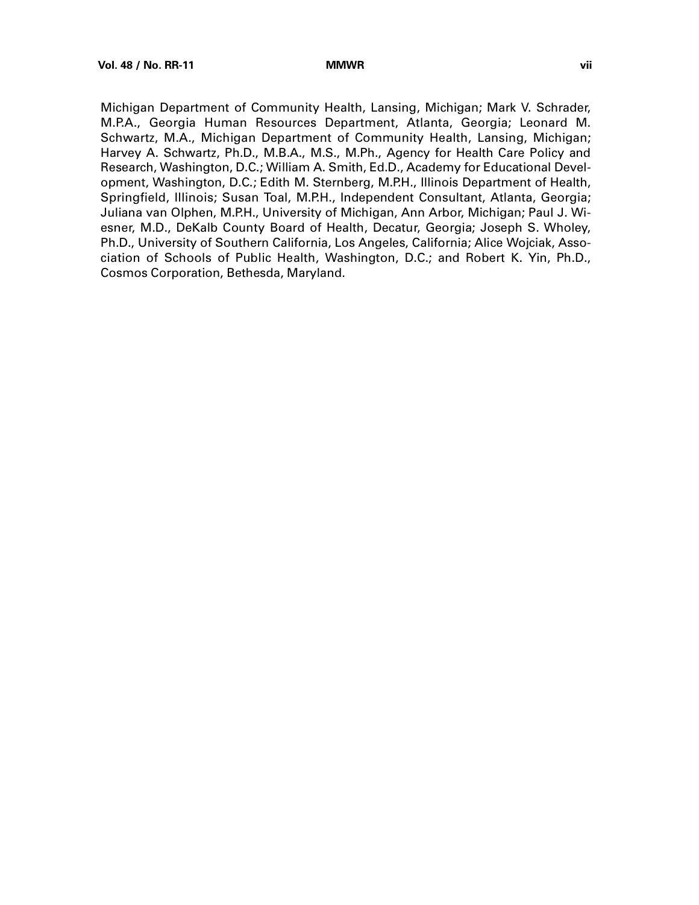Michigan Department of Community Health, Lansing, Michigan; Mark V. Schrader, M.P.A., Georgia Human Resources Department, Atlanta, Georgia; Leonard M. Schwartz, M.A., Michigan Department of Community Health, Lansing, Michigan; Harvey A. Schwartz, Ph.D., M.B.A., M.S., M.Ph., Agency for Health Care Policy and Research, Washington, D.C.; William A. Smith, Ed.D., Academy for Educational Development, Washington, D.C.; Edith M. Sternberg, M.P.H., Illinois Department of Health, Springfield, Illinois; Susan Toal, M.P.H., Independent Consultant, Atlanta, Georgia; Juliana van Olphen, M.P.H., University of Michigan, Ann Arbor, Michigan; Paul J. Wiesner, M.D., DeKalb County Board of Health, Decatur, Georgia; Joseph S. Wholey, Ph.D., University of Southern California, Los Angeles, California; Alice Wojciak, Association of Schools of Public Health, Washington, D.C.; and Robert K. Yin, Ph.D., Cosmos Corporation, Bethesda, Maryland.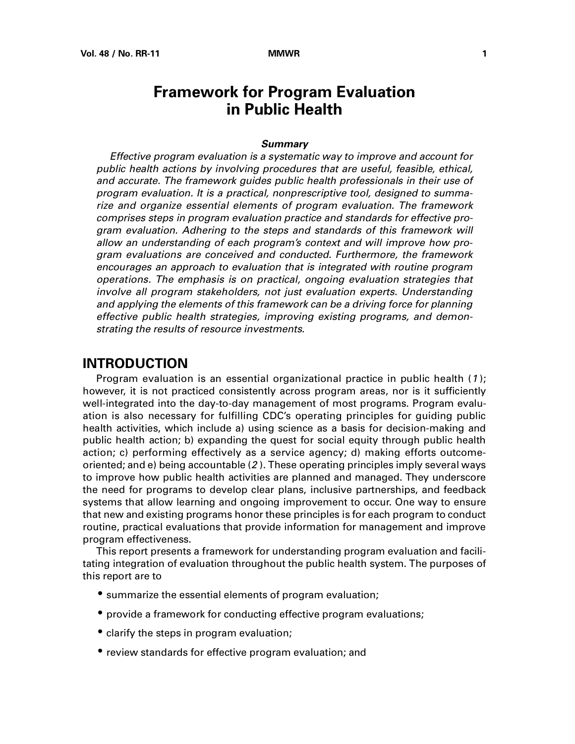# Framework for Program Evaluation in Public Health

***Summary***

*Effective program evaluation is a systematic way to improve and account for public health actions by involving procedures that are useful, feasible, ethical, and accurate. The framework guides public health professionals in their use of program evaluation. It is a practical, nonprescriptive tool, designed to summarize and organize essential elements of program evaluation. The framework comprises steps in program evaluation practice and standards for effective program evaluation. Adhering to the steps and standards of this framework will allow an understanding of each program's context and will improve how program evaluations are conceived and conducted. Furthermore, the framework encourages an approach to evaluation that is integrated with routine program operations. The emphasis is on practical, ongoing evaluation strategies that involve all program stakeholders, not just evaluation experts. Understanding and applying the elements of this framework can be a driving force for planning effective public health strategies, improving existing programs, and demonstrating the results of resource investments.*

## INTRODUCTION

Program evaluation is an essential organizational practice in public health (*1*); however, it is not practiced consistently across program areas, nor is it sufficiently well-integrated into the day-to-day management of most programs. Program evaluation is also necessary for fulfilling CDC's operating principles for guiding public health activities, which include a) using science as a basis for decision-making and public health action; b) expanding the quest for social equity through public health action; c) performing effectively as a service agency; d) making efforts outcome-oriented; and e) being accountable (*2*). These operating principles imply several ways to improve how public health activities are planned and managed. They underscore the need for programs to develop clear plans, inclusive partnerships, and feedback systems that allow learning and ongoing improvement to occur. One way to ensure that new and existing programs honor these principles is for each program to conduct routine, practical evaluations that provide information for management and improve program effectiveness.

This report presents a framework for understanding program evaluation and facilitating integration of evaluation throughout the public health system. The purposes of this report are to

- summarize the essential elements of program evaluation;
- provide a framework for conducting effective program evaluations;
- clarify the steps in program evaluation;
- review standards for effective program evaluation; and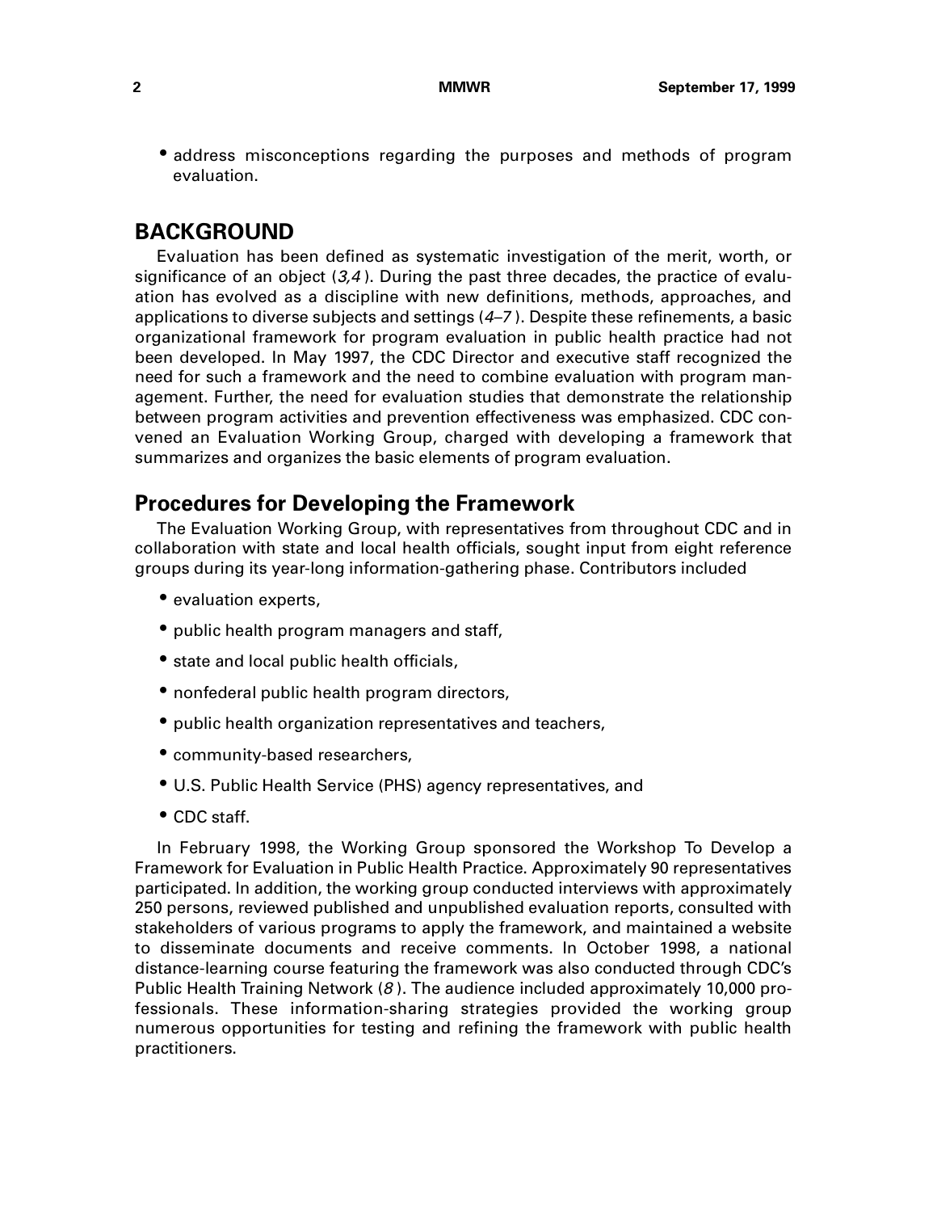- address misconceptions regarding the purposes and methods of program evaluation.

## BACKGROUND

Evaluation has been defined as systematic investigation of the merit, worth, or significance of an object (*3,4*). During the past three decades, the practice of evaluation has evolved as a discipline with new definitions, methods, approaches, and applications to diverse subjects and settings (*4–7*). Despite these refinements, a basic organizational framework for program evaluation in public health practice had not been developed. In May 1997, the CDC Director and executive staff recognized the need for such a framework and the need to combine evaluation with program management. Further, the need for evaluation studies that demonstrate the relationship between program activities and prevention effectiveness was emphasized. CDC convened an Evaluation Working Group, charged with developing a framework that summarizes and organizes the basic elements of program evaluation.

### Procedures for Developing the Framework

The Evaluation Working Group, with representatives from throughout CDC and in collaboration with state and local health officials, sought input from eight reference groups during its year-long information-gathering phase. Contributors included

- evaluation experts,
- public health program managers and staff,
- state and local public health officials,
- nonfederal public health program directors,
- public health organization representatives and teachers,
- community-based researchers,
- U.S. Public Health Service (PHS) agency representatives, and
- CDC staff.

In February 1998, the Working Group sponsored the Workshop To Develop a Framework for Evaluation in Public Health Practice. Approximately 90 representatives participated. In addition, the working group conducted interviews with approximately 250 persons, reviewed published and unpublished evaluation reports, consulted with stakeholders of various programs to apply the framework, and maintained a website to disseminate documents and receive comments. In October 1998, a national distance-learning course featuring the framework was also conducted through CDC's Public Health Training Network (*8*). The audience included approximately 10,000 professionals. These information-sharing strategies provided the working group numerous opportunities for testing and refining the framework with public health practitioners.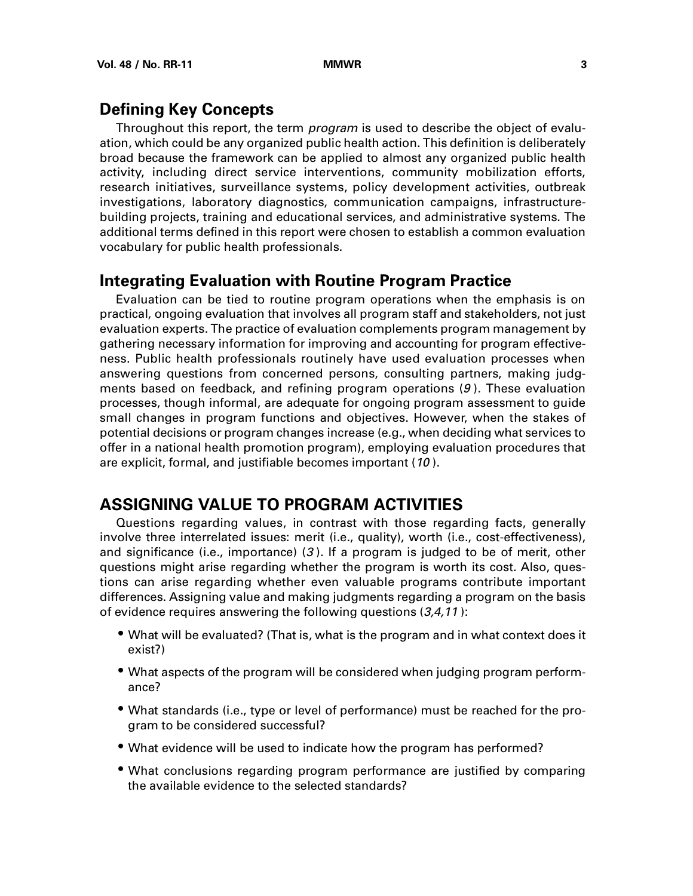## Defining Key Concepts

Throughout this report, the term *program* is used to describe the object of evaluation, which could be any organized public health action. This definition is deliberately broad because the framework can be applied to almost any organized public health activity, including direct service interventions, community mobilization efforts, research initiatives, surveillance systems, policy development activities, outbreak investigations, laboratory diagnostics, communication campaigns, infrastructure-building projects, training and educational services, and administrative systems. The additional terms defined in this report were chosen to establish a common evaluation vocabulary for public health professionals.

## Integrating Evaluation with Routine Program Practice

Evaluation can be tied to routine program operations when the emphasis is on practical, ongoing evaluation that involves all program staff and stakeholders, not just evaluation experts. The practice of evaluation complements program management by gathering necessary information for improving and accounting for program effectiveness. Public health professionals routinely have used evaluation processes when answering questions from concerned persons, consulting partners, making judgments based on feedback, and refining program operations (*9*). These evaluation processes, though informal, are adequate for ongoing program assessment to guide small changes in program functions and objectives. However, when the stakes of potential decisions or program changes increase (e.g., when deciding what services to offer in a national health promotion program), employing evaluation procedures that are explicit, formal, and justifiable becomes important (*10*).

# ASSIGNING VALUE TO PROGRAM ACTIVITIES

Questions regarding values, in contrast with those regarding facts, generally involve three interrelated issues: merit (i.e., quality), worth (i.e., cost-effectiveness), and significance (i.e., importance) (*3*). If a program is judged to be of merit, other questions might arise regarding whether the program is worth its cost. Also, questions can arise regarding whether even valuable programs contribute important differences. Assigning value and making judgments regarding a program on the basis of evidence requires answering the following questions (*3,4,11*):

- What will be evaluated? (That is, what is the program and in what context does it exist?)
- What aspects of the program will be considered when judging program performance?
- What standards (i.e., type or level of performance) must be reached for the program to be considered successful?
- What evidence will be used to indicate how the program has performed?
- What conclusions regarding program performance are justified by comparing the available evidence to the selected standards?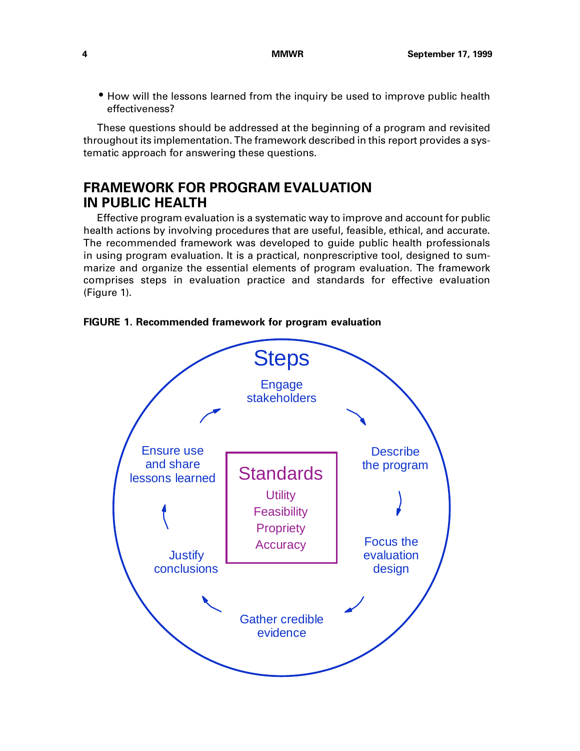- How will the lessons learned from the inquiry be used to improve public health effectiveness?

These questions should be addressed at the beginning of a program and revisited throughout its implementation. The framework described in this report provides a systematic approach for answering these questions.

## FRAMEWORK FOR PROGRAM EVALUATION IN PUBLIC HEALTH

Effective program evaluation is a systematic way to improve and account for public health actions by involving procedures that are useful, feasible, ethical, and accurate. The recommended framework was developed to guide public health professionals in using program evaluation. It is a practical, nonprescriptive tool, designed to summarize and organize the essential elements of program evaluation. The framework comprises steps in evaluation practice and standards for effective evaluation (Figure 1).

**FIGURE 1. Recommended framework for program evaluation**

Steps

Engage stakeholders

Describe the program

Focus the evaluation design

Gather credible evidence

Justify conclusions

Ensure use and share lessons learned

Standards

Utility

Feasibility

Propriety

Accuracy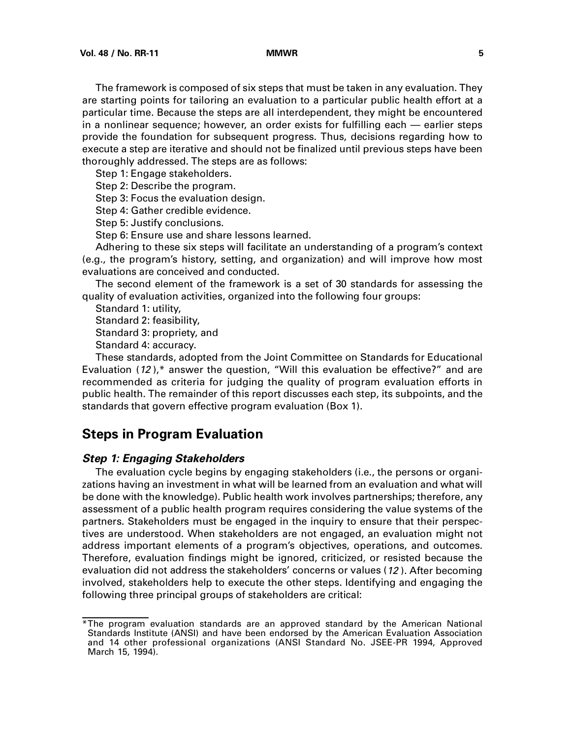The framework is composed of six steps that must be taken in any evaluation. They are starting points for tailoring an evaluation to a particular public health effort at a particular time. Because the steps are all interdependent, they might be encountered in a nonlinear sequence; however, an order exists for fulfilling each — earlier steps provide the foundation for subsequent progress. Thus, decisions regarding how to execute a step are iterative and should not be finalized until previous steps have been thoroughly addressed. The steps are as follows:

Step 1: Engage stakeholders.

Step 2: Describe the program.

Step 3: Focus the evaluation design.

Step 4: Gather credible evidence.

Step 5: Justify conclusions.

Step 6: Ensure use and share lessons learned.

Adhering to these six steps will facilitate an understanding of a program's context (e.g., the program's history, setting, and organization) and will improve how most evaluations are conceived and conducted.

The second element of the framework is a set of 30 standards for assessing the quality of evaluation activities, organized into the following four groups:

Standard 1: utility,

Standard 2: feasibility,

Standard 3: propriety, and

Standard 4: accuracy.

These standards, adopted from the Joint Committee on Standards for Educational Evaluation (*12*),* answer the question, "Will this evaluation be effective?" and are recommended as criteria for judging the quality of program evaluation efforts in public health. The remainder of this report discusses each step, its subpoints, and the standards that govern effective program evaluation (Box 1).

## Steps in Program Evaluation

### *Step 1: Engaging Stakeholders*

The evaluation cycle begins by engaging stakeholders (i.e., the persons or organizations having an investment in what will be learned from an evaluation and what will be done with the knowledge). Public health work involves partnerships; therefore, any assessment of a public health program requires considering the value systems of the partners. Stakeholders must be engaged in the inquiry to ensure that their perspectives are understood. When stakeholders are not engaged, an evaluation might not address important elements of a program's objectives, operations, and outcomes. Therefore, evaluation findings might be ignored, criticized, or resisted because the evaluation did not address the stakeholders' concerns or values (*12*). After becoming involved, stakeholders help to execute the other steps. Identifying and engaging the following three principal groups of stakeholders are critical:

---

*The program evaluation standards are an approved standard by the American National Standards Institute (ANSI) and have been endorsed by the American Evaluation Association and 14 other professional organizations (ANSI Standard No. JSEE-PR 1994, Approved March 15, 1994).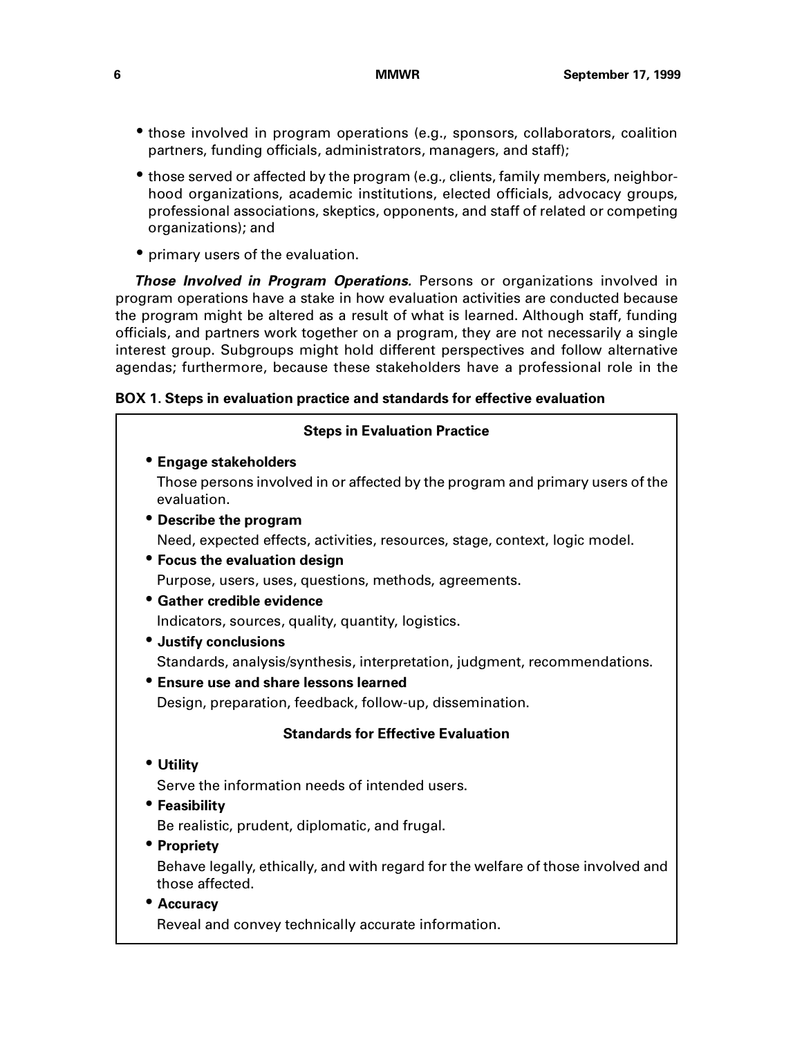- those involved in program operations (e.g., sponsors, collaborators, coalition partners, funding officials, administrators, managers, and staff);
- those served or affected by the program (e.g., clients, family members, neighborhood organizations, academic institutions, elected officials, advocacy groups, professional associations, skeptics, opponents, and staff of related or competing organizations); and
- primary users of the evaluation.

***Those Involved in Program Operations.*** Persons or organizations involved in program operations have a stake in how evaluation activities are conducted because the program might be altered as a result of what is learned. Although staff, funding officials, and partners work together on a program, they are not necessarily a single interest group. Subgroups might hold different perspectives and follow alternative agendas; furthermore, because these stakeholders have a professional role in the

**BOX 1. Steps in evaluation practice and standards for effective evaluation**

**Steps in Evaluation Practice**

- **Engage stakeholders**
  Those persons involved in or affected by the program and primary users of the evaluation.
- **Describe the program**
  Need, expected effects, activities, resources, stage, context, logic model.
- **Focus the evaluation design**
  Purpose, users, uses, questions, methods, agreements.
- **Gather credible evidence**
  Indicators, sources, quality, quantity, logistics.
- **Justify conclusions**
  Standards, analysis/synthesis, interpretation, judgment, recommendations.
- **Ensure use and share lessons learned**
  Design, preparation, feedback, follow-up, dissemination.

**Standards for Effective Evaluation**

- **Utility**
  Serve the information needs of intended users.
- **Feasibility**
  Be realistic, prudent, diplomatic, and frugal.
- **Propriety**
  Behave legally, ethically, and with regard for the welfare of those involved and those affected.
- **Accuracy**
  Reveal and convey technically accurate information.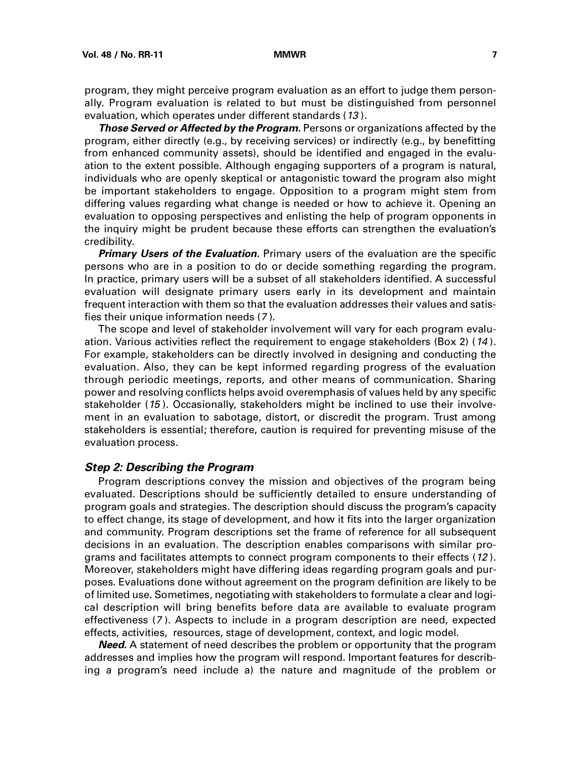program, they might perceive program evaluation as an effort to judge them personally. Program evaluation is related to but must be distinguished from personnel evaluation, which operates under different standards (*13*).

***Those Served or Affected by the Program.*** Persons or organizations affected by the program, either directly (e.g., by receiving services) or indirectly (e.g., by benefitting from enhanced community assets), should be identified and engaged in the evaluation to the extent possible. Although engaging supporters of a program is natural, individuals who are openly skeptical or antagonistic toward the program also might be important stakeholders to engage. Opposition to a program might stem from differing values regarding what change is needed or how to achieve it. Opening an evaluation to opposing perspectives and enlisting the help of program opponents in the inquiry might be prudent because these efforts can strengthen the evaluation's credibility.

***Primary Users of the Evaluation.*** Primary users of the evaluation are the specific persons who are in a position to do or decide something regarding the program. In practice, primary users will be a subset of all stakeholders identified. A successful evaluation will designate primary users early in its development and maintain frequent interaction with them so that the evaluation addresses their values and satisfies their unique information needs (*7*).

The scope and level of stakeholder involvement will vary for each program evaluation. Various activities reflect the requirement to engage stakeholders (Box 2) (*14*). For example, stakeholders can be directly involved in designing and conducting the evaluation. Also, they can be kept informed regarding progress of the evaluation through periodic meetings, reports, and other means of communication. Sharing power and resolving conflicts helps avoid overemphasis of values held by any specific stakeholder (*15*). Occasionally, stakeholders might be inclined to use their involvement in an evaluation to sabotage, distort, or discredit the program. Trust among stakeholders is essential; therefore, caution is required for preventing misuse of the evaluation process.

### *Step 2: Describing the Program*

Program descriptions convey the mission and objectives of the program being evaluated. Descriptions should be sufficiently detailed to ensure understanding of program goals and strategies. The description should discuss the program's capacity to effect change, its stage of development, and how it fits into the larger organization and community. Program descriptions set the frame of reference for all subsequent decisions in an evaluation. The description enables comparisons with similar programs and facilitates attempts to connect program components to their effects (*12*). Moreover, stakeholders might have differing ideas regarding program goals and purposes. Evaluations done without agreement on the program definition are likely to be of limited use. Sometimes, negotiating with stakeholders to formulate a clear and logical description will bring benefits before data are available to evaluate program effectiveness (*7*). Aspects to include in a program description are need, expected effects, activities, resources, stage of development, context, and logic model.

***Need.*** A statement of need describes the problem or opportunity that the program addresses and implies how the program will respond. Important features for describing a program's need include a) the nature and magnitude of the problem or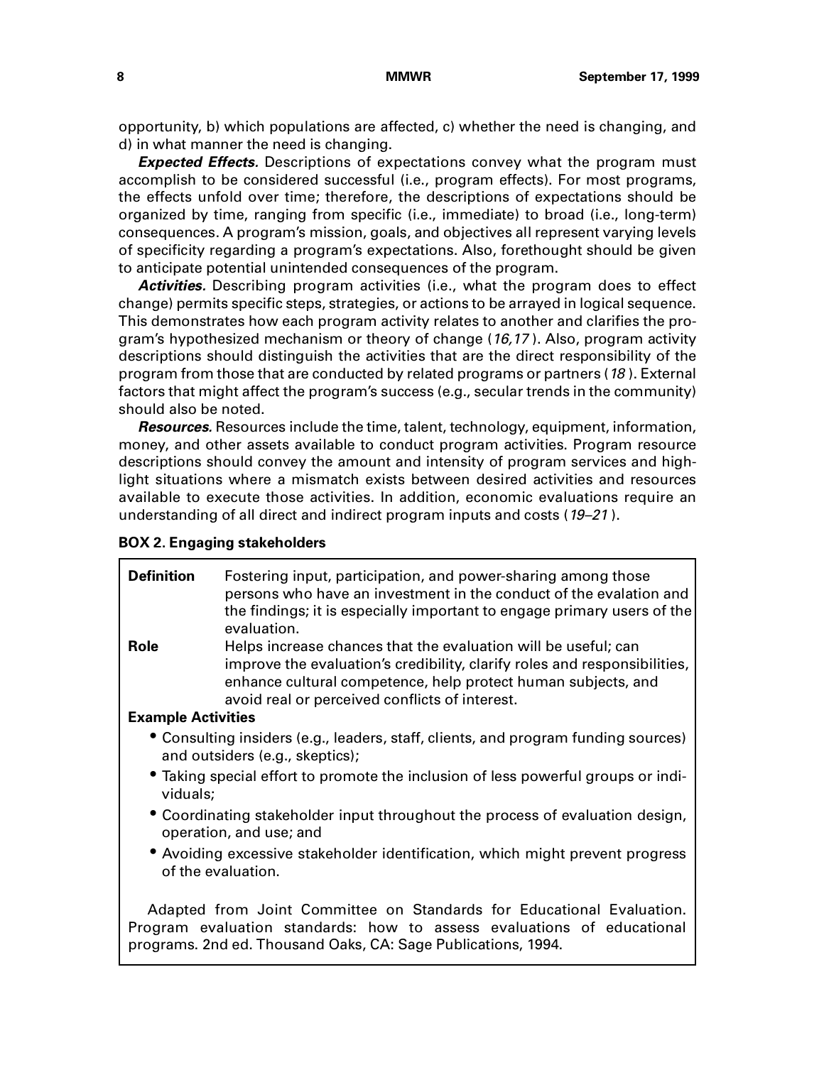opportunity, b) which populations are affected, c) whether the need is changing, and d) in what manner the need is changing.

***Expected Effects.*** Descriptions of expectations convey what the program must accomplish to be considered successful (i.e., program effects). For most programs, the effects unfold over time; therefore, the descriptions of expectations should be organized by time, ranging from specific (i.e., immediate) to broad (i.e., long-term) consequences. A program's mission, goals, and objectives all represent varying levels of specificity regarding a program's expectations. Also, forethought should be given to anticipate potential unintended consequences of the program.

***Activities.*** Describing program activities (i.e., what the program does to effect change) permits specific steps, strategies, or actions to be arrayed in logical sequence. This demonstrates how each program activity relates to another and clarifies the program's hypothesized mechanism or theory of change (*16,17*). Also, program activity descriptions should distinguish the activities that are the direct responsibility of the program from those that are conducted by related programs or partners (*18*). External factors that might affect the program's success (e.g., secular trends in the community) should also be noted.

***Resources.*** Resources include the time, talent, technology, equipment, information, money, and other assets available to conduct program activities. Program resource descriptions should convey the amount and intensity of program services and highlight situations where a mismatch exists between desired activities and resources available to execute those activities. In addition, economic evaluations require an understanding of all direct and indirect program inputs and costs (*19–21*).

**BOX 2. Engaging stakeholders**

**Definition** — Fostering input, participation, and power-sharing among those persons who have an investment in the conduct of the evalation and the findings; it is especially important to engage primary users of the evaluation.

**Role** — Helps increase chances that the evaluation will be useful; can improve the evaluation's credibility, clarify roles and responsibilities, enhance cultural competence, help protect human subjects, and avoid real or perceived conflicts of interest.

**Example Activities**

- Consulting insiders (e.g., leaders, staff, clients, and program funding sources) and outsiders (e.g., skeptics);
- Taking special effort to promote the inclusion of less powerful groups or individuals;
- Coordinating stakeholder input throughout the process of evaluation design, operation, and use; and
- Avoiding excessive stakeholder identification, which might prevent progress of the evaluation.

Adapted from Joint Committee on Standards for Educational Evaluation. Program evaluation standards: how to assess evaluations of educational programs. 2nd ed. Thousand Oaks, CA: Sage Publications, 1994.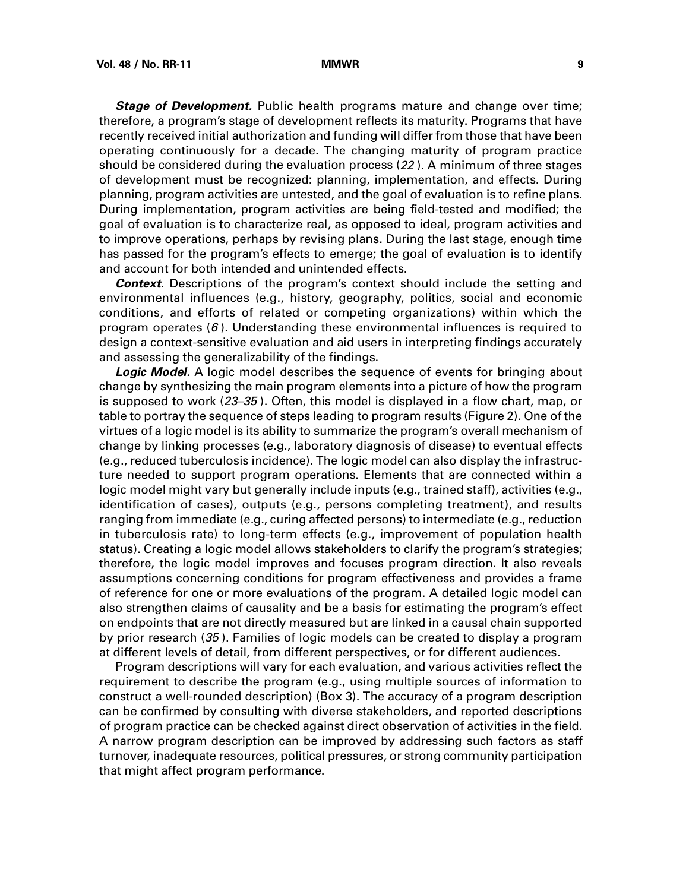***Stage of Development.*** Public health programs mature and change over time; therefore, a program's stage of development reflects its maturity. Programs that have recently received initial authorization and funding will differ from those that have been operating continuously for a decade. The changing maturity of program practice should be considered during the evaluation process (*22*). A minimum of three stages of development must be recognized: planning, implementation, and effects. During planning, program activities are untested, and the goal of evaluation is to refine plans. During implementation, program activities are being field-tested and modified; the goal of evaluation is to characterize real, as opposed to ideal, program activities and to improve operations, perhaps by revising plans. During the last stage, enough time has passed for the program's effects to emerge; the goal of evaluation is to identify and account for both intended and unintended effects.

***Context.*** Descriptions of the program's context should include the setting and environmental influences (e.g., history, geography, politics, social and economic conditions, and efforts of related or competing organizations) within which the program operates (*6*). Understanding these environmental influences is required to design a context-sensitive evaluation and aid users in interpreting findings accurately and assessing the generalizability of the findings.

***Logic Model.*** A logic model describes the sequence of events for bringing about change by synthesizing the main program elements into a picture of how the program is supposed to work (*23–35*). Often, this model is displayed in a flow chart, map, or table to portray the sequence of steps leading to program results (Figure 2). One of the virtues of a logic model is its ability to summarize the program's overall mechanism of change by linking processes (e.g., laboratory diagnosis of disease) to eventual effects (e.g., reduced tuberculosis incidence). The logic model can also display the infrastructure needed to support program operations. Elements that are connected within a logic model might vary but generally include inputs (e.g., trained staff), activities (e.g., identification of cases), outputs (e.g., persons completing treatment), and results ranging from immediate (e.g., curing affected persons) to intermediate (e.g., reduction in tuberculosis rate) to long-term effects (e.g., improvement of population health status). Creating a logic model allows stakeholders to clarify the program's strategies; therefore, the logic model improves and focuses program direction. It also reveals assumptions concerning conditions for program effectiveness and provides a frame of reference for one or more evaluations of the program. A detailed logic model can also strengthen claims of causality and be a basis for estimating the program's effect on endpoints that are not directly measured but are linked in a causal chain supported by prior research (*35*). Families of logic models can be created to display a program at different levels of detail, from different perspectives, or for different audiences.

Program descriptions will vary for each evaluation, and various activities reflect the requirement to describe the program (e.g., using multiple sources of information to construct a well-rounded description) (Box 3). The accuracy of a program description can be confirmed by consulting with diverse stakeholders, and reported descriptions of program practice can be checked against direct observation of activities in the field. A narrow program description can be improved by addressing such factors as staff turnover, inadequate resources, political pressures, or strong community participation that might affect program performance.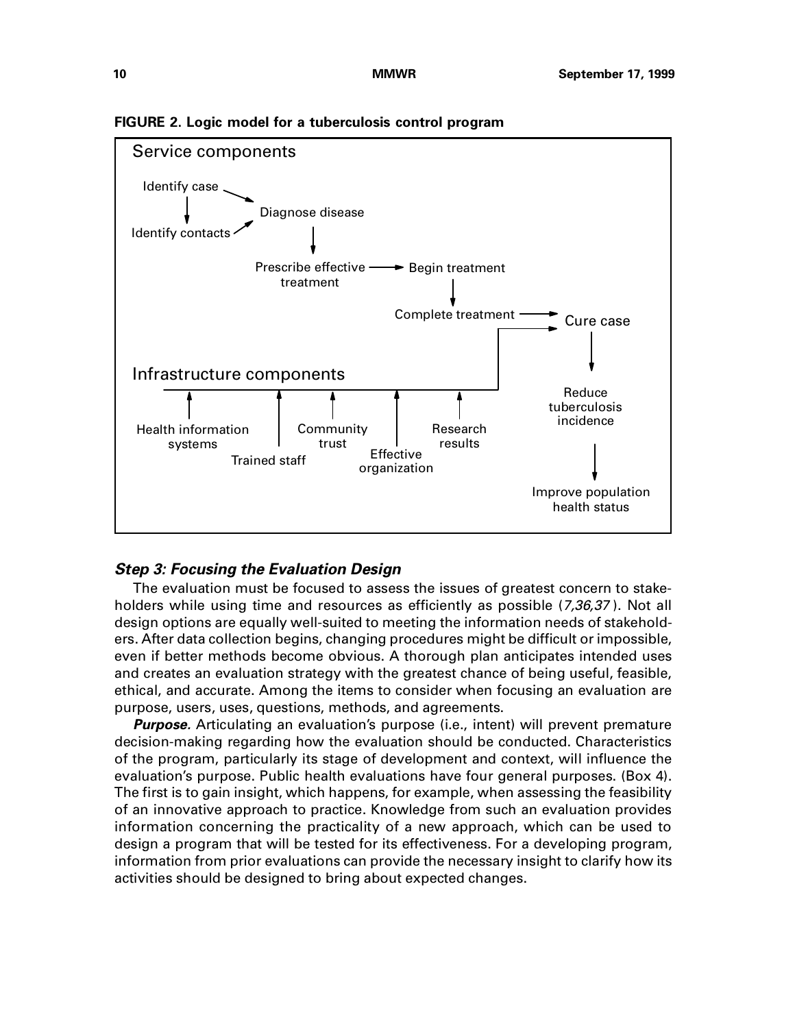**FIGURE 2. Logic model for a tuberculosis control program**

Service components

Identify case → Diagnose disease
Identify case → Identify contacts
Identify contacts → Diagnose disease
Diagnose disease → Prescribe effective treatment
Prescribe effective treatment → Begin treatment
Begin treatment → Complete treatment
Complete treatment → Cure case

Infrastructure components

Health information systems; Trained staff; Community trust; Effective organization; Research results → Infrastructure components → Cure case

Cure case → Reduce tuberculosis incidence → Improve population health status

### *Step 3: Focusing the Evaluation Design*

The evaluation must be focused to assess the issues of greatest concern to stakeholders while using time and resources as efficiently as possible (*7,36,37*). Not all design options are equally well-suited to meeting the information needs of stakeholders. After data collection begins, changing procedures might be difficult or impossible, even if better methods become obvious. A thorough plan anticipates intended uses and creates an evaluation strategy with the greatest chance of being useful, feasible, ethical, and accurate. Among the items to consider when focusing an evaluation are purpose, users, uses, questions, methods, and agreements.

***Purpose.*** Articulating an evaluation's purpose (i.e., intent) will prevent premature decision-making regarding how the evaluation should be conducted. Characteristics of the program, particularly its stage of development and context, will influence the evaluation's purpose. Public health evaluations have four general purposes. (Box 4). The first is to gain insight, which happens, for example, when assessing the feasibility of an innovative approach to practice. Knowledge from such an evaluation provides information concerning the practicality of a new approach, which can be used to design a program that will be tested for its effectiveness. For a developing program, information from prior evaluations can provide the necessary insight to clarify how its activities should be designed to bring about expected changes.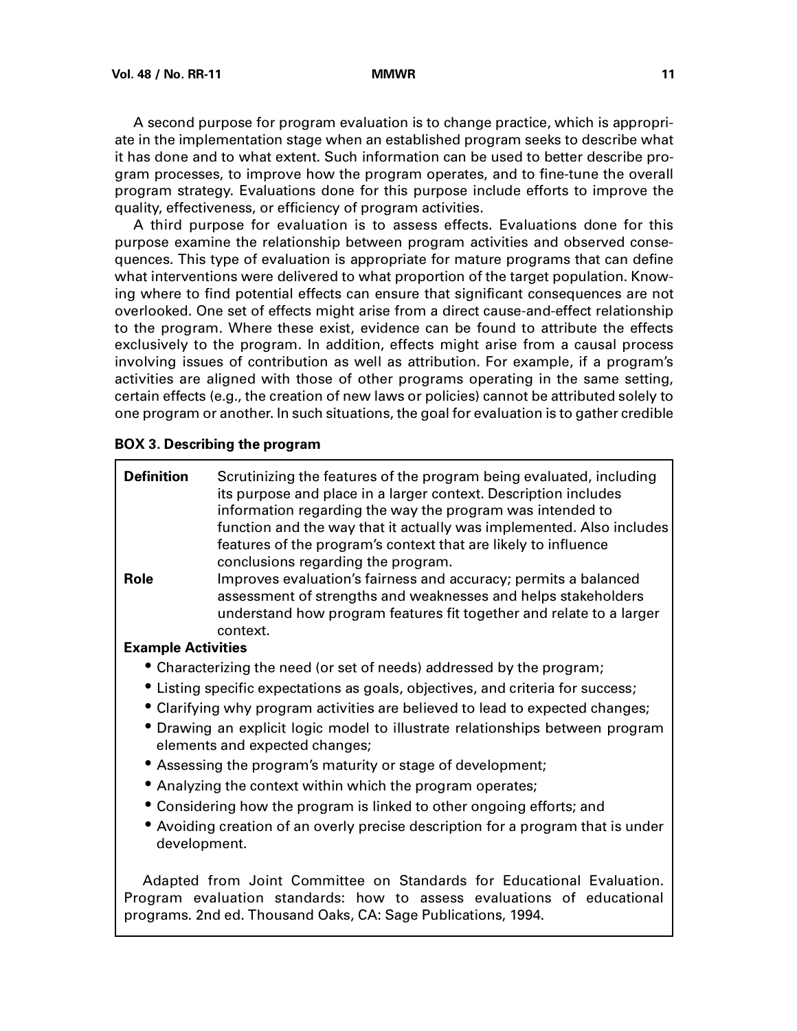A second purpose for program evaluation is to change practice, which is appropriate in the implementation stage when an established program seeks to describe what it has done and to what extent. Such information can be used to better describe program processes, to improve how the program operates, and to fine-tune the overall program strategy. Evaluations done for this purpose include efforts to improve the quality, effectiveness, or efficiency of program activities.

A third purpose for evaluation is to assess effects. Evaluations done for this purpose examine the relationship between program activities and observed consequences. This type of evaluation is appropriate for mature programs that can define what interventions were delivered to what proportion of the target population. Knowing where to find potential effects can ensure that significant consequences are not overlooked. One set of effects might arise from a direct cause-and-effect relationship to the program. Where these exist, evidence can be found to attribute the effects exclusively to the program. In addition, effects might arise from a causal process involving issues of contribution as well as attribution. For example, if a program's activities are aligned with those of other programs operating in the same setting, certain effects (e.g., the creation of new laws or policies) cannot be attributed solely to one program or another. In such situations, the goal for evaluation is to gather credible

**BOX 3. Describing the program**

**Definition** Scrutinizing the features of the program being evaluated, including its purpose and place in a larger context. Description includes information regarding the way the program was intended to function and the way that it actually was implemented. Also includes features of the program's context that are likely to influence conclusions regarding the program.

**Role** Improves evaluation's fairness and accuracy; permits a balanced assessment of strengths and weaknesses and helps stakeholders understand how program features fit together and relate to a larger context.

**Example Activities**

- Characterizing the need (or set of needs) addressed by the program;
- Listing specific expectations as goals, objectives, and criteria for success;
- Clarifying why program activities are believed to lead to expected changes;
- Drawing an explicit logic model to illustrate relationships between program elements and expected changes;
- Assessing the program's maturity or stage of development;
- Analyzing the context within which the program operates;
- Considering how the program is linked to other ongoing efforts; and
- Avoiding creation of an overly precise description for a program that is under development.

Adapted from Joint Committee on Standards for Educational Evaluation. Program evaluation standards: how to assess evaluations of educational programs. 2nd ed. Thousand Oaks, CA: Sage Publications, 1994.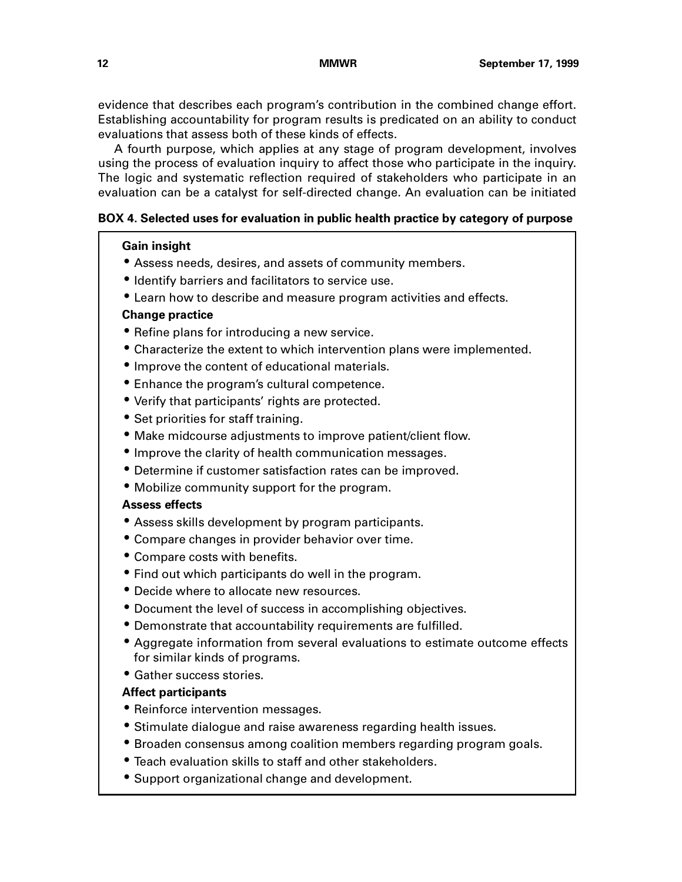evidence that describes each program's contribution in the combined change effort. Establishing accountability for program results is predicated on an ability to conduct evaluations that assess both of these kinds of effects.

A fourth purpose, which applies at any stage of program development, involves using the process of evaluation inquiry to affect those who participate in the inquiry. The logic and systematic reflection required of stakeholders who participate in an evaluation can be a catalyst for self-directed change. An evaluation can be initiated

**BOX 4. Selected uses for evaluation in public health practice by category of purpose**

**Gain insight**

- Assess needs, desires, and assets of community members.
- Identify barriers and facilitators to service use.
- Learn how to describe and measure program activities and effects.

**Change practice**

- Refine plans for introducing a new service.
- Characterize the extent to which intervention plans were implemented.
- Improve the content of educational materials.
- Enhance the program's cultural competence.
- Verify that participants' rights are protected.
- Set priorities for staff training.
- Make midcourse adjustments to improve patient/client flow.
- Improve the clarity of health communication messages.
- Determine if customer satisfaction rates can be improved.
- Mobilize community support for the program.

**Assess effects**

- Assess skills development by program participants.
- Compare changes in provider behavior over time.
- Compare costs with benefits.
- Find out which participants do well in the program.
- Decide where to allocate new resources.
- Document the level of success in accomplishing objectives.
- Demonstrate that accountability requirements are fulfilled.
- Aggregate information from several evaluations to estimate outcome effects for similar kinds of programs.
- Gather success stories.

**Affect participants**

- Reinforce intervention messages.
- Stimulate dialogue and raise awareness regarding health issues.
- Broaden consensus among coalition members regarding program goals.
- Teach evaluation skills to staff and other stakeholders.
- Support organizational change and development.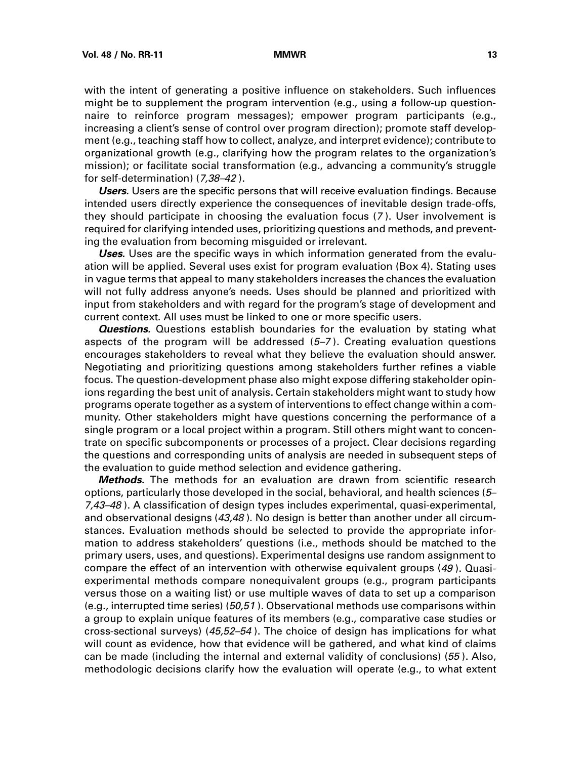with the intent of generating a positive influence on stakeholders. Such influences might be to supplement the program intervention (e.g., using a follow-up questionnaire to reinforce program messages); empower program participants (e.g., increasing a client's sense of control over program direction); promote staff development (e.g., teaching staff how to collect, analyze, and interpret evidence); contribute to organizational growth (e.g., clarifying how the program relates to the organization's mission); or facilitate social transformation (e.g., advancing a community's struggle for self-determination) (*7,38–42*).

***Users.*** Users are the specific persons that will receive evaluation findings. Because intended users directly experience the consequences of inevitable design trade-offs, they should participate in choosing the evaluation focus (*7*). User involvement is required for clarifying intended uses, prioritizing questions and methods, and preventing the evaluation from becoming misguided or irrelevant.

***Uses.*** Uses are the specific ways in which information generated from the evaluation will be applied. Several uses exist for program evaluation (Box 4). Stating uses in vague terms that appeal to many stakeholders increases the chances the evaluation will not fully address anyone's needs. Uses should be planned and prioritized with input from stakeholders and with regard for the program's stage of development and current context. All uses must be linked to one or more specific users.

***Questions.*** Questions establish boundaries for the evaluation by stating what aspects of the program will be addressed (*5–7*). Creating evaluation questions encourages stakeholders to reveal what they believe the evaluation should answer. Negotiating and prioritizing questions among stakeholders further refines a viable focus. The question-development phase also might expose differing stakeholder opinions regarding the best unit of analysis. Certain stakeholders might want to study how programs operate together as a system of interventions to effect change within a community. Other stakeholders might have questions concerning the performance of a single program or a local project within a program. Still others might want to concentrate on specific subcomponents or processes of a project. Clear decisions regarding the questions and corresponding units of analysis are needed in subsequent steps of the evaluation to guide method selection and evidence gathering.

***Methods.*** The methods for an evaluation are drawn from scientific research options, particularly those developed in the social, behavioral, and health sciences (*5–7,43–48*). A classification of design types includes experimental, quasi-experimental, and observational designs (*43,48*). No design is better than another under all circumstances. Evaluation methods should be selected to provide the appropriate information to address stakeholders' questions (i.e., methods should be matched to the primary users, uses, and questions). Experimental designs use random assignment to compare the effect of an intervention with otherwise equivalent groups (*49*). Quasi-experimental methods compare nonequivalent groups (e.g., program participants versus those on a waiting list) or use multiple waves of data to set up a comparison (e.g., interrupted time series) (*50,51*). Observational methods use comparisons within a group to explain unique features of its members (e.g., comparative case studies or cross-sectional surveys) (*45,52–54*). The choice of design has implications for what will count as evidence, how that evidence will be gathered, and what kind of claims can be made (including the internal and external validity of conclusions) (*55*). Also, methodologic decisions clarify how the evaluation will operate (e.g., to what extent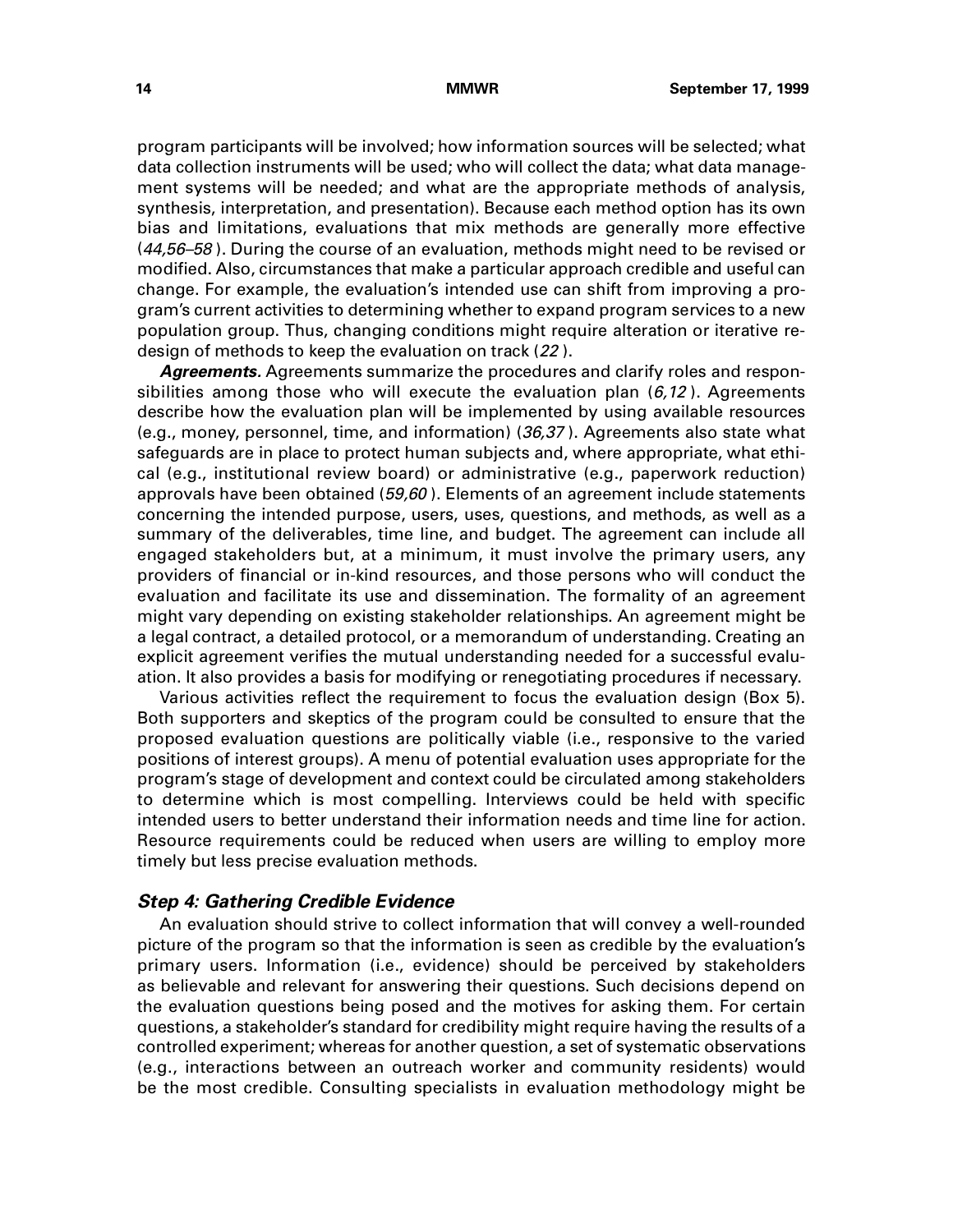program participants will be involved; how information sources will be selected; what data collection instruments will be used; who will collect the data; what data management systems will be needed; and what are the appropriate methods of analysis, synthesis, interpretation, and presentation). Because each method option has its own bias and limitations, evaluations that mix methods are generally more effective (*44,56–58*). During the course of an evaluation, methods might need to be revised or modified. Also, circumstances that make a particular approach credible and useful can change. For example, the evaluation's intended use can shift from improving a program's current activities to determining whether to expand program services to a new population group. Thus, changing conditions might require alteration or iterative redesign of methods to keep the evaluation on track (*22*).

***Agreements.*** Agreements summarize the procedures and clarify roles and responsibilities among those who will execute the evaluation plan (*6,12*). Agreements describe how the evaluation plan will be implemented by using available resources (e.g., money, personnel, time, and information) (*36,37*). Agreements also state what safeguards are in place to protect human subjects and, where appropriate, what ethical (e.g., institutional review board) or administrative (e.g., paperwork reduction) approvals have been obtained (*59,60*). Elements of an agreement include statements concerning the intended purpose, users, uses, questions, and methods, as well as a summary of the deliverables, time line, and budget. The agreement can include all engaged stakeholders but, at a minimum, it must involve the primary users, any providers of financial or in-kind resources, and those persons who will conduct the evaluation and facilitate its use and dissemination. The formality of an agreement might vary depending on existing stakeholder relationships. An agreement might be a legal contract, a detailed protocol, or a memorandum of understanding. Creating an explicit agreement verifies the mutual understanding needed for a successful evaluation. It also provides a basis for modifying or renegotiating procedures if necessary.

Various activities reflect the requirement to focus the evaluation design (Box 5). Both supporters and skeptics of the program could be consulted to ensure that the proposed evaluation questions are politically viable (i.e., responsive to the varied positions of interest groups). A menu of potential evaluation uses appropriate for the program's stage of development and context could be circulated among stakeholders to determine which is most compelling. Interviews could be held with specific intended users to better understand their information needs and time line for action. Resource requirements could be reduced when users are willing to employ more timely but less precise evaluation methods.

### *Step 4: Gathering Credible Evidence*

An evaluation should strive to collect information that will convey a well-rounded picture of the program so that the information is seen as credible by the evaluation's primary users. Information (i.e., evidence) should be perceived by stakeholders as believable and relevant for answering their questions. Such decisions depend on the evaluation questions being posed and the motives for asking them. For certain questions, a stakeholder's standard for credibility might require having the results of a controlled experiment; whereas for another question, a set of systematic observations (e.g., interactions between an outreach worker and community residents) would be the most credible. Consulting specialists in evaluation methodology might be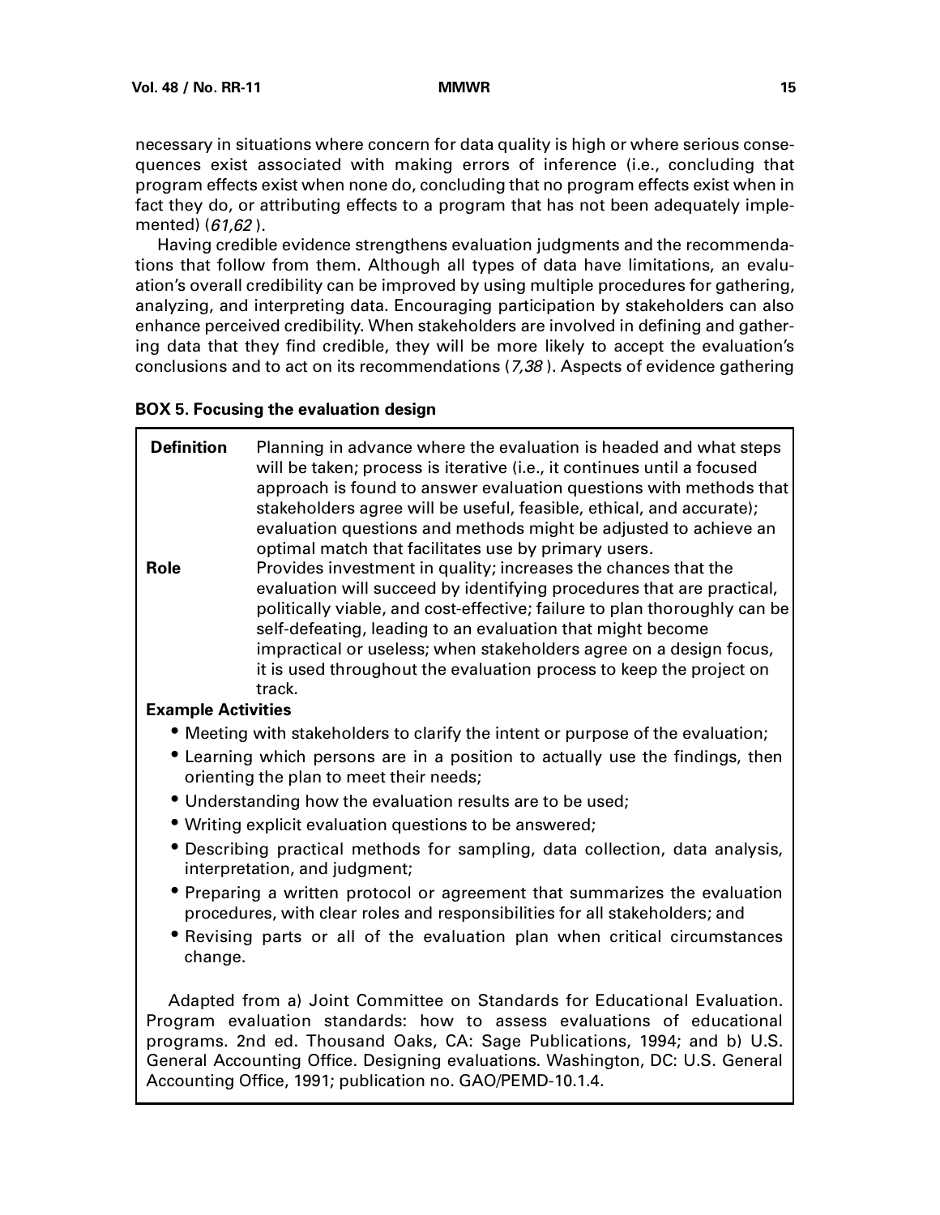necessary in situations where concern for data quality is high or where serious consequences exist associated with making errors of inference (i.e., concluding that program effects exist when none do, concluding that no program effects exist when in fact they do, or attributing effects to a program that has not been adequately implemented) (*61,62* ).

Having credible evidence strengthens evaluation judgments and the recommendations that follow from them. Although all types of data have limitations, an evaluation's overall credibility can be improved by using multiple procedures for gathering, analyzing, and interpreting data. Encouraging participation by stakeholders can also enhance perceived credibility. When stakeholders are involved in defining and gathering data that they find credible, they will be more likely to accept the evaluation's conclusions and to act on its recommendations (*7,38* ). Aspects of evidence gathering

**BOX 5. Focusing the evaluation design**

**Definition** Planning in advance where the evaluation is headed and what steps will be taken; process is iterative (i.e., it continues until a focused approach is found to answer evaluation questions with methods that stakeholders agree will be useful, feasible, ethical, and accurate); evaluation questions and methods might be adjusted to achieve an optimal match that facilitates use by primary users.

**Role** Provides investment in quality; increases the chances that the evaluation will succeed by identifying procedures that are practical, politically viable, and cost-effective; failure to plan thoroughly can be self-defeating, leading to an evaluation that might become impractical or useless; when stakeholders agree on a design focus, it is used throughout the evaluation process to keep the project on track.

**Example Activities**

- Meeting with stakeholders to clarify the intent or purpose of the evaluation;
- Learning which persons are in a position to actually use the findings, then orienting the plan to meet their needs;
- Understanding how the evaluation results are to be used;
- Writing explicit evaluation questions to be answered;
- Describing practical methods for sampling, data collection, data analysis, interpretation, and judgment;
- Preparing a written protocol or agreement that summarizes the evaluation procedures, with clear roles and responsibilities for all stakeholders; and
- Revising parts or all of the evaluation plan when critical circumstances change.

Adapted from a) Joint Committee on Standards for Educational Evaluation. Program evaluation standards: how to assess evaluations of educational programs. 2nd ed. Thousand Oaks, CA: Sage Publications, 1994; and b) U.S. General Accounting Office. Designing evaluations. Washington, DC: U.S. General Accounting Office, 1991; publication no. GAO/PEMD-10.1.4.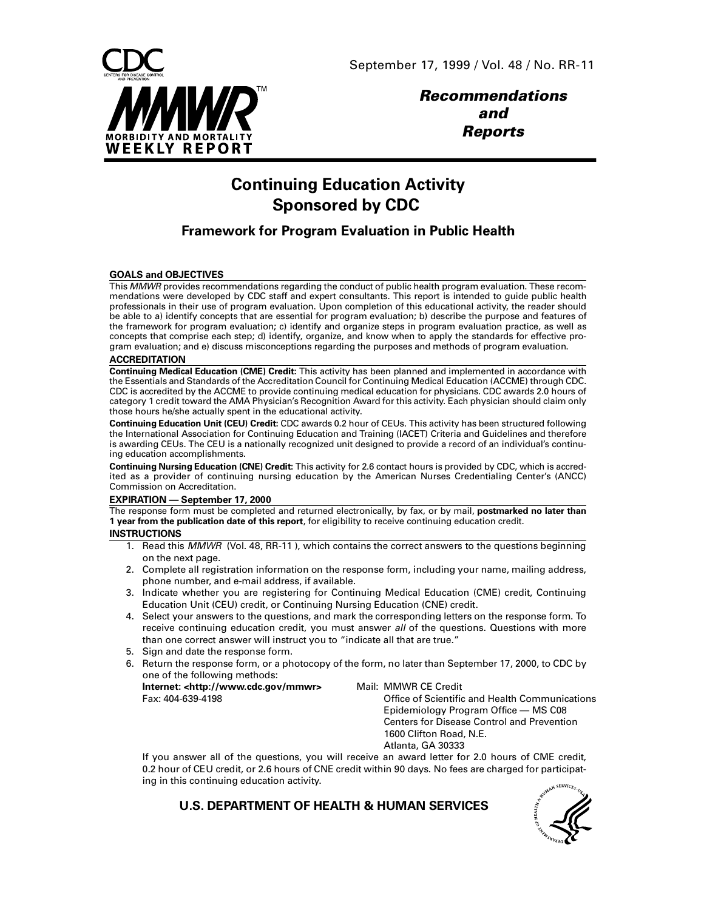September 17, 1999 / Vol. 48 / No. RR-11

*Recommendations and Reports*

# Continuing Education Activity Sponsored by CDC

## Framework for Program Evaluation in Public Health

**GOALS and OBJECTIVES**

This *MMWR* provides recommendations regarding the conduct of public health program evaluation. These recommendations were developed by CDC staff and expert consultants. This report is intended to guide public health professionals in their use of program evaluation. Upon completion of this educational activity, the reader should be able to a) identify concepts that are essential for program evaluation; b) describe the purpose and features of the framework for program evaluation; c) identify and organize steps in program evaluation practice, as well as concepts that comprise each step; d) identify, organize, and know when to apply the standards for effective program evaluation; and e) discuss misconceptions regarding the purposes and methods of program evaluation.

**ACCREDITATION**

**Continuing Medical Education (CME) Credit:** This activity has been planned and implemented in accordance with the Essentials and Standards of the Accreditation Council for Continuing Medical Education (ACCME) through CDC. CDC is accredited by the ACCME to provide continuing medical education for physicians. CDC awards 2.0 hours of category 1 credit toward the AMA Physician's Recognition Award for this activity. Each physician should claim only those hours he/she actually spent in the educational activity.

**Continuing Education Unit (CEU) Credit:** CDC awards 0.2 hour of CEUs. This activity has been structured following the International Association for Continuing Education and Training (IACET) Criteria and Guidelines and therefore is awarding CEUs. The CEU is a nationally recognized unit designed to provide a record of an individual's continuing education accomplishments.

**Continuing Nursing Education (CNE) Credit:** This activity for 2.6 contact hours is provided by CDC, which is accredited as a provider of continuing nursing education by the American Nurses Credentialing Center's (ANCC) Commission on Accreditation.

**EXPIRATION — September 17, 2000**

The response form must be completed and returned electronically, by fax, or by mail, **postmarked no later than 1 year from the publication date of this report**, for eligibility to receive continuing education credit.

**INSTRUCTIONS**

1. Read this *MMWR* (Vol. 48, RR-11 ), which contains the correct answers to the questions beginning on the next page.
2. Complete all registration information on the response form, including your name, mailing address, phone number, and e-mail address, if available.
3. Indicate whether you are registering for Continuing Medical Education (CME) credit, Continuing Education Unit (CEU) credit, or Continuing Nursing Education (CNE) credit.
4. Select your answers to the questions, and mark the corresponding letters on the response form. To receive continuing education credit, you must answer *all* of the questions. Questions with more than one correct answer will instruct you to "indicate all that are true."
5. Sign and date the response form.
6. Return the response form, or a photocopy of the form, no later than September 17, 2000, to CDC by one of the following methods:

   **Internet: <http://www.cdc.gov/mmwr>**
   Fax: 404-639-4198

   Mail: MMWR CE Credit
   Office of Scientific and Health Communications
   Epidemiology Program Office — MS C08
   Centers for Disease Control and Prevention
   1600 Clifton Road, N.E.
   Atlanta, GA 30333

   If you answer all of the questions, you will receive an award letter for 2.0 hours of CME credit, 0.2 hour of CEU credit, or 2.6 hours of CNE credit within 90 days. No fees are charged for participating in this continuing education activity.

**U.S. DEPARTMENT OF HEALTH & HUMAN SERVICES**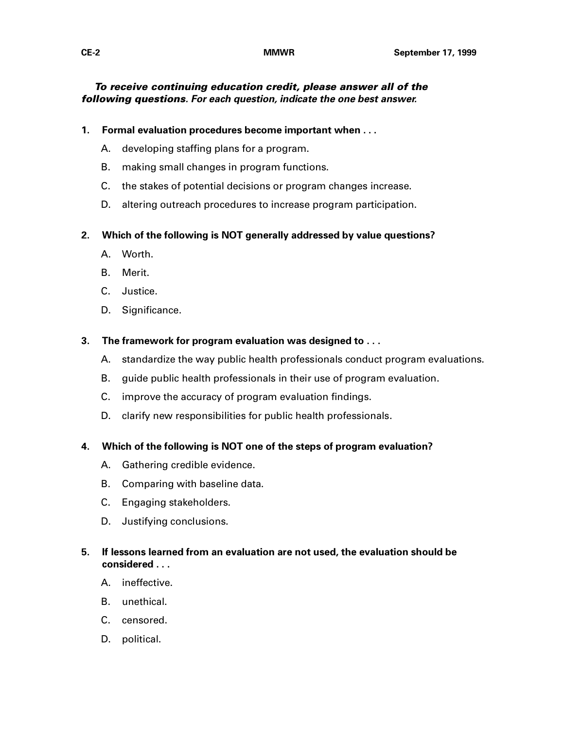***To receive continuing education credit, please answer all of the following questions. For each question, indicate the one best answer.***

**1. Formal evaluation procedures become important when . . .**

A. developing staffing plans for a program.
B. making small changes in program functions.
C. the stakes of potential decisions or program changes increase.
D. altering outreach procedures to increase program participation.

**2. Which of the following is NOT generally addressed by value questions?**

A. Worth.
B. Merit.
C. Justice.
D. Significance.

**3. The framework for program evaluation was designed to . . .**

A. standardize the way public health professionals conduct program evaluations.
B. guide public health professionals in their use of program evaluation.
C. improve the accuracy of program evaluation findings.
D. clarify new responsibilities for public health professionals.

**4. Which of the following is NOT one of the steps of program evaluation?**

A. Gathering credible evidence.
B. Comparing with baseline data.
C. Engaging stakeholders.
D. Justifying conclusions.

**5. If lessons learned from an evaluation are not used, the evaluation should be considered . . .**

A. ineffective.
B. unethical.
C. censored.
D. political.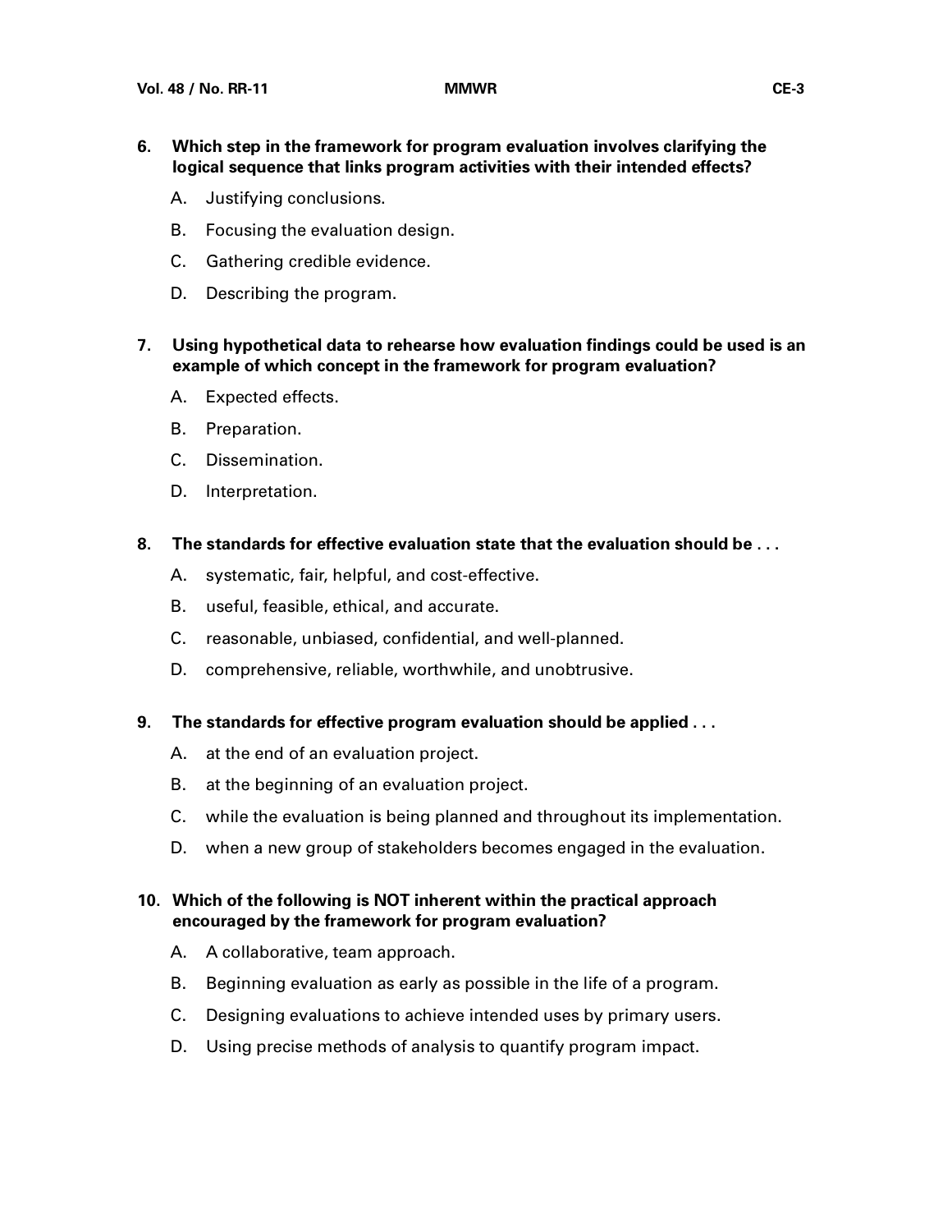**6. Which step in the framework for program evaluation involves clarifying the logical sequence that links program activities with their intended effects?**

A. Justifying conclusions.

B. Focusing the evaluation design.

C. Gathering credible evidence.

D. Describing the program.

**7. Using hypothetical data to rehearse how evaluation findings could be used is an example of which concept in the framework for program evaluation?**

A. Expected effects.

B. Preparation.

C. Dissemination.

D. Interpretation.

**8. The standards for effective evaluation state that the evaluation should be . . .**

A. systematic, fair, helpful, and cost-effective.

B. useful, feasible, ethical, and accurate.

C. reasonable, unbiased, confidential, and well-planned.

D. comprehensive, reliable, worthwhile, and unobtrusive.

**9. The standards for effective program evaluation should be applied . . .**

A. at the end of an evaluation project.

B. at the beginning of an evaluation project.

C. while the evaluation is being planned and throughout its implementation.

D. when a new group of stakeholders becomes engaged in the evaluation.

**10. Which of the following is NOT inherent within the practical approach encouraged by the framework for program evaluation?**

A. A collaborative, team approach.

B. Beginning evaluation as early as possible in the life of a program.

C. Designing evaluations to achieve intended uses by primary users.

D. Using precise methods of analysis to quantify program impact.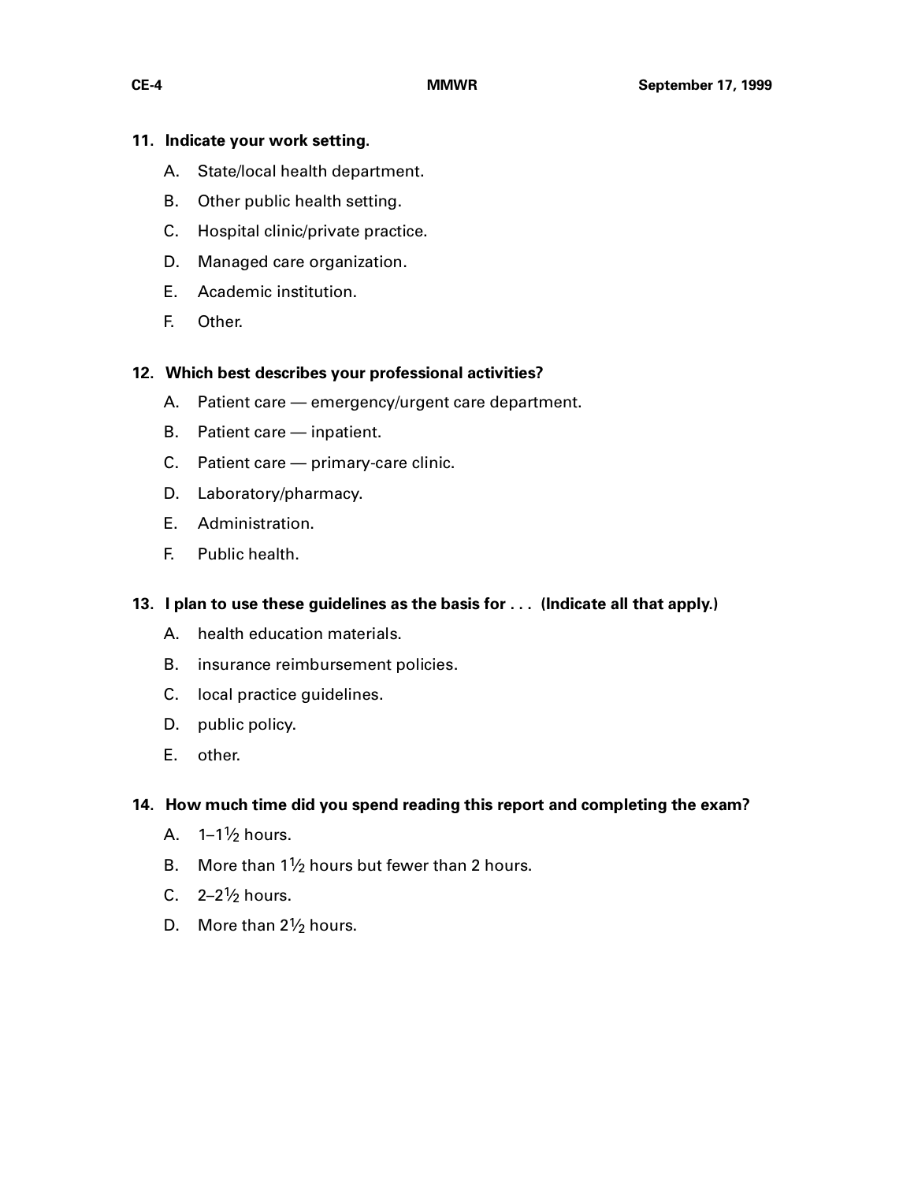**11. Indicate your work setting.**

A. State/local health department.

B. Other public health setting.

C. Hospital clinic/private practice.

D. Managed care organization.

E. Academic institution.

F. Other.

**12. Which best describes your professional activities?**

A. Patient care — emergency/urgent care department.

B. Patient care — inpatient.

C. Patient care — primary-care clinic.

D. Laboratory/pharmacy.

E. Administration.

F. Public health.

**13. I plan to use these guidelines as the basis for . . . (Indicate all that apply.)**

A. health education materials.

B. insurance reimbursement policies.

C. local practice guidelines.

D. public policy.

E. other.

**14. How much time did you spend reading this report and completing the exam?**

A. 1–1½ hours.

B. More than 1½ hours but fewer than 2 hours.

C. 2–2½ hours.

D. More than 2½ hours.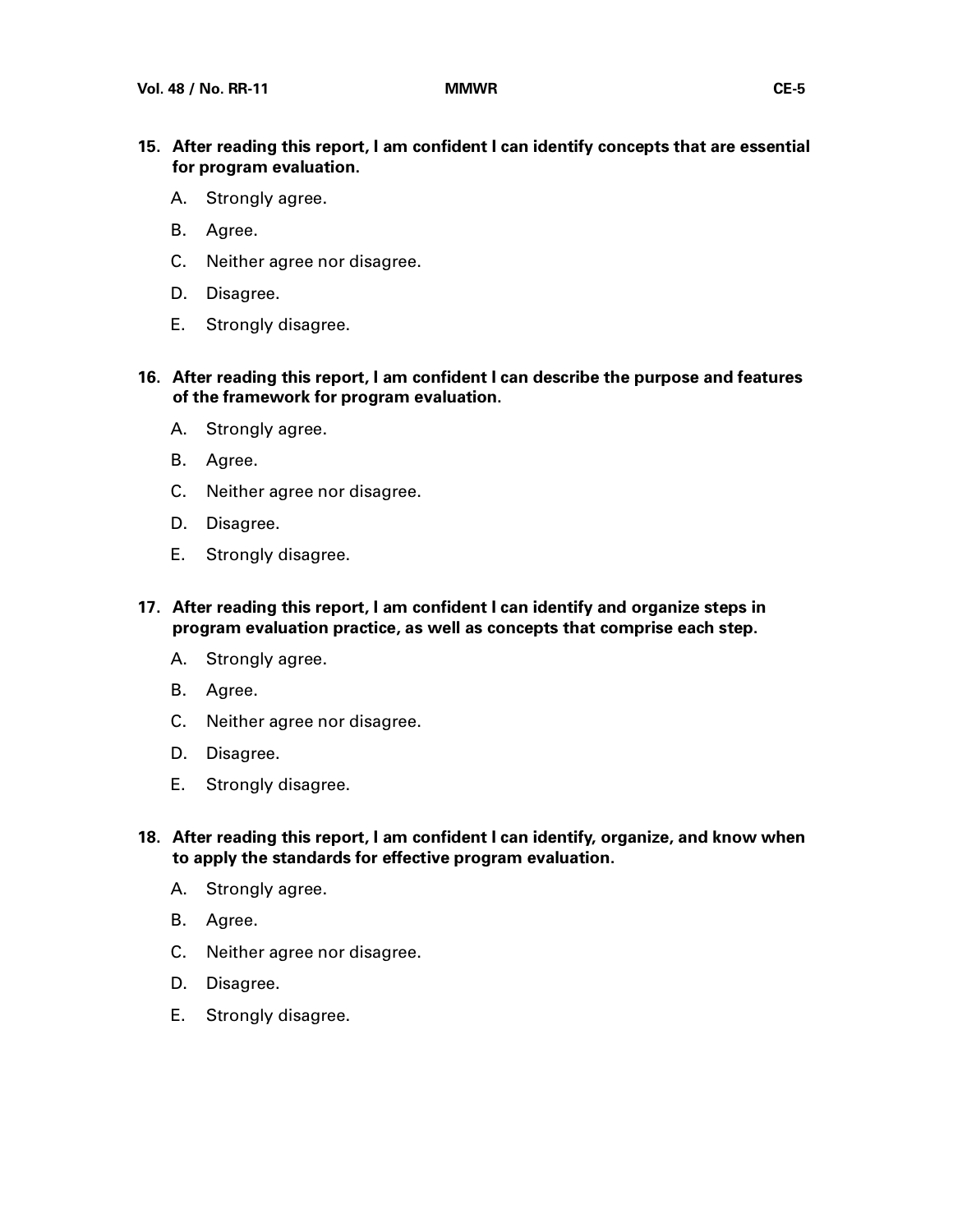**15. After reading this report, I am confident I can identify concepts that are essential for program evaluation.**

A. Strongly agree.

B. Agree.

C. Neither agree nor disagree.

D. Disagree.

E. Strongly disagree.

**16. After reading this report, I am confident I can describe the purpose and features of the framework for program evaluation.**

A. Strongly agree.

B. Agree.

C. Neither agree nor disagree.

D. Disagree.

E. Strongly disagree.

**17. After reading this report, I am confident I can identify and organize steps in program evaluation practice, as well as concepts that comprise each step.**

A. Strongly agree.

B. Agree.

C. Neither agree nor disagree.

D. Disagree.

E. Strongly disagree.

**18. After reading this report, I am confident I can identify, organize, and know when to apply the standards for effective program evaluation.**

A. Strongly agree.

B. Agree.

C. Neither agree nor disagree.

D. Disagree.

E. Strongly disagree.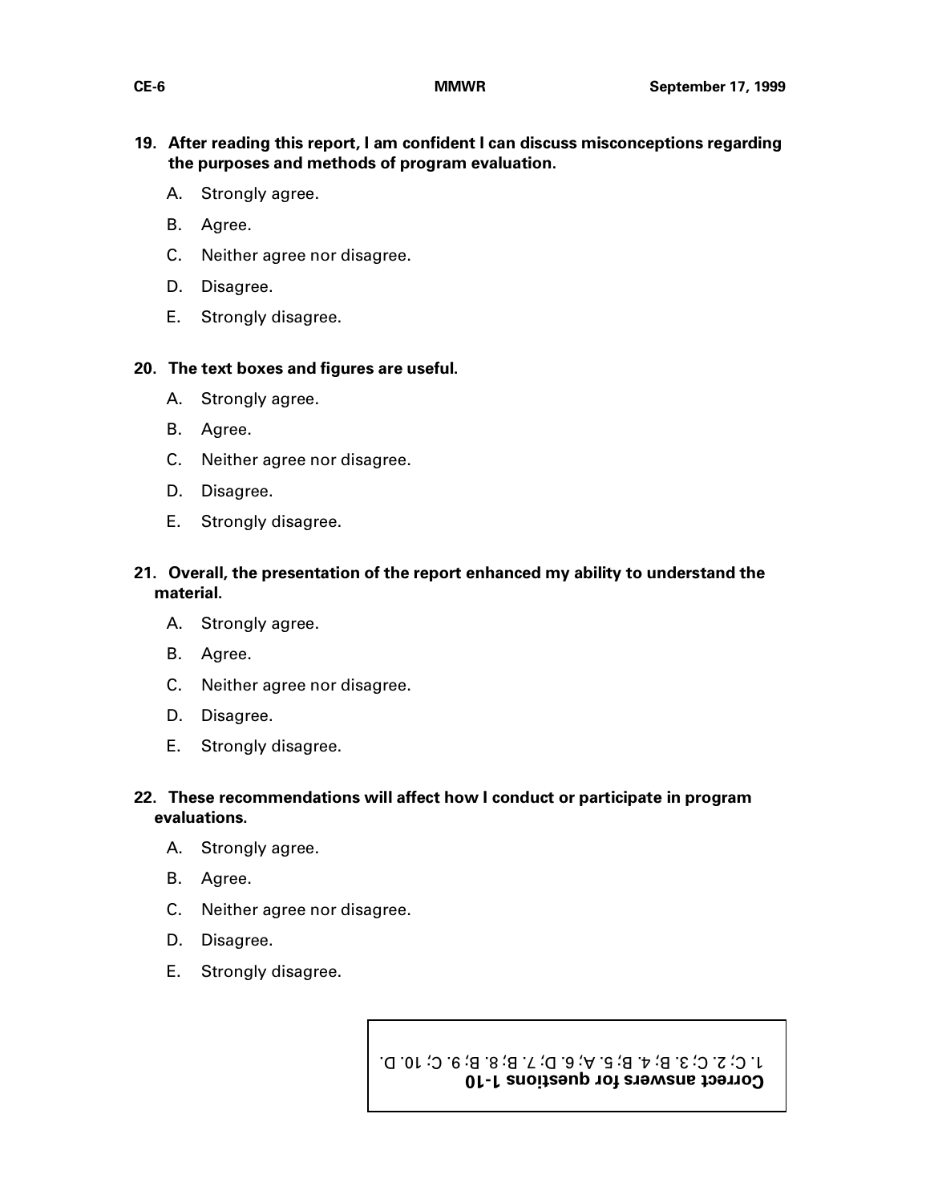**19. After reading this report, I am confident I can discuss misconceptions regarding the purposes and methods of program evaluation.**

A. Strongly agree.

B. Agree.

C. Neither agree nor disagree.

D. Disagree.

E. Strongly disagree.

**20. The text boxes and figures are useful.**

A. Strongly agree.

B. Agree.

C. Neither agree nor disagree.

D. Disagree.

E. Strongly disagree.

**21. Overall, the presentation of the report enhanced my ability to understand the material.**

A. Strongly agree.

B. Agree.

C. Neither agree nor disagree.

D. Disagree.

E. Strongly disagree.

**22. These recommendations will affect how I conduct or participate in program evaluations.**

A. Strongly agree.

B. Agree.

C. Neither agree nor disagree.

D. Disagree.

E. Strongly disagree.

**Correct answers for questions 1-10**

1. C; 2. C; 3. B; 4. B; 5. A; 6. D; 7. B; 8. B; 9. C; 10. D.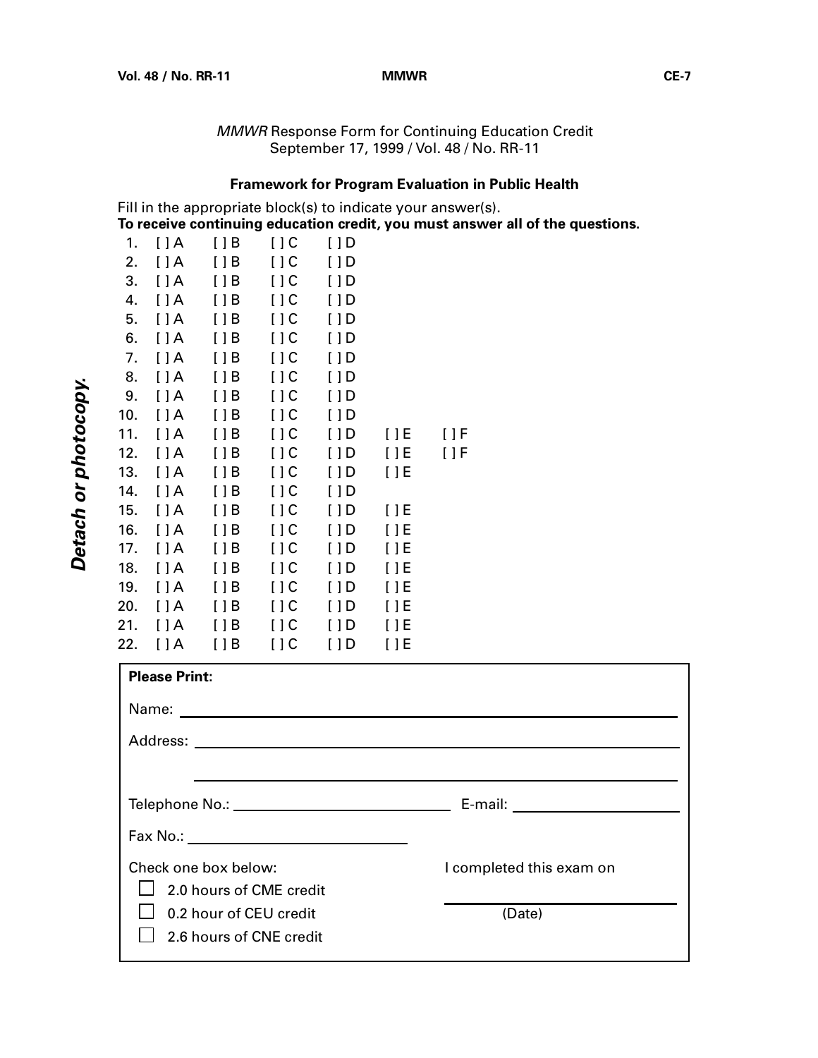*MMWR* Response Form for Continuing Education Credit
September 17, 1999 / Vol. 48 / No. RR-11

**Framework for Program Evaluation in Public Health**

Fill in the appropriate block(s) to indicate your answer(s).
**To receive continuing education credit, you must answer all of the questions.**

1. [ ] A [ ] B [ ] C [ ] D
2. [ ] A [ ] B [ ] C [ ] D
3. [ ] A [ ] B [ ] C [ ] D
4. [ ] A [ ] B [ ] C [ ] D
5. [ ] A [ ] B [ ] C [ ] D
6. [ ] A [ ] B [ ] C [ ] D
7. [ ] A [ ] B [ ] C [ ] D
8. [ ] A [ ] B [ ] C [ ] D
9. [ ] A [ ] B [ ] C [ ] D
10. [ ] A [ ] B [ ] C [ ] D
11. [ ] A [ ] B [ ] C [ ] D [ ] E [ ] F
12. [ ] A [ ] B [ ] C [ ] D [ ] E [ ] F
13. [ ] A [ ] B [ ] C [ ] D [ ] E
14. [ ] A [ ] B [ ] C [ ] D
15. [ ] A [ ] B [ ] C [ ] D [ ] E
16. [ ] A [ ] B [ ] C [ ] D [ ] E
17. [ ] A [ ] B [ ] C [ ] D [ ] E
18. [ ] A [ ] B [ ] C [ ] D [ ] E
19. [ ] A [ ] B [ ] C [ ] D [ ] E
20. [ ] A [ ] B [ ] C [ ] D [ ] E
21. [ ] A [ ] B [ ] C [ ] D [ ] E
22. [ ] A [ ] B [ ] C [ ] D [ ] E

**Please Print:**

Name: ______________________________

Address: ______________________________

______________________________

Telephone No.: ______________________ E-mail: ______________________

Fax No.: ______________________

Check one box below:

- [ ] 2.0 hours of CME credit
- [ ] 0.2 hour of CEU credit
- [ ] 2.6 hours of CNE credit

I completed this exam on

______________________
(Date)

*Detach or photocopy.*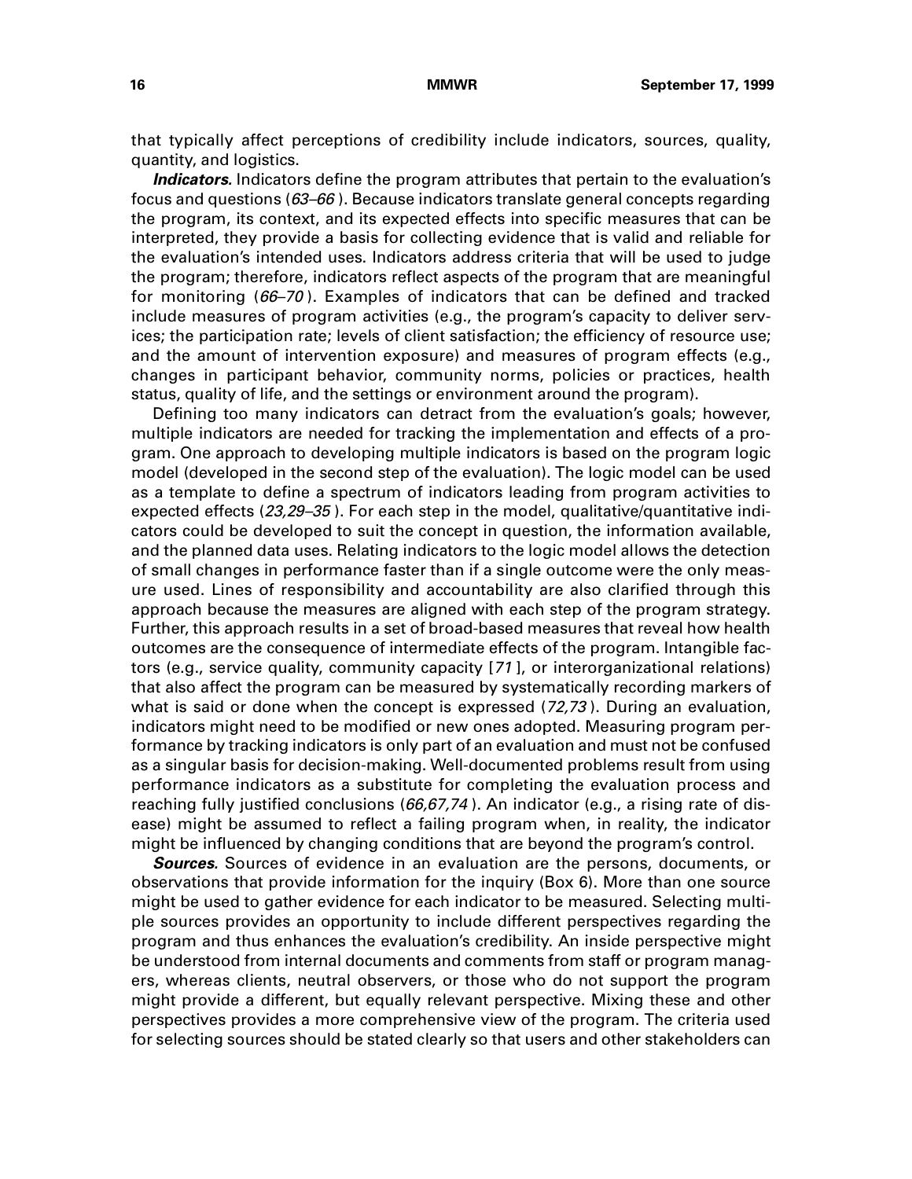that typically affect perceptions of credibility include indicators, sources, quality, quantity, and logistics.

***Indicators.*** Indicators define the program attributes that pertain to the evaluation's focus and questions (*63–66*). Because indicators translate general concepts regarding the program, its context, and its expected effects into specific measures that can be interpreted, they provide a basis for collecting evidence that is valid and reliable for the evaluation's intended uses. Indicators address criteria that will be used to judge the program; therefore, indicators reflect aspects of the program that are meaningful for monitoring (*66–70*). Examples of indicators that can be defined and tracked include measures of program activities (e.g., the program's capacity to deliver services; the participation rate; levels of client satisfaction; the efficiency of resource use; and the amount of intervention exposure) and measures of program effects (e.g., changes in participant behavior, community norms, policies or practices, health status, quality of life, and the settings or environment around the program).

Defining too many indicators can detract from the evaluation's goals; however, multiple indicators are needed for tracking the implementation and effects of a program. One approach to developing multiple indicators is based on the program logic model (developed in the second step of the evaluation). The logic model can be used as a template to define a spectrum of indicators leading from program activities to expected effects (*23,29–35*). For each step in the model, qualitative/quantitative indicators could be developed to suit the concept in question, the information available, and the planned data uses. Relating indicators to the logic model allows the detection of small changes in performance faster than if a single outcome were the only measure used. Lines of responsibility and accountability are also clarified through this approach because the measures are aligned with each step of the program strategy. Further, this approach results in a set of broad-based measures that reveal how health outcomes are the consequence of intermediate effects of the program. Intangible factors (e.g., service quality, community capacity [*71*], or interorganizational relations) that also affect the program can be measured by systematically recording markers of what is said or done when the concept is expressed (*72,73*). During an evaluation, indicators might need to be modified or new ones adopted. Measuring program performance by tracking indicators is only part of an evaluation and must not be confused as a singular basis for decision-making. Well-documented problems result from using performance indicators as a substitute for completing the evaluation process and reaching fully justified conclusions (*66,67,74*). An indicator (e.g., a rising rate of disease) might be assumed to reflect a failing program when, in reality, the indicator might be influenced by changing conditions that are beyond the program's control.

***Sources.*** Sources of evidence in an evaluation are the persons, documents, or observations that provide information for the inquiry (Box 6). More than one source might be used to gather evidence for each indicator to be measured. Selecting multiple sources provides an opportunity to include different perspectives regarding the program and thus enhances the evaluation's credibility. An inside perspective might be understood from internal documents and comments from staff or program managers, whereas clients, neutral observers, or those who do not support the program might provide a different, but equally relevant perspective. Mixing these and other perspectives provides a more comprehensive view of the program. The criteria used for selecting sources should be stated clearly so that users and other stakeholders can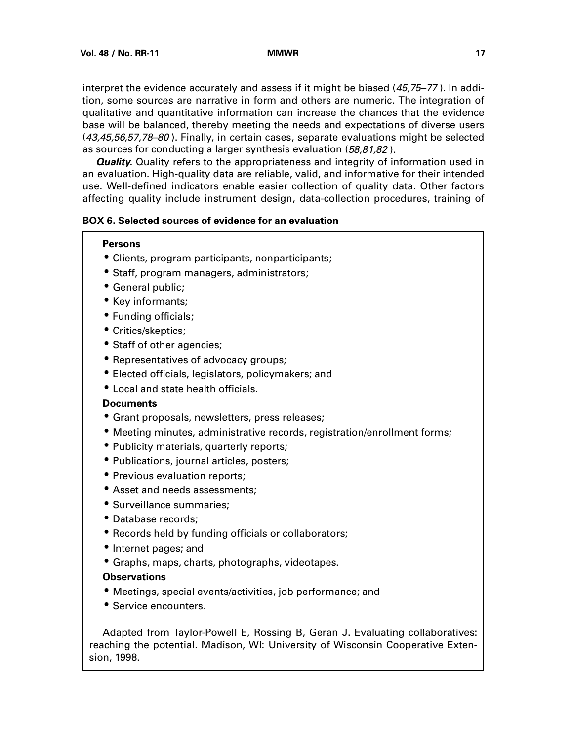interpret the evidence accurately and assess if it might be biased (*45,75–77*). In addition, some sources are narrative in form and others are numeric. The integration of qualitative and quantitative information can increase the chances that the evidence base will be balanced, thereby meeting the needs and expectations of diverse users (*43,45,56,57,78–80*). Finally, in certain cases, separate evaluations might be selected as sources for conducting a larger synthesis evaluation (*58,81,82*).

***Quality.*** Quality refers to the appropriateness and integrity of information used in an evaluation. High-quality data are reliable, valid, and informative for their intended use. Well-defined indicators enable easier collection of quality data. Other factors affecting quality include instrument design, data-collection procedures, training of

**BOX 6. Selected sources of evidence for an evaluation**

**Persons**

- Clients, program participants, nonparticipants;
- Staff, program managers, administrators;
- General public;
- Key informants;
- Funding officials;
- Critics/skeptics;
- Staff of other agencies;
- Representatives of advocacy groups;
- Elected officials, legislators, policymakers; and
- Local and state health officials.

**Documents**

- Grant proposals, newsletters, press releases;
- Meeting minutes, administrative records, registration/enrollment forms;
- Publicity materials, quarterly reports;
- Publications, journal articles, posters;
- Previous evaluation reports;
- Asset and needs assessments;
- Surveillance summaries;
- Database records;
- Records held by funding officials or collaborators;
- Internet pages; and
- Graphs, maps, charts, photographs, videotapes.

**Observations**

- Meetings, special events/activities, job performance; and
- Service encounters.

Adapted from Taylor-Powell E, Rossing B, Geran J. Evaluating collaboratives: reaching the potential. Madison, WI: University of Wisconsin Cooperative Extension, 1998.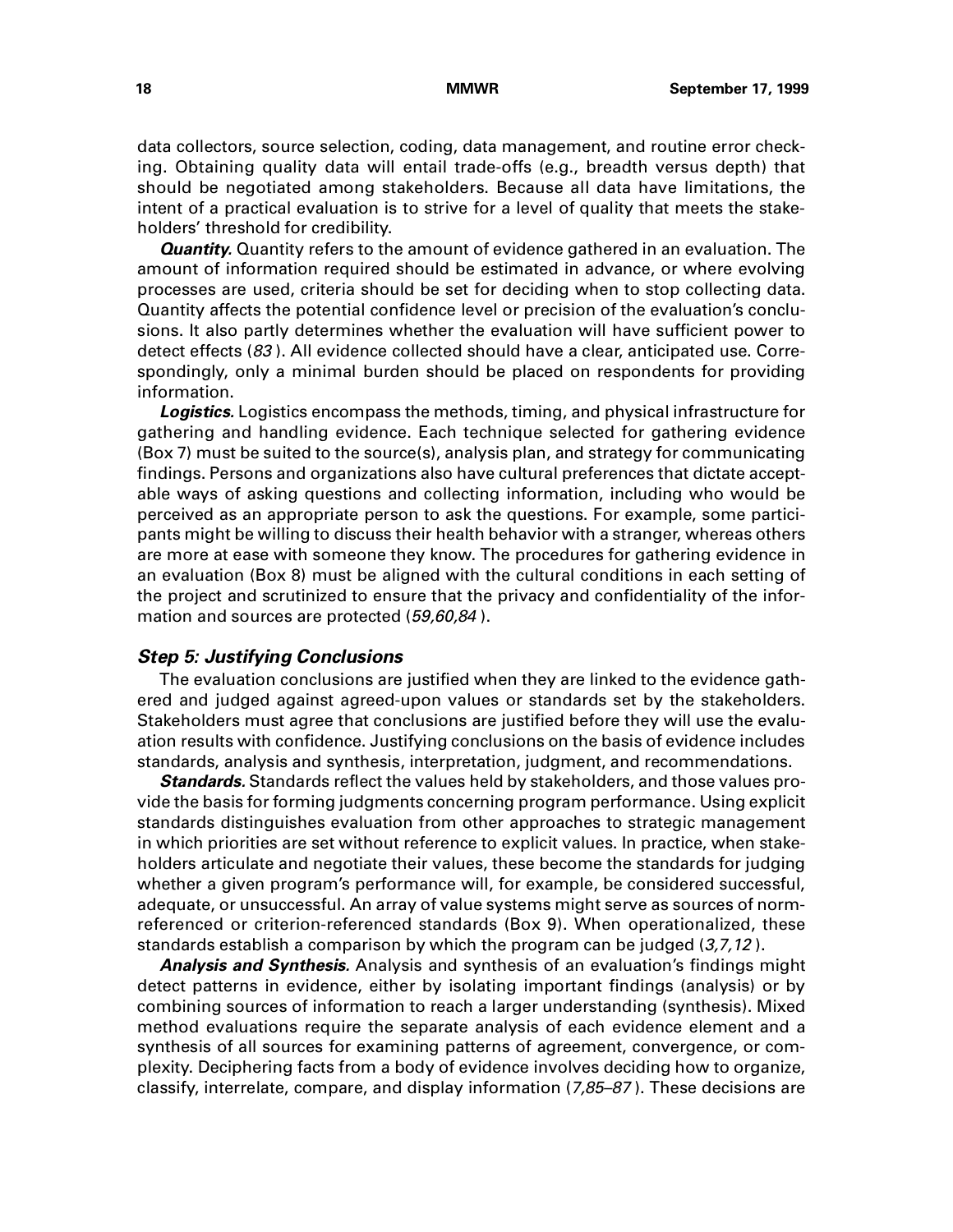data collectors, source selection, coding, data management, and routine error checking. Obtaining quality data will entail trade-offs (e.g., breadth versus depth) that should be negotiated among stakeholders. Because all data have limitations, the intent of a practical evaluation is to strive for a level of quality that meets the stakeholders' threshold for credibility.

***Quantity.*** Quantity refers to the amount of evidence gathered in an evaluation. The amount of information required should be estimated in advance, or where evolving processes are used, criteria should be set for deciding when to stop collecting data. Quantity affects the potential confidence level or precision of the evaluation's conclusions. It also partly determines whether the evaluation will have sufficient power to detect effects (*83*). All evidence collected should have a clear, anticipated use. Correspondingly, only a minimal burden should be placed on respondents for providing information.

***Logistics.*** Logistics encompass the methods, timing, and physical infrastructure for gathering and handling evidence. Each technique selected for gathering evidence (Box 7) must be suited to the source(s), analysis plan, and strategy for communicating findings. Persons and organizations also have cultural preferences that dictate acceptable ways of asking questions and collecting information, including who would be perceived as an appropriate person to ask the questions. For example, some participants might be willing to discuss their health behavior with a stranger, whereas others are more at ease with someone they know. The procedures for gathering evidence in an evaluation (Box 8) must be aligned with the cultural conditions in each setting of the project and scrutinized to ensure that the privacy and confidentiality of the information and sources are protected (*59,60,84*).

### *Step 5: Justifying Conclusions*

The evaluation conclusions are justified when they are linked to the evidence gathered and judged against agreed-upon values or standards set by the stakeholders. Stakeholders must agree that conclusions are justified before they will use the evaluation results with confidence. Justifying conclusions on the basis of evidence includes standards, analysis and synthesis, interpretation, judgment, and recommendations.

***Standards.*** Standards reflect the values held by stakeholders, and those values provide the basis for forming judgments concerning program performance. Using explicit standards distinguishes evaluation from other approaches to strategic management in which priorities are set without reference to explicit values. In practice, when stakeholders articulate and negotiate their values, these become the standards for judging whether a given program's performance will, for example, be considered successful, adequate, or unsuccessful. An array of value systems might serve as sources of norm-referenced or criterion-referenced standards (Box 9). When operationalized, these standards establish a comparison by which the program can be judged (*3,7,12*).

***Analysis and Synthesis.*** Analysis and synthesis of an evaluation's findings might detect patterns in evidence, either by isolating important findings (analysis) or by combining sources of information to reach a larger understanding (synthesis). Mixed method evaluations require the separate analysis of each evidence element and a synthesis of all sources for examining patterns of agreement, convergence, or complexity. Deciphering facts from a body of evidence involves deciding how to organize, classify, interrelate, compare, and display information (*7,85–87*). These decisions are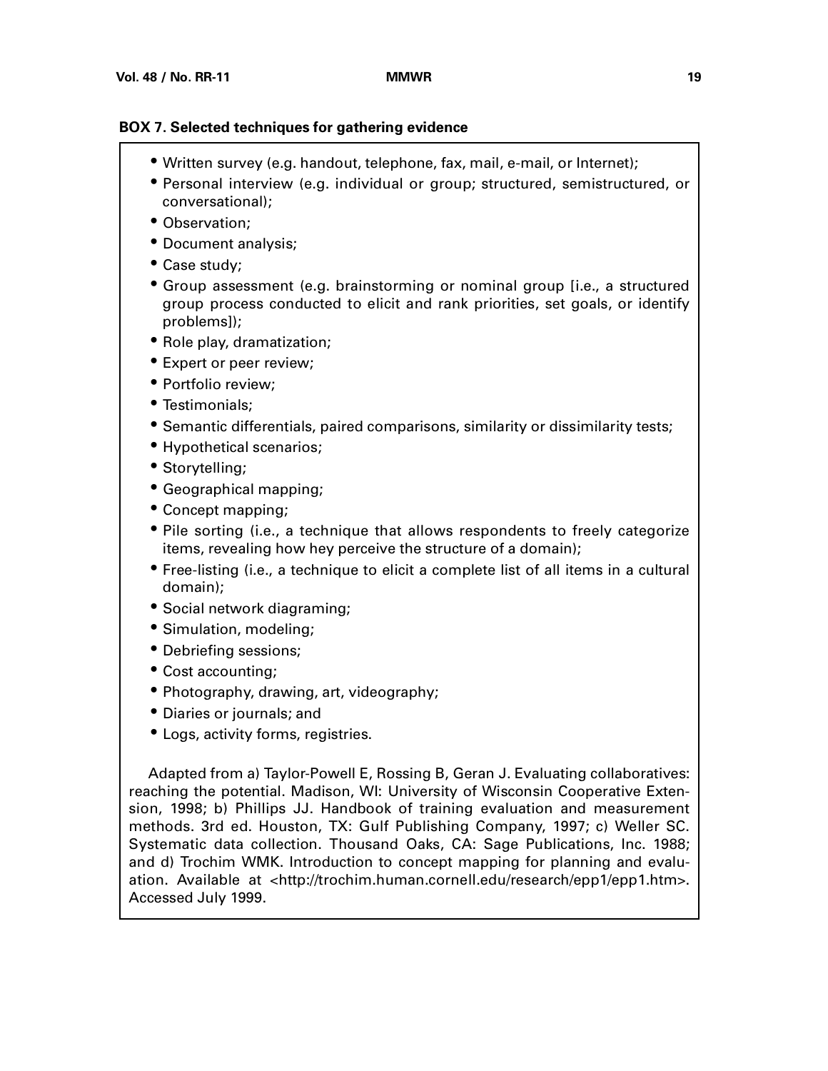**BOX 7. Selected techniques for gathering evidence**

- Written survey (e.g. handout, telephone, fax, mail, e-mail, or Internet);
- Personal interview (e.g. individual or group; structured, semistructured, or conversational);
- Observation;
- Document analysis;
- Case study;
- Group assessment (e.g. brainstorming or nominal group [i.e., a structured group process conducted to elicit and rank priorities, set goals, or identify problems]);
- Role play, dramatization;
- Expert or peer review;
- Portfolio review;
- Testimonials;
- Semantic differentials, paired comparisons, similarity or dissimilarity tests;
- Hypothetical scenarios;
- Storytelling;
- Geographical mapping;
- Concept mapping;
- Pile sorting (i.e., a technique that allows respondents to freely categorize items, revealing how hey perceive the structure of a domain);
- Free-listing (i.e., a technique to elicit a complete list of all items in a cultural domain);
- Social network diagraming;
- Simulation, modeling;
- Debriefing sessions;
- Cost accounting;
- Photography, drawing, art, videography;
- Diaries or journals; and
- Logs, activity forms, registries.

Adapted from a) Taylor-Powell E, Rossing B, Geran J. Evaluating collaboratives: reaching the potential. Madison, WI: University of Wisconsin Cooperative Extension, 1998; b) Phillips JJ. Handbook of training evaluation and measurement methods. 3rd ed. Houston, TX: Gulf Publishing Company, 1997; c) Weller SC. Systematic data collection. Thousand Oaks, CA: Sage Publications, Inc. 1988; and d) Trochim WMK. Introduction to concept mapping for planning and evaluation. Available at <http://trochim.human.cornell.edu/research/epp1/epp1.htm>. Accessed July 1999.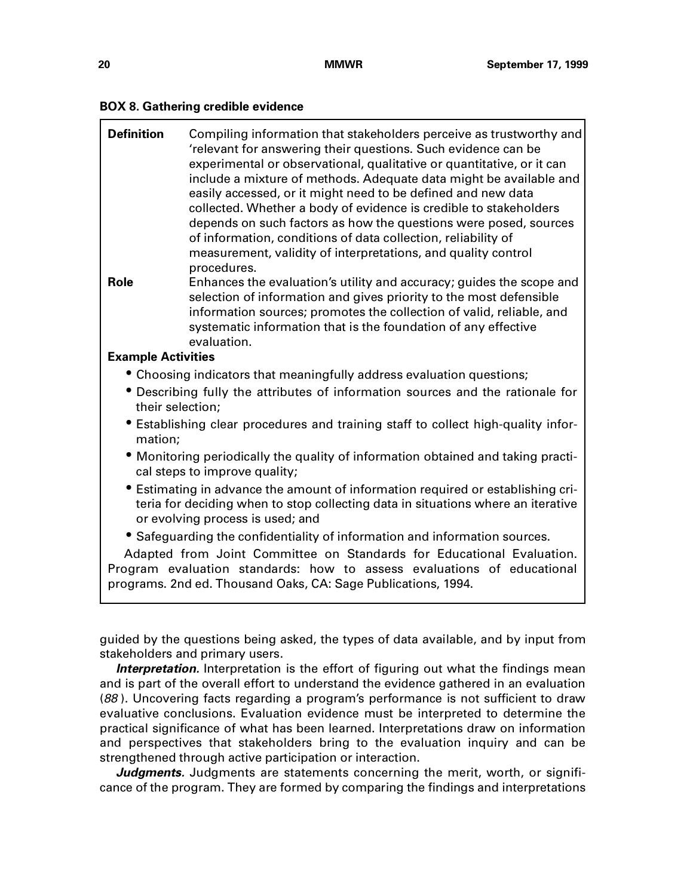**BOX 8. Gathering credible evidence**

**Definition** Compiling information that stakeholders perceive as trustworthy and 'relevant for answering their questions. Such evidence can be experimental or observational, qualitative or quantitative, or it can include a mixture of methods. Adequate data might be available and easily accessed, or it might need to be defined and new data collected. Whether a body of evidence is credible to stakeholders depends on such factors as how the questions were posed, sources of information, conditions of data collection, reliability of measurement, validity of interpretations, and quality control procedures.

**Role** Enhances the evaluation's utility and accuracy; guides the scope and selection of information and gives priority to the most defensible information sources; promotes the collection of valid, reliable, and systematic information that is the foundation of any effective evaluation.

**Example Activities**

- Choosing indicators that meaningfully address evaluation questions;
- Describing fully the attributes of information sources and the rationale for their selection;
- Establishing clear procedures and training staff to collect high-quality information;
- Monitoring periodically the quality of information obtained and taking practical steps to improve quality;
- Estimating in advance the amount of information required or establishing criteria for deciding when to stop collecting data in situations where an iterative or evolving process is used; and
- Safeguarding the confidentiality of information and information sources.

Adapted from Joint Committee on Standards for Educational Evaluation. Program evaluation standards: how to assess evaluations of educational programs. 2nd ed. Thousand Oaks, CA: Sage Publications, 1994.

guided by the questions being asked, the types of data available, and by input from stakeholders and primary users.

***Interpretation.*** Interpretation is the effort of figuring out what the findings mean and is part of the overall effort to understand the evidence gathered in an evaluation (*88*). Uncovering facts regarding a program's performance is not sufficient to draw evaluative conclusions. Evaluation evidence must be interpreted to determine the practical significance of what has been learned. Interpretations draw on information and perspectives that stakeholders bring to the evaluation inquiry and can be strengthened through active participation or interaction.

***Judgments.*** Judgments are statements concerning the merit, worth, or significance of the program. They are formed by comparing the findings and interpretations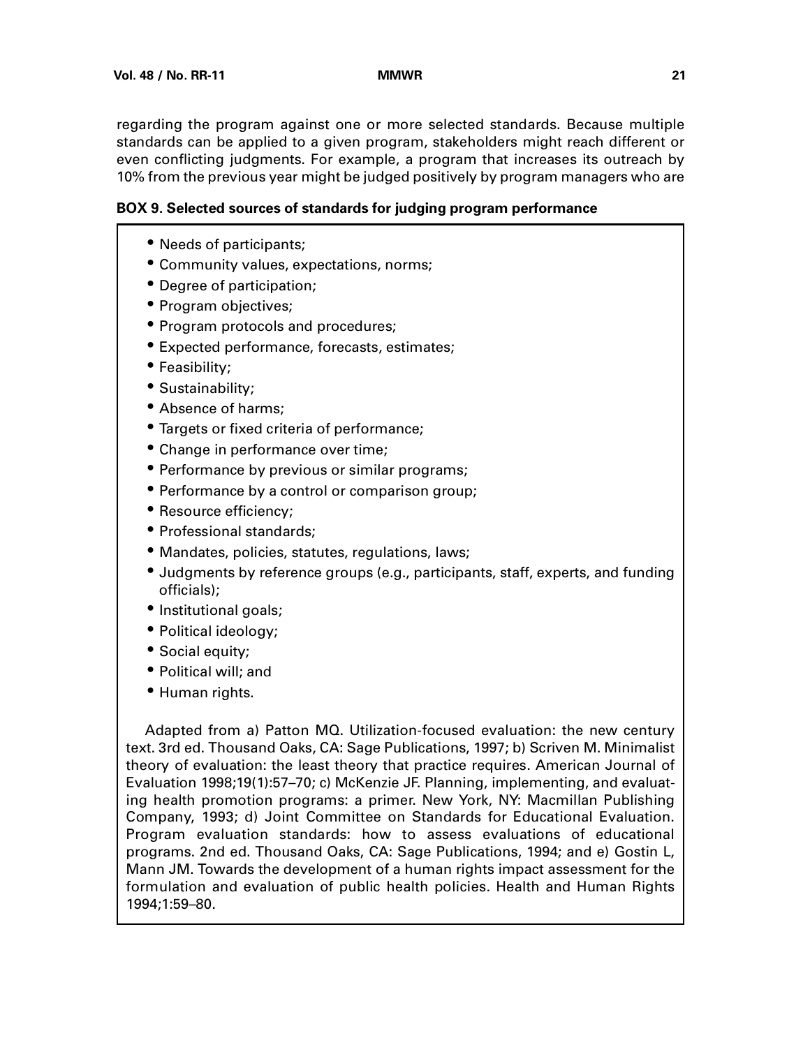regarding the program against one or more selected standards. Because multiple standards can be applied to a given program, stakeholders might reach different or even conflicting judgments. For example, a program that increases its outreach by 10% from the previous year might be judged positively by program managers who are

**BOX 9. Selected sources of standards for judging program performance**

- Needs of participants;
- Community values, expectations, norms;
- Degree of participation;
- Program objectives;
- Program protocols and procedures;
- Expected performance, forecasts, estimates;
- Feasibility;
- Sustainability;
- Absence of harms;
- Targets or fixed criteria of performance;
- Change in performance over time;
- Performance by previous or similar programs;
- Performance by a control or comparison group;
- Resource efficiency;
- Professional standards;
- Mandates, policies, statutes, regulations, laws;
- Judgments by reference groups (e.g., participants, staff, experts, and funding officials);
- Institutional goals;
- Political ideology;
- Social equity;
- Political will; and
- Human rights.

Adapted from a) Patton MQ. Utilization-focused evaluation: the new century text. 3rd ed. Thousand Oaks, CA: Sage Publications, 1997; b) Scriven M. Minimalist theory of evaluation: the least theory that practice requires. American Journal of Evaluation 1998;19(1):57–70; c) McKenzie JF. Planning, implementing, and evaluating health promotion programs: a primer. New York, NY: Macmillan Publishing Company, 1993; d) Joint Committee on Standards for Educational Evaluation. Program evaluation standards: how to assess evaluations of educational programs. 2nd ed. Thousand Oaks, CA: Sage Publications, 1994; and e) Gostin L, Mann JM. Towards the development of a human rights impact assessment for the formulation and evaluation of public health policies. Health and Human Rights 1994;1:59–80.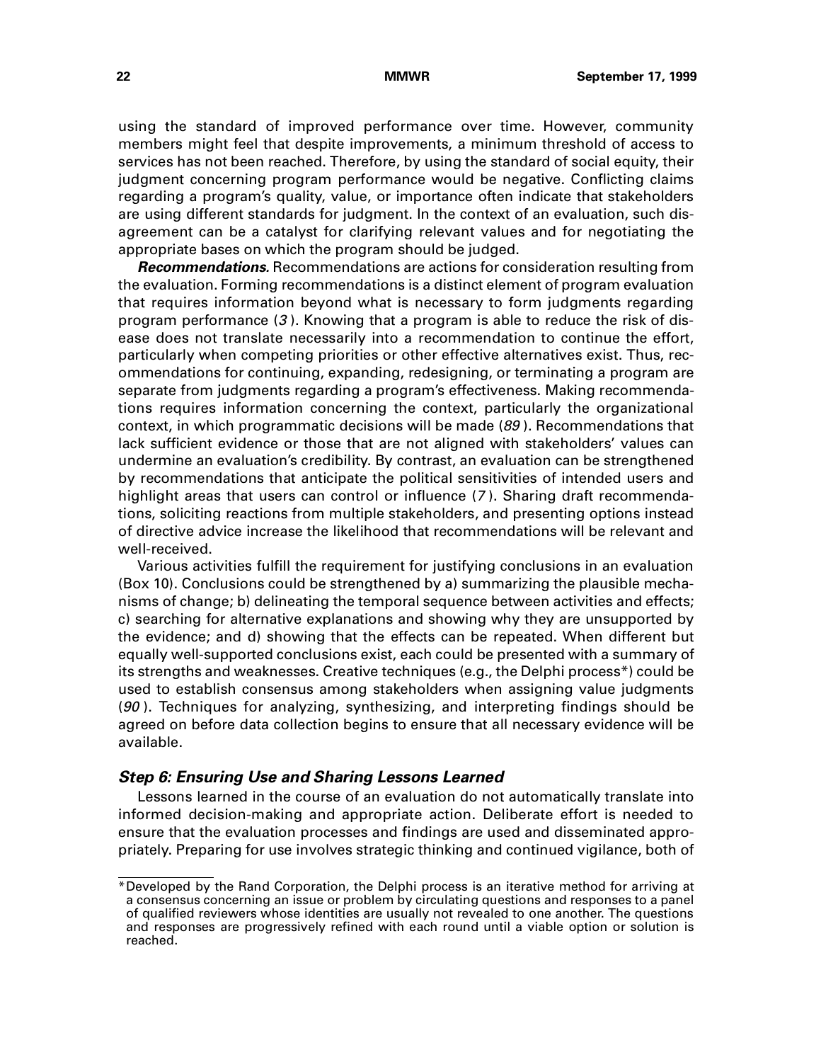using the standard of improved performance over time. However, community members might feel that despite improvements, a minimum threshold of access to services has not been reached. Therefore, by using the standard of social equity, their judgment concerning program performance would be negative. Conflicting claims regarding a program's quality, value, or importance often indicate that stakeholders are using different standards for judgment. In the context of an evaluation, such disagreement can be a catalyst for clarifying relevant values and for negotiating the appropriate bases on which the program should be judged.

***Recommendations.*** Recommendations are actions for consideration resulting from the evaluation. Forming recommendations is a distinct element of program evaluation that requires information beyond what is necessary to form judgments regarding program performance (*3*). Knowing that a program is able to reduce the risk of disease does not translate necessarily into a recommendation to continue the effort, particularly when competing priorities or other effective alternatives exist. Thus, recommendations for continuing, expanding, redesigning, or terminating a program are separate from judgments regarding a program's effectiveness. Making recommendations requires information concerning the context, particularly the organizational context, in which programmatic decisions will be made (*89*). Recommendations that lack sufficient evidence or those that are not aligned with stakeholders' values can undermine an evaluation's credibility. By contrast, an evaluation can be strengthened by recommendations that anticipate the political sensitivities of intended users and highlight areas that users can control or influence (*7*). Sharing draft recommendations, soliciting reactions from multiple stakeholders, and presenting options instead of directive advice increase the likelihood that recommendations will be relevant and well-received.

Various activities fulfill the requirement for justifying conclusions in an evaluation (Box 10). Conclusions could be strengthened by a) summarizing the plausible mechanisms of change; b) delineating the temporal sequence between activities and effects; c) searching for alternative explanations and showing why they are unsupported by the evidence; and d) showing that the effects can be repeated. When different but equally well-supported conclusions exist, each could be presented with a summary of its strengths and weaknesses. Creative techniques (e.g., the Delphi process*) could be used to establish consensus among stakeholders when assigning value judgments (*90*). Techniques for analyzing, synthesizing, and interpreting findings should be agreed on before data collection begins to ensure that all necessary evidence will be available.

### *Step 6: Ensuring Use and Sharing Lessons Learned*

Lessons learned in the course of an evaluation do not automatically translate into informed decision-making and appropriate action. Deliberate effort is needed to ensure that the evaluation processes and findings are used and disseminated appropriately. Preparing for use involves strategic thinking and continued vigilance, both of

---

*Developed by the Rand Corporation, the Delphi process is an iterative method for arriving at a consensus concerning an issue or problem by circulating questions and responses to a panel of qualified reviewers whose identities are usually not revealed to one another. The questions and responses are progressively refined with each round until a viable option or solution is reached.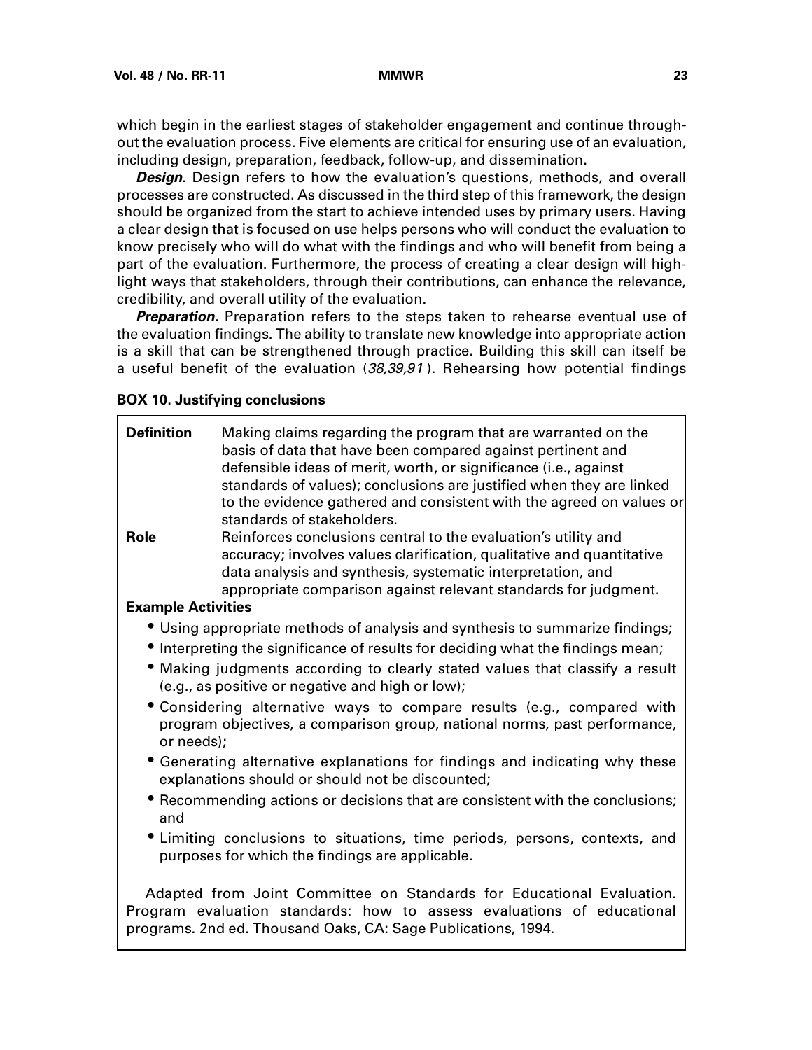which begin in the earliest stages of stakeholder engagement and continue throughout the evaluation process. Five elements are critical for ensuring use of an evaluation, including design, preparation, feedback, follow-up, and dissemination.

***Design***. Design refers to how the evaluation's questions, methods, and overall processes are constructed. As discussed in the third step of this framework, the design should be organized from the start to achieve intended uses by primary users. Having a clear design that is focused on use helps persons who will conduct the evaluation to know precisely who will do what with the findings and who will benefit from being a part of the evaluation. Furthermore, the process of creating a clear design will highlight ways that stakeholders, through their contributions, can enhance the relevance, credibility, and overall utility of the evaluation.

***Preparation.*** Preparation refers to the steps taken to rehearse eventual use of the evaluation findings. The ability to translate new knowledge into appropriate action is a skill that can be strengthened through practice. Building this skill can itself be a useful benefit of the evaluation (*38,39,91*). Rehearsing how potential findings

**BOX 10. Justifying conclusions**

**Definition** Making claims regarding the program that are warranted on the basis of data that have been compared against pertinent and defensible ideas of merit, worth, or significance (i.e., against standards of values); conclusions are justified when they are linked to the evidence gathered and consistent with the agreed on values or standards of stakeholders.

**Role** Reinforces conclusions central to the evaluation's utility and accuracy; involves values clarification, qualitative and quantitative data analysis and synthesis, systematic interpretation, and appropriate comparison against relevant standards for judgment.

**Example Activities**

- Using appropriate methods of analysis and synthesis to summarize findings;
- Interpreting the significance of results for deciding what the findings mean;
- Making judgments according to clearly stated values that classify a result (e.g., as positive or negative and high or low);
- Considering alternative ways to compare results (e.g., compared with program objectives, a comparison group, national norms, past performance, or needs);
- Generating alternative explanations for findings and indicating why these explanations should or should not be discounted;
- Recommending actions or decisions that are consistent with the conclusions; and
- Limiting conclusions to situations, time periods, persons, contexts, and purposes for which the findings are applicable.

Adapted from Joint Committee on Standards for Educational Evaluation. Program evaluation standards: how to assess evaluations of educational programs. 2nd ed. Thousand Oaks, CA: Sage Publications, 1994.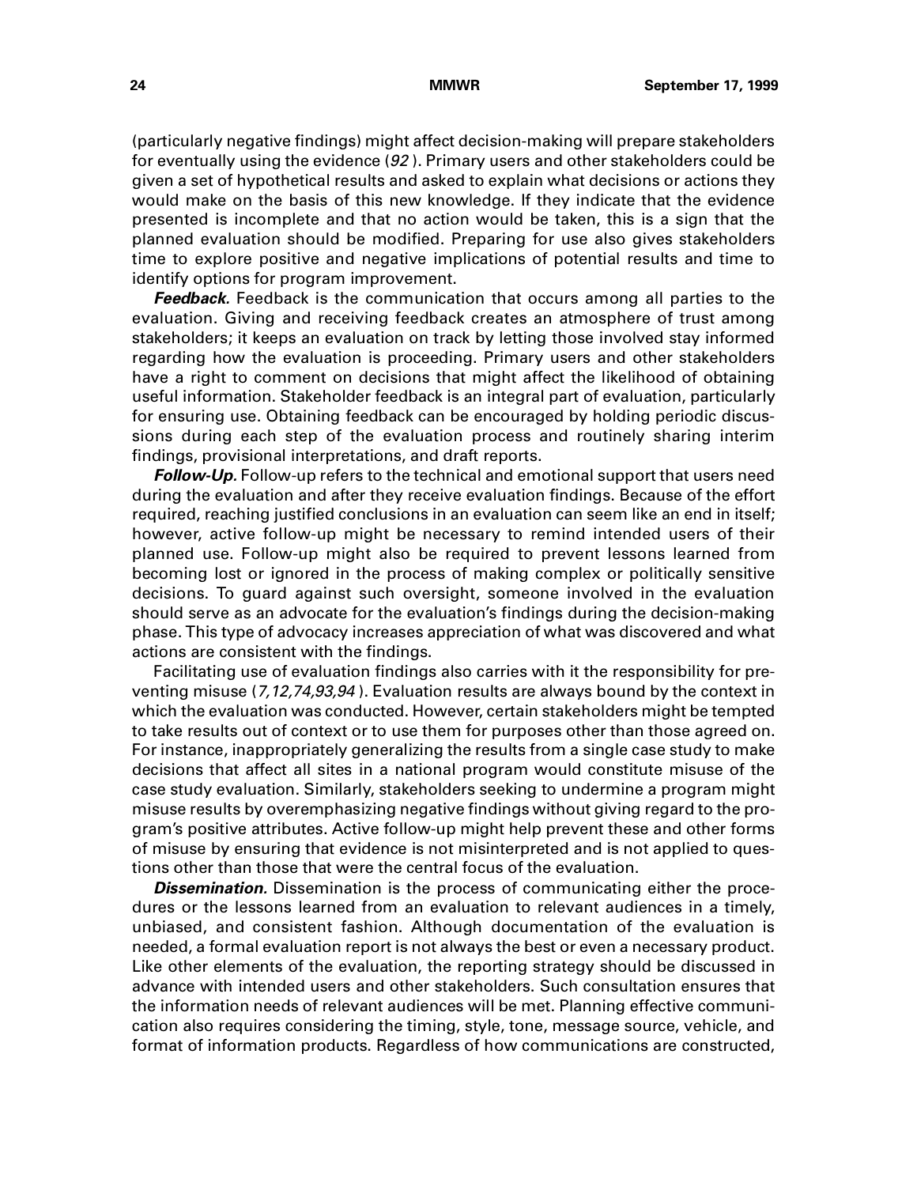(particularly negative findings) might affect decision-making will prepare stakeholders for eventually using the evidence (*92*). Primary users and other stakeholders could be given a set of hypothetical results and asked to explain what decisions or actions they would make on the basis of this new knowledge. If they indicate that the evidence presented is incomplete and that no action would be taken, this is a sign that the planned evaluation should be modified. Preparing for use also gives stakeholders time to explore positive and negative implications of potential results and time to identify options for program improvement.

***Feedback.*** Feedback is the communication that occurs among all parties to the evaluation. Giving and receiving feedback creates an atmosphere of trust among stakeholders; it keeps an evaluation on track by letting those involved stay informed regarding how the evaluation is proceeding. Primary users and other stakeholders have a right to comment on decisions that might affect the likelihood of obtaining useful information. Stakeholder feedback is an integral part of evaluation, particularly for ensuring use. Obtaining feedback can be encouraged by holding periodic discussions during each step of the evaluation process and routinely sharing interim findings, provisional interpretations, and draft reports.

***Follow-Up.*** Follow-up refers to the technical and emotional support that users need during the evaluation and after they receive evaluation findings. Because of the effort required, reaching justified conclusions in an evaluation can seem like an end in itself; however, active follow-up might be necessary to remind intended users of their planned use. Follow-up might also be required to prevent lessons learned from becoming lost or ignored in the process of making complex or politically sensitive decisions. To guard against such oversight, someone involved in the evaluation should serve as an advocate for the evaluation's findings during the decision-making phase. This type of advocacy increases appreciation of what was discovered and what actions are consistent with the findings.

Facilitating use of evaluation findings also carries with it the responsibility for preventing misuse (*7,12,74,93,94*). Evaluation results are always bound by the context in which the evaluation was conducted. However, certain stakeholders might be tempted to take results out of context or to use them for purposes other than those agreed on. For instance, inappropriately generalizing the results from a single case study to make decisions that affect all sites in a national program would constitute misuse of the case study evaluation. Similarly, stakeholders seeking to undermine a program might misuse results by overemphasizing negative findings without giving regard to the program's positive attributes. Active follow-up might help prevent these and other forms of misuse by ensuring that evidence is not misinterpreted and is not applied to questions other than those that were the central focus of the evaluation.

***Dissemination.*** Dissemination is the process of communicating either the procedures or the lessons learned from an evaluation to relevant audiences in a timely, unbiased, and consistent fashion. Although documentation of the evaluation is needed, a formal evaluation report is not always the best or even a necessary product. Like other elements of the evaluation, the reporting strategy should be discussed in advance with intended users and other stakeholders. Such consultation ensures that the information needs of relevant audiences will be met. Planning effective communication also requires considering the timing, style, tone, message source, vehicle, and format of information products. Regardless of how communications are constructed,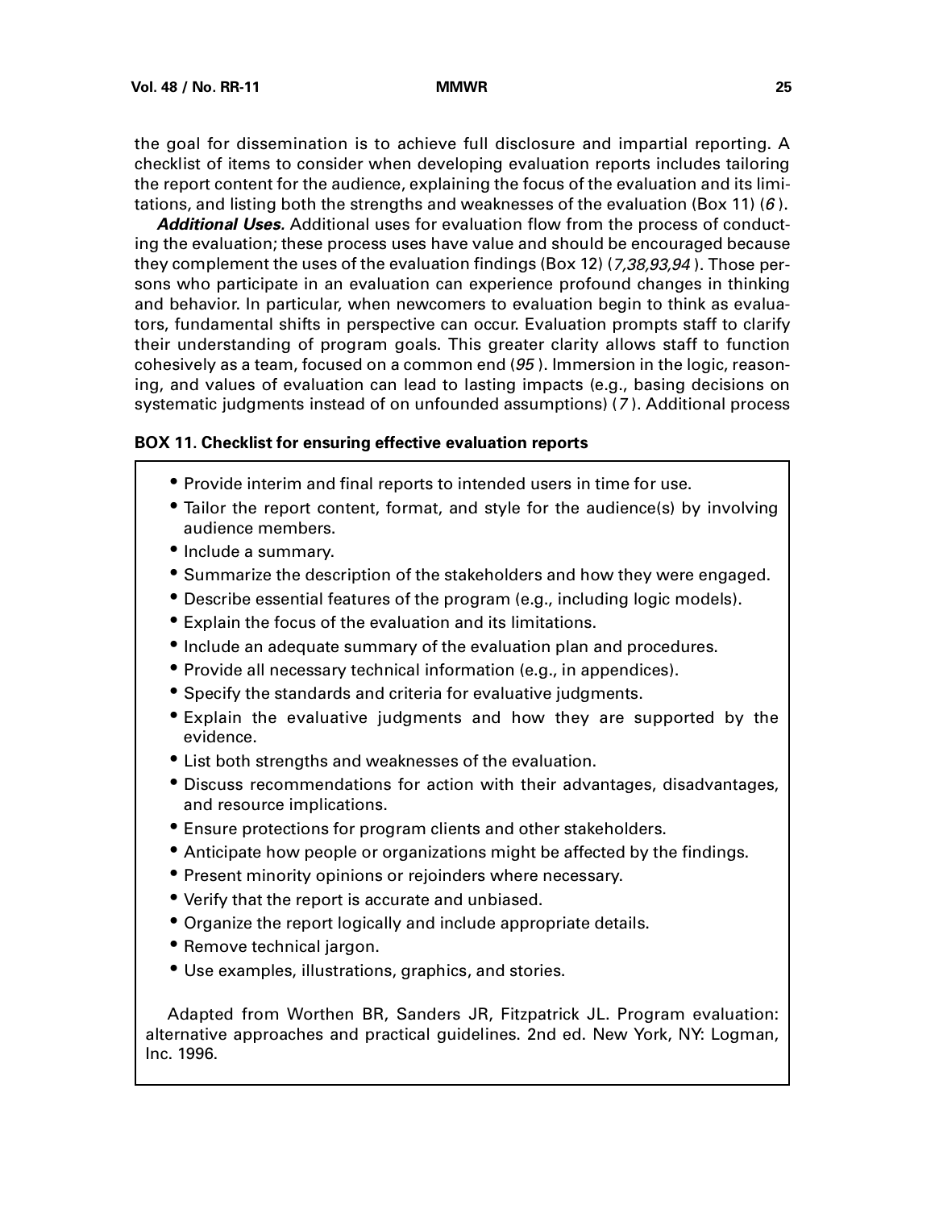the goal for dissemination is to achieve full disclosure and impartial reporting. A checklist of items to consider when developing evaluation reports includes tailoring the report content for the audience, explaining the focus of the evaluation and its limitations, and listing both the strengths and weaknesses of the evaluation (Box 11) (*6*).

***Additional Uses.*** Additional uses for evaluation flow from the process of conducting the evaluation; these process uses have value and should be encouraged because they complement the uses of the evaluation findings (Box 12) (*7,38,93,94*). Those persons who participate in an evaluation can experience profound changes in thinking and behavior. In particular, when newcomers to evaluation begin to think as evaluators, fundamental shifts in perspective can occur. Evaluation prompts staff to clarify their understanding of program goals. This greater clarity allows staff to function cohesively as a team, focused on a common end (*95*). Immersion in the logic, reasoning, and values of evaluation can lead to lasting impacts (e.g., basing decisions on systematic judgments instead of on unfounded assumptions) (*7*). Additional process

**BOX 11. Checklist for ensuring effective evaluation reports**

- Provide interim and final reports to intended users in time for use.
- Tailor the report content, format, and style for the audience(s) by involving audience members.
- Include a summary.
- Summarize the description of the stakeholders and how they were engaged.
- Describe essential features of the program (e.g., including logic models).
- Explain the focus of the evaluation and its limitations.
- Include an adequate summary of the evaluation plan and procedures.
- Provide all necessary technical information (e.g., in appendices).
- Specify the standards and criteria for evaluative judgments.
- Explain the evaluative judgments and how they are supported by the evidence.
- List both strengths and weaknesses of the evaluation.
- Discuss recommendations for action with their advantages, disadvantages, and resource implications.
- Ensure protections for program clients and other stakeholders.
- Anticipate how people or organizations might be affected by the findings.
- Present minority opinions or rejoinders where necessary.
- Verify that the report is accurate and unbiased.
- Organize the report logically and include appropriate details.
- Remove technical jargon.
- Use examples, illustrations, graphics, and stories.

Adapted from Worthen BR, Sanders JR, Fitzpatrick JL. Program evaluation: alternative approaches and practical guidelines. 2nd ed. New York, NY: Logman, Inc. 1996.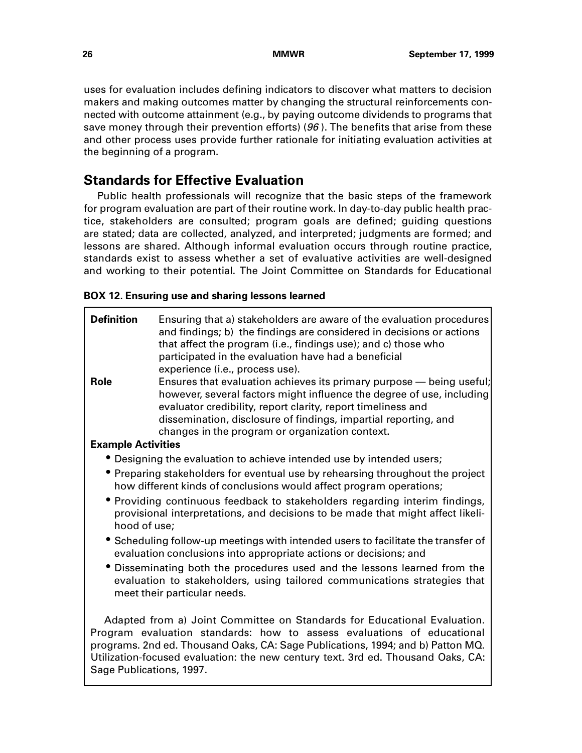uses for evaluation includes defining indicators to discover what matters to decision makers and making outcomes matter by changing the structural reinforcements connected with outcome attainment (e.g., by paying outcome dividends to programs that save money through their prevention efforts) (*96*). The benefits that arise from these and other process uses provide further rationale for initiating evaluation activities at the beginning of a program.

## Standards for Effective Evaluation

Public health professionals will recognize that the basic steps of the framework for program evaluation are part of their routine work. In day-to-day public health practice, stakeholders are consulted; program goals are defined; guiding questions are stated; data are collected, analyzed, and interpreted; judgments are formed; and lessons are shared. Although informal evaluation occurs through routine practice, standards exist to assess whether a set of evaluative activities are well-designed and working to their potential. The Joint Committee on Standards for Educational

**BOX 12. Ensuring use and sharing lessons learned**

**Definition** Ensuring that a) stakeholders are aware of the evaluation procedures and findings; b) the findings are considered in decisions or actions that affect the program (i.e., findings use); and c) those who participated in the evaluation have had a beneficial experience (i.e., process use).

**Role** Ensures that evaluation achieves its primary purpose — being useful; however, several factors might influence the degree of use, including evaluator credibility, report clarity, report timeliness and dissemination, disclosure of findings, impartial reporting, and changes in the program or organization context.

**Example Activities**

- Designing the evaluation to achieve intended use by intended users;
- Preparing stakeholders for eventual use by rehearsing throughout the project how different kinds of conclusions would affect program operations;
- Providing continuous feedback to stakeholders regarding interim findings, provisional interpretations, and decisions to be made that might affect likelihood of use;
- Scheduling follow-up meetings with intended users to facilitate the transfer of evaluation conclusions into appropriate actions or decisions; and
- Disseminating both the procedures used and the lessons learned from the evaluation to stakeholders, using tailored communications strategies that meet their particular needs.

Adapted from a) Joint Committee on Standards for Educational Evaluation. Program evaluation standards: how to assess evaluations of educational programs. 2nd ed. Thousand Oaks, CA: Sage Publications, 1994; and b) Patton MQ. Utilization-focused evaluation: the new century text. 3rd ed. Thousand Oaks, CA: Sage Publications, 1997.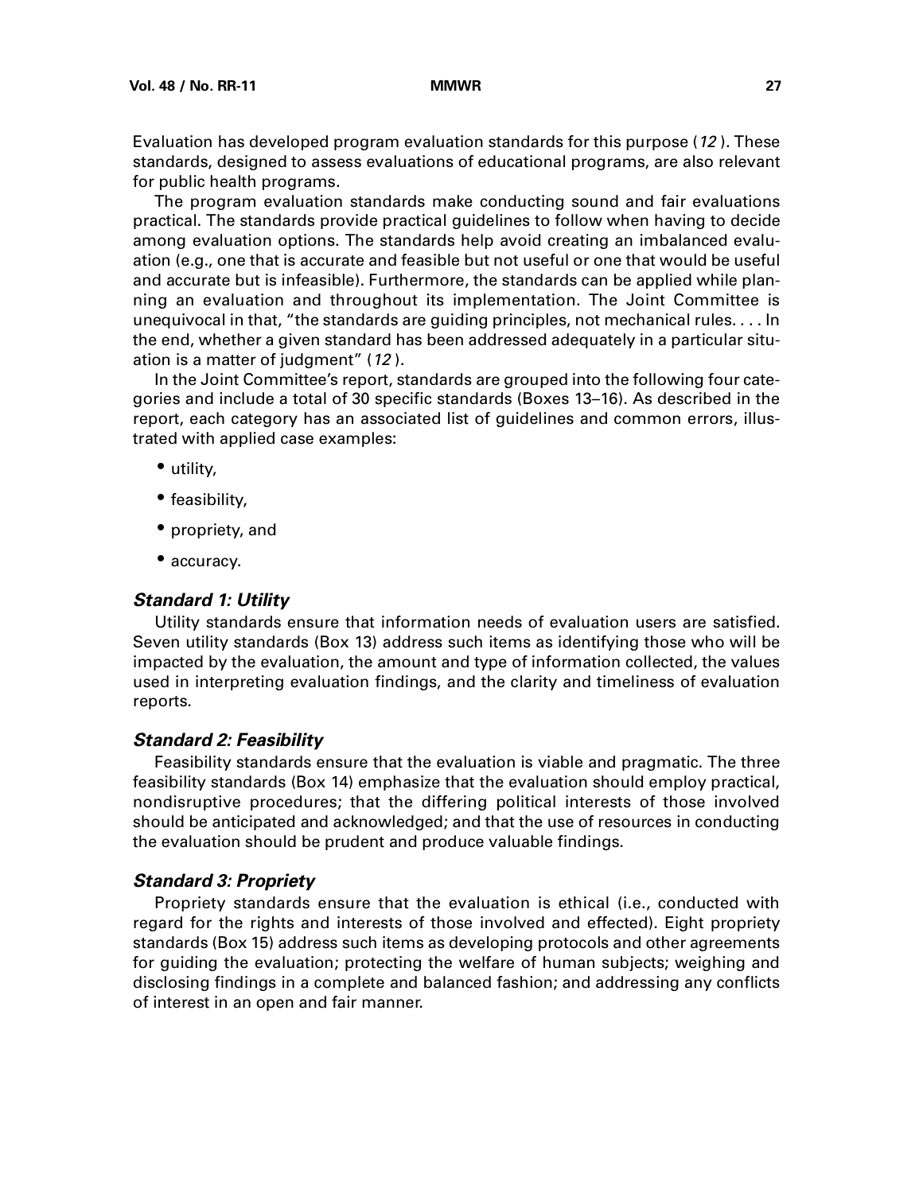Evaluation has developed program evaluation standards for this purpose (*12*). These standards, designed to assess evaluations of educational programs, are also relevant for public health programs.

The program evaluation standards make conducting sound and fair evaluations practical. The standards provide practical guidelines to follow when having to decide among evaluation options. The standards help avoid creating an imbalanced evaluation (e.g., one that is accurate and feasible but not useful or one that would be useful and accurate but is infeasible). Furthermore, the standards can be applied while planning an evaluation and throughout its implementation. The Joint Committee is unequivocal in that, "the standards are guiding principles, not mechanical rules. . . . In the end, whether a given standard has been addressed adequately in a particular situation is a matter of judgment" (*12*).

In the Joint Committee's report, standards are grouped into the following four categories and include a total of 30 specific standards (Boxes 13–16). As described in the report, each category has an associated list of guidelines and common errors, illustrated with applied case examples:

- utility,
- feasibility,
- propriety, and
- accuracy.

### *Standard 1: Utility*

Utility standards ensure that information needs of evaluation users are satisfied. Seven utility standards (Box 13) address such items as identifying those who will be impacted by the evaluation, the amount and type of information collected, the values used in interpreting evaluation findings, and the clarity and timeliness of evaluation reports.

### *Standard 2: Feasibility*

Feasibility standards ensure that the evaluation is viable and pragmatic. The three feasibility standards (Box 14) emphasize that the evaluation should employ practical, nondisruptive procedures; that the differing political interests of those involved should be anticipated and acknowledged; and that the use of resources in conducting the evaluation should be prudent and produce valuable findings.

### *Standard 3: Propriety*

Propriety standards ensure that the evaluation is ethical (i.e., conducted with regard for the rights and interests of those involved and effected). Eight propriety standards (Box 15) address such items as developing protocols and other agreements for guiding the evaluation; protecting the welfare of human subjects; weighing and disclosing findings in a complete and balanced fashion; and addressing any conflicts of interest in an open and fair manner.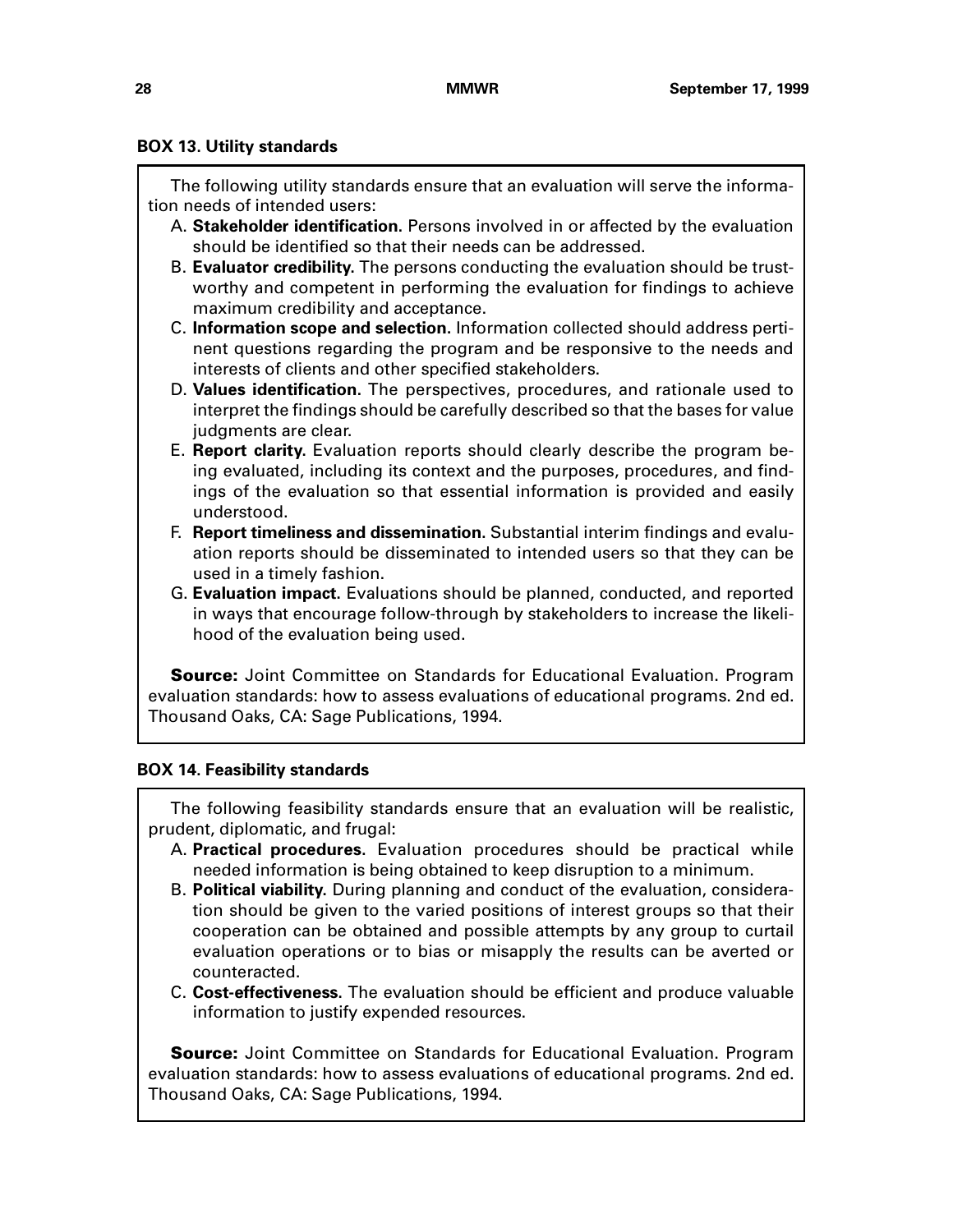### BOX 13. Utility standards

The following utility standards ensure that an evaluation will serve the information needs of intended users:

A. **Stakeholder identification.** Persons involved in or affected by the evaluation should be identified so that their needs can be addressed.

B. **Evaluator credibility.** The persons conducting the evaluation should be trustworthy and competent in performing the evaluation for findings to achieve maximum credibility and acceptance.

C. **Information scope and selection.** Information collected should address pertinent questions regarding the program and be responsive to the needs and interests of clients and other specified stakeholders.

D. **Values identification.** The perspectives, procedures, and rationale used to interpret the findings should be carefully described so that the bases for value judgments are clear.

E. **Report clarity.** Evaluation reports should clearly describe the program being evaluated, including its context and the purposes, procedures, and findings of the evaluation so that essential information is provided and easily understood.

F. **Report timeliness and dissemination.** Substantial interim findings and evaluation reports should be disseminated to intended users so that they can be used in a timely fashion.

G. **Evaluation impact.** Evaluations should be planned, conducted, and reported in ways that encourage follow-through by stakeholders to increase the likelihood of the evaluation being used.

**Source:** Joint Committee on Standards for Educational Evaluation. Program evaluation standards: how to assess evaluations of educational programs. 2nd ed. Thousand Oaks, CA: Sage Publications, 1994.

### BOX 14. Feasibility standards

The following feasibility standards ensure that an evaluation will be realistic, prudent, diplomatic, and frugal:

A. **Practical procedures.** Evaluation procedures should be practical while needed information is being obtained to keep disruption to a minimum.

B. **Political viability.** During planning and conduct of the evaluation, consideration should be given to the varied positions of interest groups so that their cooperation can be obtained and possible attempts by any group to curtail evaluation operations or to bias or misapply the results can be averted or counteracted.

C. **Cost-effectiveness.** The evaluation should be efficient and produce valuable information to justify expended resources.

**Source:** Joint Committee on Standards for Educational Evaluation. Program evaluation standards: how to assess evaluations of educational programs. 2nd ed. Thousand Oaks, CA: Sage Publications, 1994.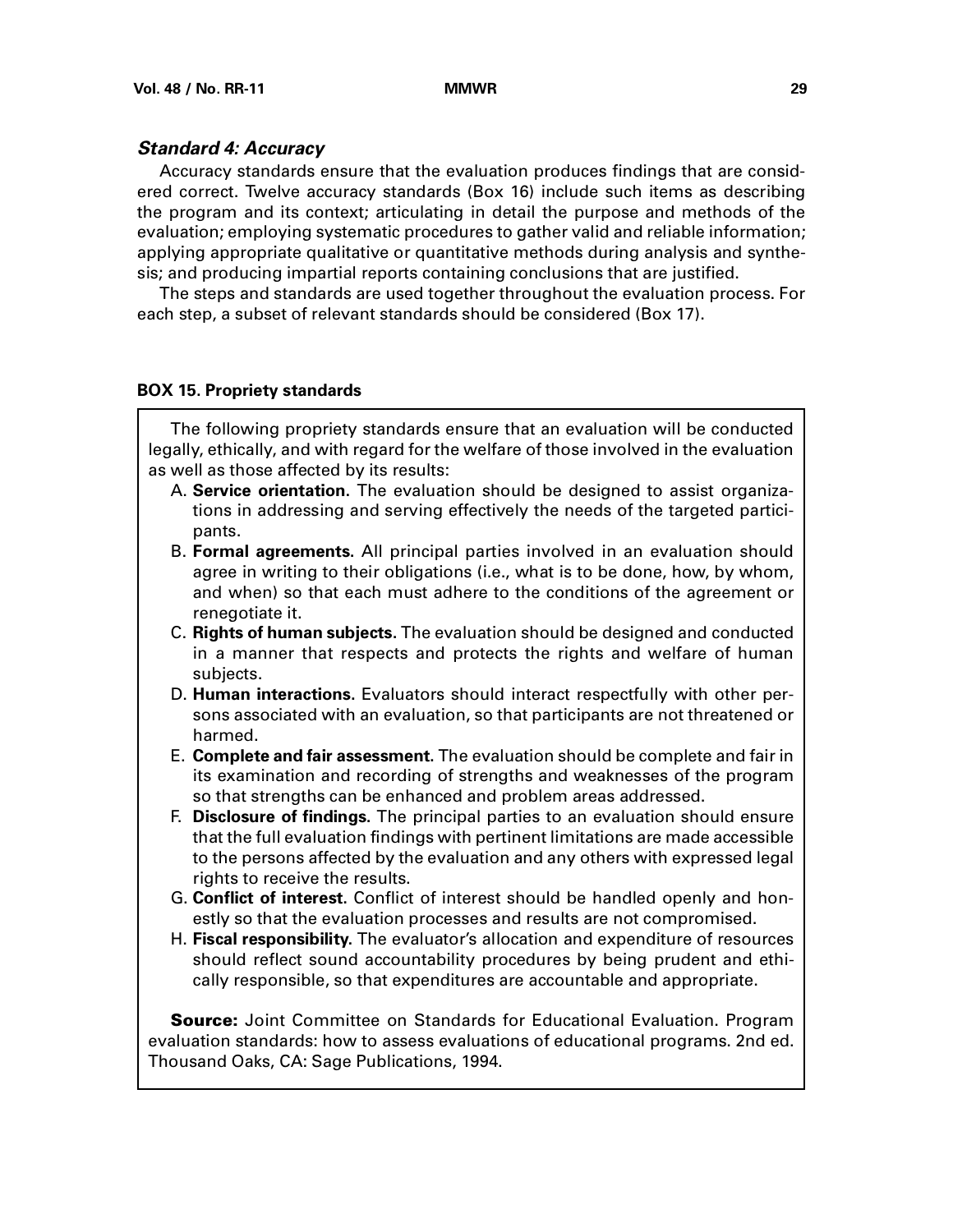### *Standard 4: Accuracy*

Accuracy standards ensure that the evaluation produces findings that are considered correct. Twelve accuracy standards (Box 16) include such items as describing the program and its context; articulating in detail the purpose and methods of the evaluation; employing systematic procedures to gather valid and reliable information; applying appropriate qualitative or quantitative methods during analysis and synthesis; and producing impartial reports containing conclusions that are justified.

The steps and standards are used together throughout the evaluation process. For each step, a subset of relevant standards should be considered (Box 17).

#### BOX 15. Propriety standards

The following propriety standards ensure that an evaluation will be conducted legally, ethically, and with regard for the welfare of those involved in the evaluation as well as those affected by its results:

A. **Service orientation.** The evaluation should be designed to assist organizations in addressing and serving effectively the needs of the targeted participants.

B. **Formal agreements.** All principal parties involved in an evaluation should agree in writing to their obligations (i.e., what is to be done, how, by whom, and when) so that each must adhere to the conditions of the agreement or renegotiate it.

C. **Rights of human subjects.** The evaluation should be designed and conducted in a manner that respects and protects the rights and welfare of human subjects.

D. **Human interactions.** Evaluators should interact respectfully with other persons associated with an evaluation, so that participants are not threatened or harmed.

E. **Complete and fair assessment.** The evaluation should be complete and fair in its examination and recording of strengths and weaknesses of the program so that strengths can be enhanced and problem areas addressed.

F. **Disclosure of findings.** The principal parties to an evaluation should ensure that the full evaluation findings with pertinent limitations are made accessible to the persons affected by the evaluation and any others with expressed legal rights to receive the results.

G. **Conflict of interest.** Conflict of interest should be handled openly and honestly so that the evaluation processes and results are not compromised.

H. **Fiscal responsibility.** The evaluator's allocation and expenditure of resources should reflect sound accountability procedures by being prudent and ethically responsible, so that expenditures are accountable and appropriate.

**Source:** Joint Committee on Standards for Educational Evaluation. Program evaluation standards: how to assess evaluations of educational programs. 2nd ed. Thousand Oaks, CA: Sage Publications, 1994.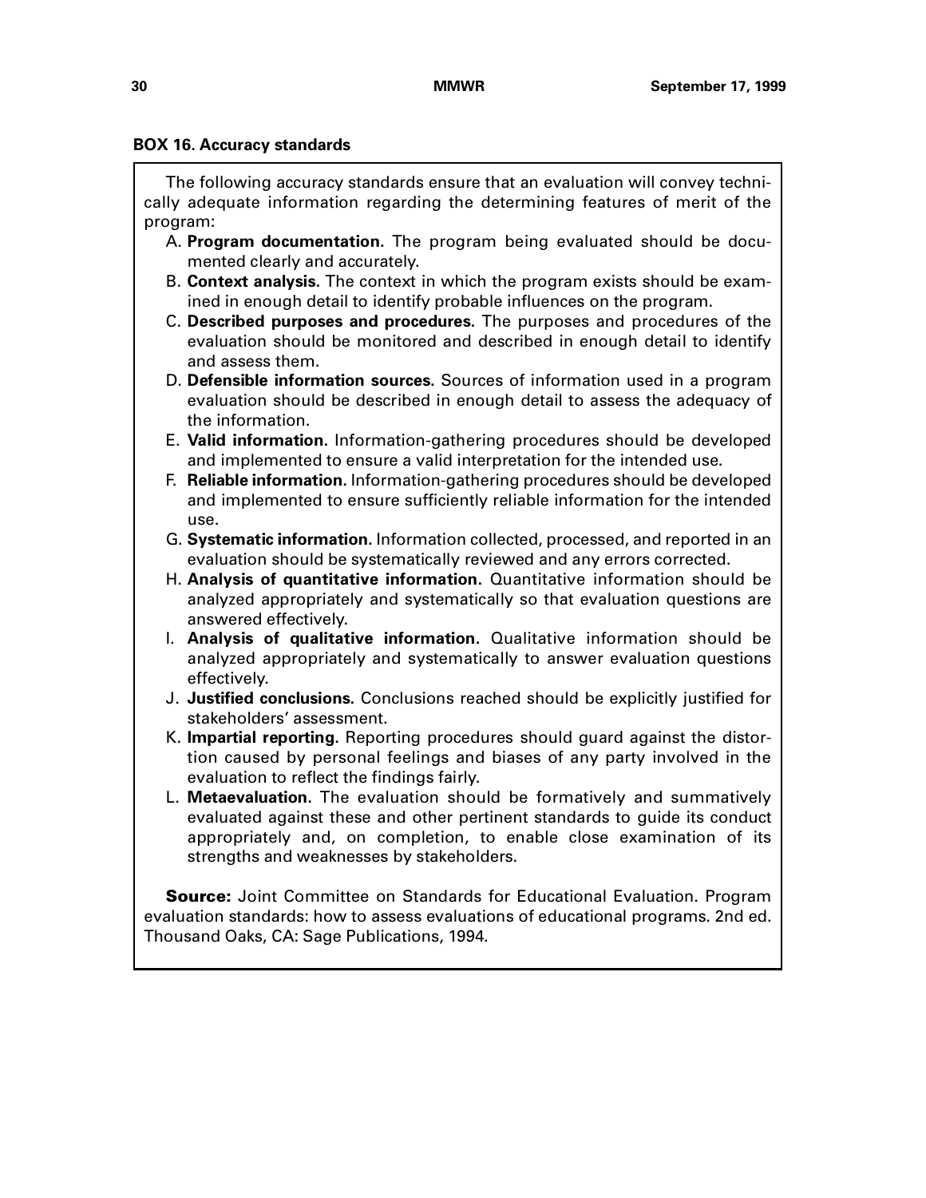**BOX 16. Accuracy standards**

The following accuracy standards ensure that an evaluation will convey technically adequate information regarding the determining features of merit of the program:

A. **Program documentation.** The program being evaluated should be documented clearly and accurately.

B. **Context analysis.** The context in which the program exists should be examined in enough detail to identify probable influences on the program.

C. **Described purposes and procedures.** The purposes and procedures of the evaluation should be monitored and described in enough detail to identify and assess them.

D. **Defensible information sources.** Sources of information used in a program evaluation should be described in enough detail to assess the adequacy of the information.

E. **Valid information.** Information-gathering procedures should be developed and implemented to ensure a valid interpretation for the intended use.

F. **Reliable information.** Information-gathering procedures should be developed and implemented to ensure sufficiently reliable information for the intended use.

G. **Systematic information.** Information collected, processed, and reported in an evaluation should be systematically reviewed and any errors corrected.

H. **Analysis of quantitative information.** Quantitative information should be analyzed appropriately and systematically so that evaluation questions are answered effectively.

I. **Analysis of qualitative information.** Qualitative information should be analyzed appropriately and systematically to answer evaluation questions effectively.

J. **Justified conclusions.** Conclusions reached should be explicitly justified for stakeholders' assessment.

K. **Impartial reporting.** Reporting procedures should guard against the distortion caused by personal feelings and biases of any party involved in the evaluation to reflect the findings fairly.

L. **Metaevaluation.** The evaluation should be formatively and summatively evaluated against these and other pertinent standards to guide its conduct appropriately and, on completion, to enable close examination of its strengths and weaknesses by stakeholders.

**Source:** Joint Committee on Standards for Educational Evaluation. Program evaluation standards: how to assess evaluations of educational programs. 2nd ed. Thousand Oaks, CA: Sage Publications, 1994.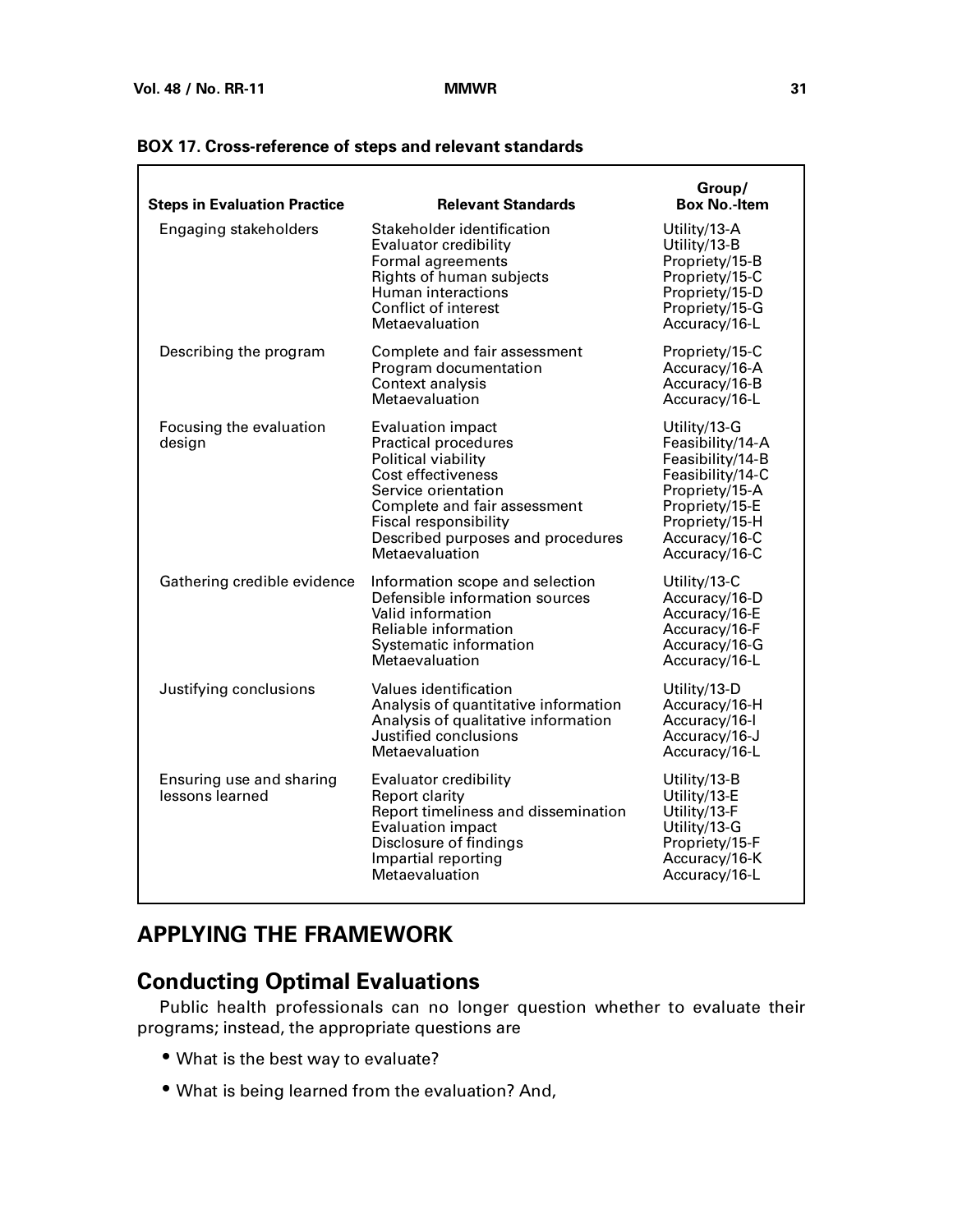**BOX 17. Cross-reference of steps and relevant standards**

| Steps in Evaluation Practice | Relevant Standards | Group/ Box No.-Item |
|---|---|---|
| Engaging stakeholders | Stakeholder identification | Utility/13-A |
| | Evaluator credibility | Utility/13-B |
| | Formal agreements | Propriety/15-B |
| | Rights of human subjects | Propriety/15-C |
| | Human interactions | Propriety/15-D |
| | Conflict of interest | Propriety/15-G |
| | Metaevaluation | Accuracy/16-L |
| Describing the program | Complete and fair assessment | Propriety/15-C |
| | Program documentation | Accuracy/16-A |
| | Context analysis | Accuracy/16-B |
| | Metaevaluation | Accuracy/16-L |
| Focusing the evaluation design | Evaluation impact | Utility/13-G |
| | Practical procedures | Feasibility/14-A |
| | Political viability | Feasibility/14-B |
| | Cost effectiveness | Feasibility/14-C |
| | Service orientation | Propriety/15-A |
| | Complete and fair assessment | Propriety/15-E |
| | Fiscal responsibility | Propriety/15-H |
| | Described purposes and procedures | Accuracy/16-C |
| | Metaevaluation | Accuracy/16-C |
| Gathering credible evidence | Information scope and selection | Utility/13-C |
| | Defensible information sources | Accuracy/16-D |
| | Valid information | Accuracy/16-E |
| | Reliable information | Accuracy/16-F |
| | Systematic information | Accuracy/16-G |
| | Metaevaluation | Accuracy/16-L |
| Justifying conclusions | Values identification | Utility/13-D |
| | Analysis of quantitative information | Accuracy/16-H |
| | Analysis of qualitative information | Accuracy/16-I |
| | Justified conclusions | Accuracy/16-J |
| | Metaevaluation | Accuracy/16-L |
| Ensuring use and sharing lessons learned | Evaluator credibility | Utility/13-B |
| | Report clarity | Utility/13-E |
| | Report timeliness and dissemination | Utility/13-F |
| | Evaluation impact | Utility/13-G |
| | Disclosure of findings | Propriety/15-F |
| | Impartial reporting | Accuracy/16-K |
| | Metaevaluation | Accuracy/16-L |

# APPLYING THE FRAMEWORK

## Conducting Optimal Evaluations

Public health professionals can no longer question whether to evaluate their programs; instead, the appropriate questions are

- What is the best way to evaluate?
- What is being learned from the evaluation? And,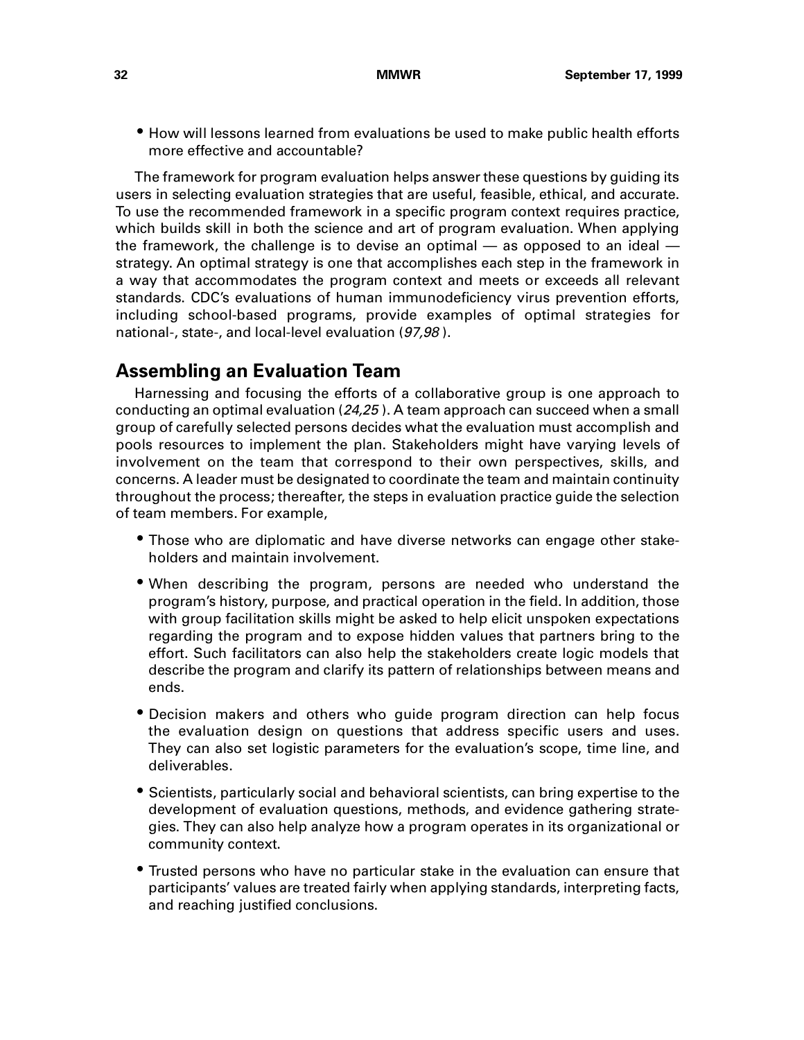- How will lessons learned from evaluations be used to make public health efforts more effective and accountable?

The framework for program evaluation helps answer these questions by guiding its users in selecting evaluation strategies that are useful, feasible, ethical, and accurate. To use the recommended framework in a specific program context requires practice, which builds skill in both the science and art of program evaluation. When applying the framework, the challenge is to devise an optimal — as opposed to an ideal — strategy. An optimal strategy is one that accomplishes each step in the framework in a way that accommodates the program context and meets or exceeds all relevant standards. CDC's evaluations of human immunodeficiency virus prevention efforts, including school-based programs, provide examples of optimal strategies for national-, state-, and local-level evaluation (*97,98*).

## Assembling an Evaluation Team

Harnessing and focusing the efforts of a collaborative group is one approach to conducting an optimal evaluation (*24,25*). A team approach can succeed when a small group of carefully selected persons decides what the evaluation must accomplish and pools resources to implement the plan. Stakeholders might have varying levels of involvement on the team that correspond to their own perspectives, skills, and concerns. A leader must be designated to coordinate the team and maintain continuity throughout the process; thereafter, the steps in evaluation practice guide the selection of team members. For example,

- Those who are diplomatic and have diverse networks can engage other stakeholders and maintain involvement.
- When describing the program, persons are needed who understand the program's history, purpose, and practical operation in the field. In addition, those with group facilitation skills might be asked to help elicit unspoken expectations regarding the program and to expose hidden values that partners bring to the effort. Such facilitators can also help the stakeholders create logic models that describe the program and clarify its pattern of relationships between means and ends.
- Decision makers and others who guide program direction can help focus the evaluation design on questions that address specific users and uses. They can also set logistic parameters for the evaluation's scope, time line, and deliverables.
- Scientists, particularly social and behavioral scientists, can bring expertise to the development of evaluation questions, methods, and evidence gathering strategies. They can also help analyze how a program operates in its organizational or community context.
- Trusted persons who have no particular stake in the evaluation can ensure that participants' values are treated fairly when applying standards, interpreting facts, and reaching justified conclusions.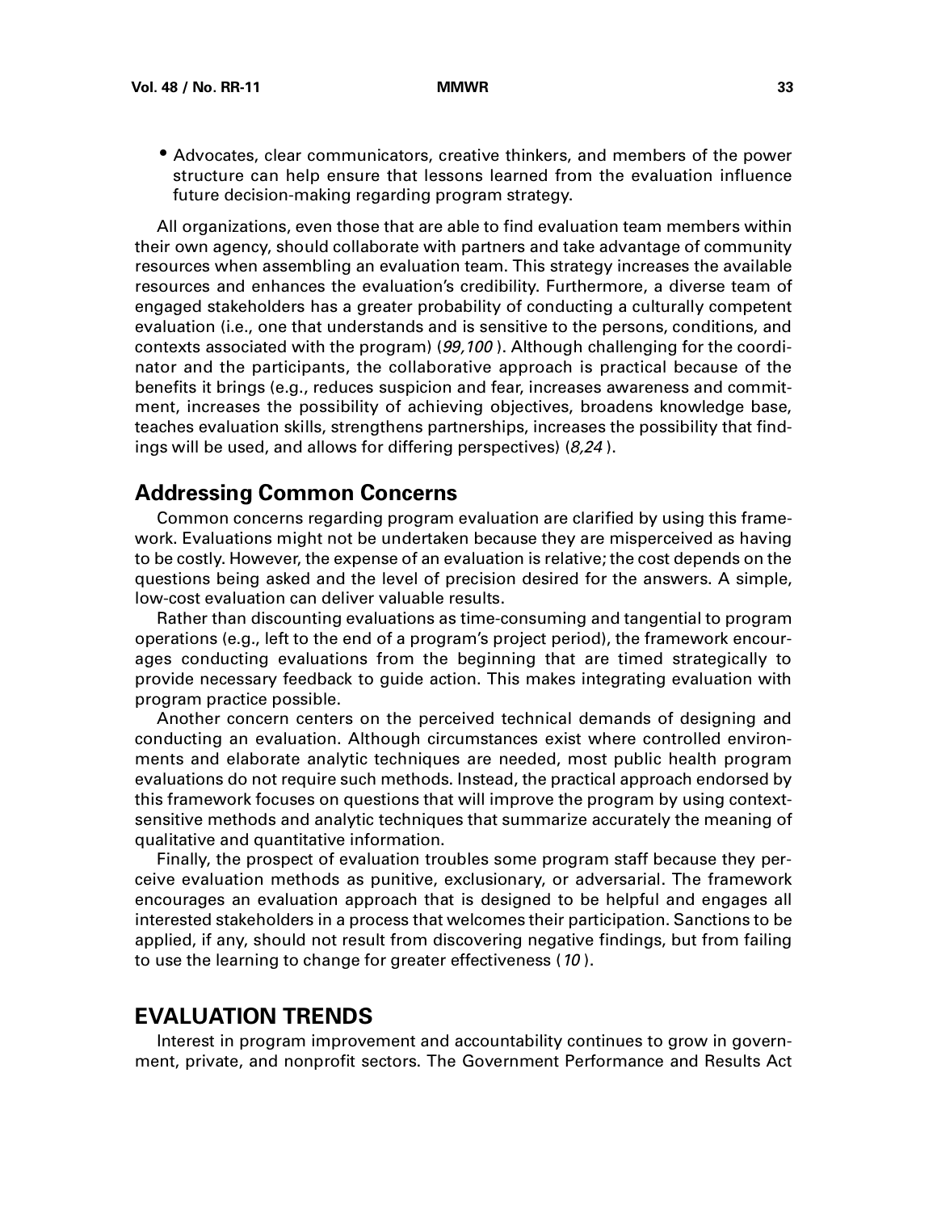- Advocates, clear communicators, creative thinkers, and members of the power structure can help ensure that lessons learned from the evaluation influence future decision-making regarding program strategy.

All organizations, even those that are able to find evaluation team members within their own agency, should collaborate with partners and take advantage of community resources when assembling an evaluation team. This strategy increases the available resources and enhances the evaluation's credibility. Furthermore, a diverse team of engaged stakeholders has a greater probability of conducting a culturally competent evaluation (i.e., one that understands and is sensitive to the persons, conditions, and contexts associated with the program) (*99,100*). Although challenging for the coordinator and the participants, the collaborative approach is practical because of the benefits it brings (e.g., reduces suspicion and fear, increases awareness and commitment, increases the possibility of achieving objectives, broadens knowledge base, teaches evaluation skills, strengthens partnerships, increases the possibility that findings will be used, and allows for differing perspectives) (*8,24*).

## Addressing Common Concerns

Common concerns regarding program evaluation are clarified by using this framework. Evaluations might not be undertaken because they are misperceived as having to be costly. However, the expense of an evaluation is relative; the cost depends on the questions being asked and the level of precision desired for the answers. A simple, low-cost evaluation can deliver valuable results.

Rather than discounting evaluations as time-consuming and tangential to program operations (e.g., left to the end of a program's project period), the framework encourages conducting evaluations from the beginning that are timed strategically to provide necessary feedback to guide action. This makes integrating evaluation with program practice possible.

Another concern centers on the perceived technical demands of designing and conducting an evaluation. Although circumstances exist where controlled environments and elaborate analytic techniques are needed, most public health program evaluations do not require such methods. Instead, the practical approach endorsed by this framework focuses on questions that will improve the program by using context-sensitive methods and analytic techniques that summarize accurately the meaning of qualitative and quantitative information.

Finally, the prospect of evaluation troubles some program staff because they perceive evaluation methods as punitive, exclusionary, or adversarial. The framework encourages an evaluation approach that is designed to be helpful and engages all interested stakeholders in a process that welcomes their participation. Sanctions to be applied, if any, should not result from discovering negative findings, but from failing to use the learning to change for greater effectiveness (*10*).

# EVALUATION TRENDS

Interest in program improvement and accountability continues to grow in government, private, and nonprofit sectors. The Government Performance and Results Act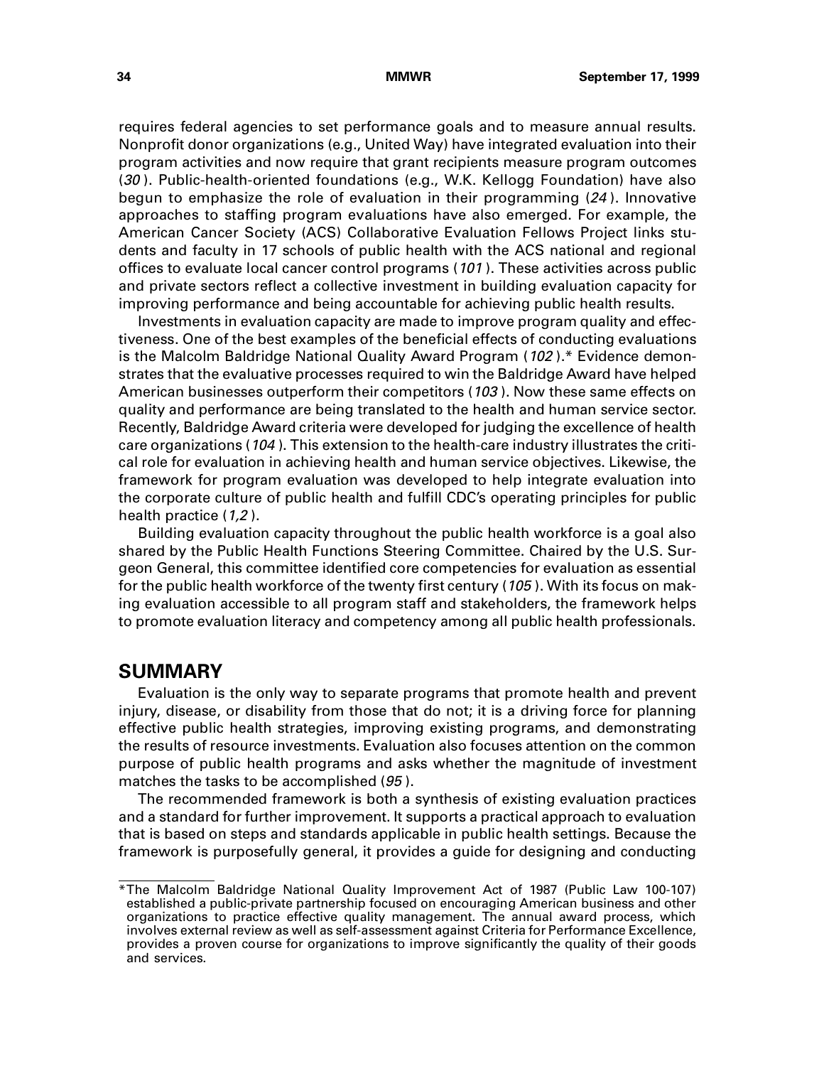requires federal agencies to set performance goals and to measure annual results. Nonprofit donor organizations (e.g., United Way) have integrated evaluation into their program activities and now require that grant recipients measure program outcomes (*30*). Public-health-oriented foundations (e.g., W.K. Kellogg Foundation) have also begun to emphasize the role of evaluation in their programming (*24*). Innovative approaches to staffing program evaluations have also emerged. For example, the American Cancer Society (ACS) Collaborative Evaluation Fellows Project links students and faculty in 17 schools of public health with the ACS national and regional offices to evaluate local cancer control programs (*101*). These activities across public and private sectors reflect a collective investment in building evaluation capacity for improving performance and being accountable for achieving public health results.

Investments in evaluation capacity are made to improve program quality and effectiveness. One of the best examples of the beneficial effects of conducting evaluations is the Malcolm Baldridge National Quality Award Program (*102*).* Evidence demonstrates that the evaluative processes required to win the Baldridge Award have helped American businesses outperform their competitors (*103*). Now these same effects on quality and performance are being translated to the health and human service sector. Recently, Baldridge Award criteria were developed for judging the excellence of health care organizations (*104*). This extension to the health-care industry illustrates the critical role for evaluation in achieving health and human service objectives. Likewise, the framework for program evaluation was developed to help integrate evaluation into the corporate culture of public health and fulfill CDC's operating principles for public health practice (*1,2*).

Building evaluation capacity throughout the public health workforce is a goal also shared by the Public Health Functions Steering Committee. Chaired by the U.S. Surgeon General, this committee identified core competencies for evaluation as essential for the public health workforce of the twenty first century (*105*). With its focus on making evaluation accessible to all program staff and stakeholders, the framework helps to promote evaluation literacy and competency among all public health professionals.

## SUMMARY

Evaluation is the only way to separate programs that promote health and prevent injury, disease, or disability from those that do not; it is a driving force for planning effective public health strategies, improving existing programs, and demonstrating the results of resource investments. Evaluation also focuses attention on the common purpose of public health programs and asks whether the magnitude of investment matches the tasks to be accomplished (*95*).

The recommended framework is both a synthesis of existing evaluation practices and a standard for further improvement. It supports a practical approach to evaluation that is based on steps and standards applicable in public health settings. Because the framework is purposefully general, it provides a guide for designing and conducting

---

*The Malcolm Baldridge National Quality Improvement Act of 1987 (Public Law 100-107) established a public-private partnership focused on encouraging American business and other organizations to practice effective quality management. The annual award process, which involves external review as well as self-assessment against Criteria for Performance Excellence, provides a proven course for organizations to improve significantly the quality of their goods and services.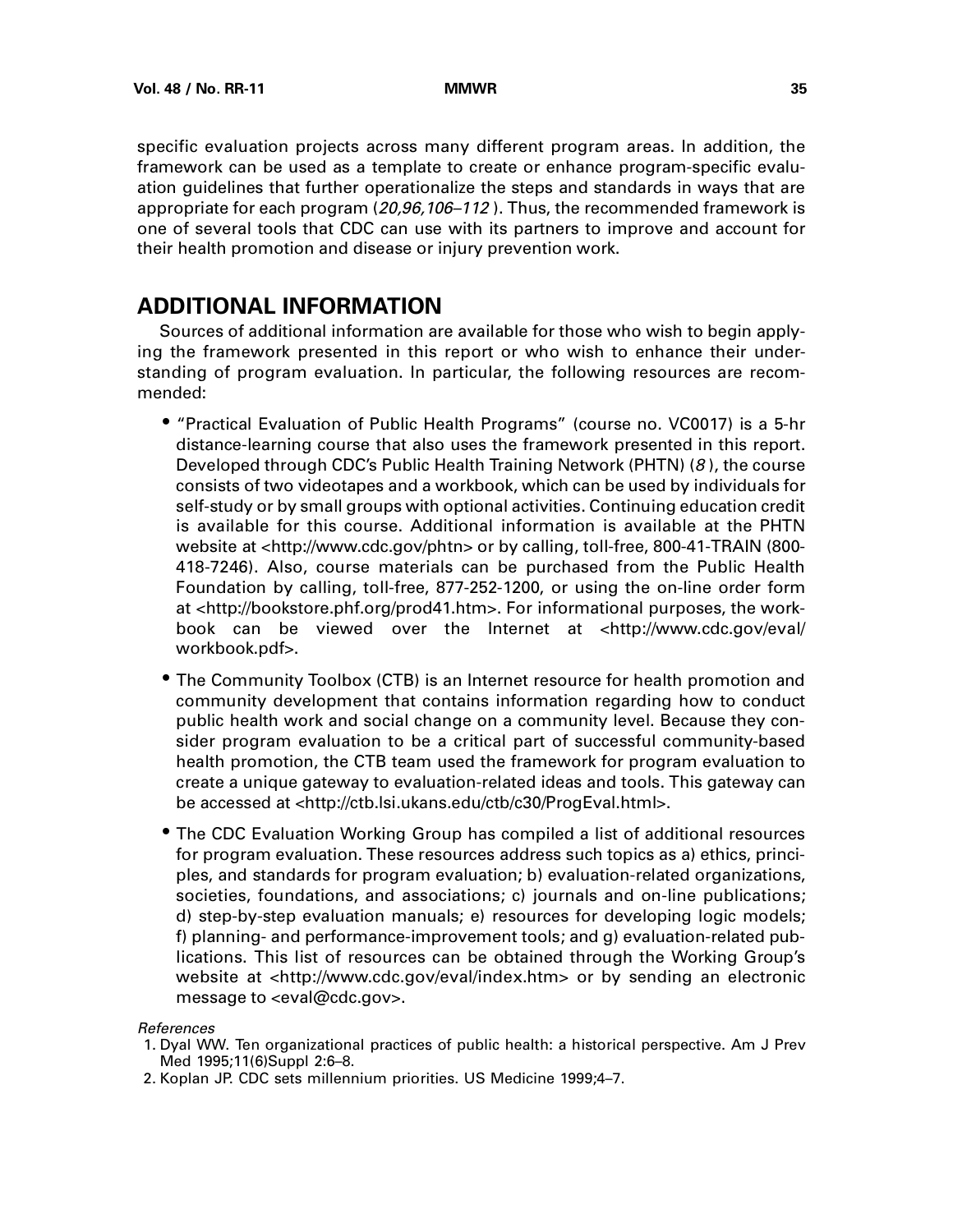specific evaluation projects across many different program areas. In addition, the framework can be used as a template to create or enhance program-specific evaluation guidelines that further operationalize the steps and standards in ways that are appropriate for each program (*20,96,106–112*). Thus, the recommended framework is one of several tools that CDC can use with its partners to improve and account for their health promotion and disease or injury prevention work.

## ADDITIONAL INFORMATION

Sources of additional information are available for those who wish to begin applying the framework presented in this report or who wish to enhance their understanding of program evaluation. In particular, the following resources are recommended:

- "Practical Evaluation of Public Health Programs" (course no. VC0017) is a 5-hr distance-learning course that also uses the framework presented in this report. Developed through CDC's Public Health Training Network (PHTN) (*8*), the course consists of two videotapes and a workbook, which can be used by individuals for self-study or by small groups with optional activities. Continuing education credit is available for this course. Additional information is available at the PHTN website at <http://www.cdc.gov/phtn> or by calling, toll-free, 800-41-TRAIN (800-418-7246). Also, course materials can be purchased from the Public Health Foundation by calling, toll-free, 877-252-1200, or using the on-line order form at <http://bookstore.phf.org/prod41.htm>. For informational purposes, the workbook can be viewed over the Internet at <http://www.cdc.gov/eval/workbook.pdf>.
- The Community Toolbox (CTB) is an Internet resource for health promotion and community development that contains information regarding how to conduct public health work and social change on a community level. Because they consider program evaluation to be a critical part of successful community-based health promotion, the CTB team used the framework for program evaluation to create a unique gateway to evaluation-related ideas and tools. This gateway can be accessed at <http://ctb.lsi.ukans.edu/ctb/c30/ProgEval.html>.
- The CDC Evaluation Working Group has compiled a list of additional resources for program evaluation. These resources address such topics as a) ethics, principles, and standards for program evaluation; b) evaluation-related organizations, societies, foundations, and associations; c) journals and on-line publications; d) step-by-step evaluation manuals; e) resources for developing logic models; f) planning- and performance-improvement tools; and g) evaluation-related publications. This list of resources can be obtained through the Working Group's website at <http://www.cdc.gov/eval/index.htm> or by sending an electronic message to <eval@cdc.gov>.

*References*

1. Dyal WW. Ten organizational practices of public health: a historical perspective. Am J Prev Med 1995;11(6)Suppl 2:6–8.
2. Koplan JP. CDC sets millennium priorities. US Medicine 1999;4–7.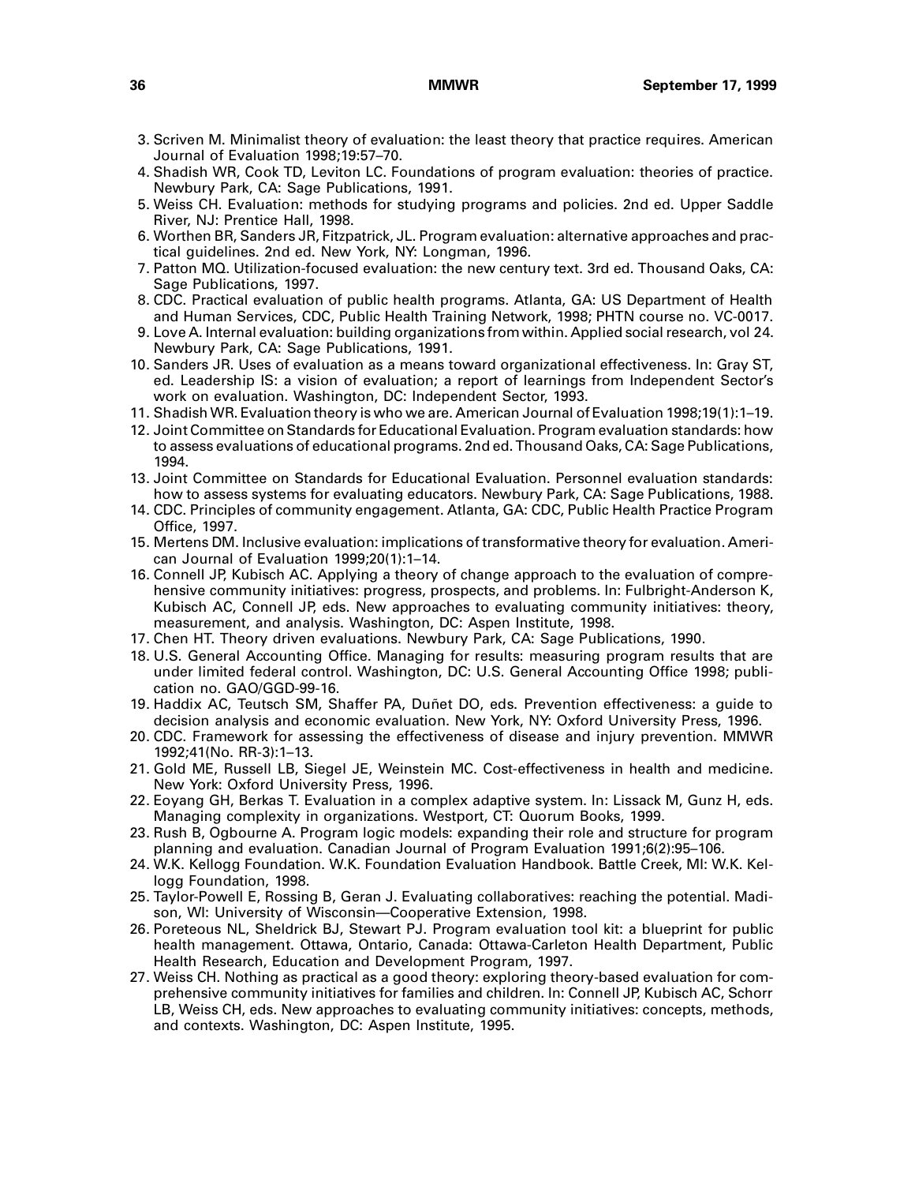3. Scriven M. Minimalist theory of evaluation: the least theory that practice requires. American Journal of Evaluation 1998;19:57–70.
4. Shadish WR, Cook TD, Leviton LC. Foundations of program evaluation: theories of practice. Newbury Park, CA: Sage Publications, 1991.
5. Weiss CH. Evaluation: methods for studying programs and policies. 2nd ed. Upper Saddle River, NJ: Prentice Hall, 1998.
6. Worthen BR, Sanders JR, Fitzpatrick, JL. Program evaluation: alternative approaches and practical guidelines. 2nd ed. New York, NY: Longman, 1996.
7. Patton MQ. Utilization-focused evaluation: the new century text. 3rd ed. Thousand Oaks, CA: Sage Publications, 1997.
8. CDC. Practical evaluation of public health programs. Atlanta, GA: US Department of Health and Human Services, CDC, Public Health Training Network, 1998; PHTN course no. VC-0017.
9. Love A. Internal evaluation: building organizations from within. Applied social research, vol 24. Newbury Park, CA: Sage Publications, 1991.
10. Sanders JR. Uses of evaluation as a means toward organizational effectiveness. In: Gray ST, ed. Leadership IS: a vision of evaluation; a report of learnings from Independent Sector's work on evaluation. Washington, DC: Independent Sector, 1993.
11. Shadish WR. Evaluation theory is who we are. American Journal of Evaluation 1998;19(1):1–19.
12. Joint Committee on Standards for Educational Evaluation. Program evaluation standards: how to assess evaluations of educational programs. 2nd ed. Thousand Oaks, CA: Sage Publications, 1994.
13. Joint Committee on Standards for Educational Evaluation. Personnel evaluation standards: how to assess systems for evaluating educators. Newbury Park, CA: Sage Publications, 1988.
14. CDC. Principles of community engagement. Atlanta, GA: CDC, Public Health Practice Program Office, 1997.
15. Mertens DM. Inclusive evaluation: implications of transformative theory for evaluation. American Journal of Evaluation 1999;20(1):1–14.
16. Connell JP, Kubisch AC. Applying a theory of change approach to the evaluation of comprehensive community initiatives: progress, prospects, and problems. In: Fulbright-Anderson K, Kubisch AC, Connell JP, eds. New approaches to evaluating community initiatives: theory, measurement, and analysis. Washington, DC: Aspen Institute, 1998.
17. Chen HT. Theory driven evaluations. Newbury Park, CA: Sage Publications, 1990.
18. U.S. General Accounting Office. Managing for results: measuring program results that are under limited federal control. Washington, DC: U.S. General Accounting Office 1998; publication no. GAO/GGD-99-16.
19. Haddix AC, Teutsch SM, Shaffer PA, Duñet DO, eds. Prevention effectiveness: a guide to decision analysis and economic evaluation. New York, NY: Oxford University Press, 1996.
20. CDC. Framework for assessing the effectiveness of disease and injury prevention. MMWR 1992;41(No. RR-3):1–13.
21. Gold ME, Russell LB, Siegel JE, Weinstein MC. Cost-effectiveness in health and medicine. New York: Oxford University Press, 1996.
22. Eoyang GH, Berkas T. Evaluation in a complex adaptive system. In: Lissack M, Gunz H, eds. Managing complexity in organizations. Westport, CT: Quorum Books, 1999.
23. Rush B, Ogbourne A. Program logic models: expanding their role and structure for program planning and evaluation. Canadian Journal of Program Evaluation 1991;6(2):95–106.
24. W.K. Kellogg Foundation. W.K. Foundation Evaluation Handbook. Battle Creek, MI: W.K. Kellogg Foundation, 1998.
25. Taylor-Powell E, Rossing B, Geran J. Evaluating collaboratives: reaching the potential. Madison, WI: University of Wisconsin—Cooperative Extension, 1998.
26. Poreteous NL, Sheldrick BJ, Stewart PJ. Program evaluation tool kit: a blueprint for public health management. Ottawa, Ontario, Canada: Ottawa-Carleton Health Department, Public Health Research, Education and Development Program, 1997.
27. Weiss CH. Nothing as practical as a good theory: exploring theory-based evaluation for comprehensive community initiatives for families and children. In: Connell JP, Kubisch AC, Schorr LB, Weiss CH, eds. New approaches to evaluating community initiatives: concepts, methods, and contexts. Washington, DC: Aspen Institute, 1995.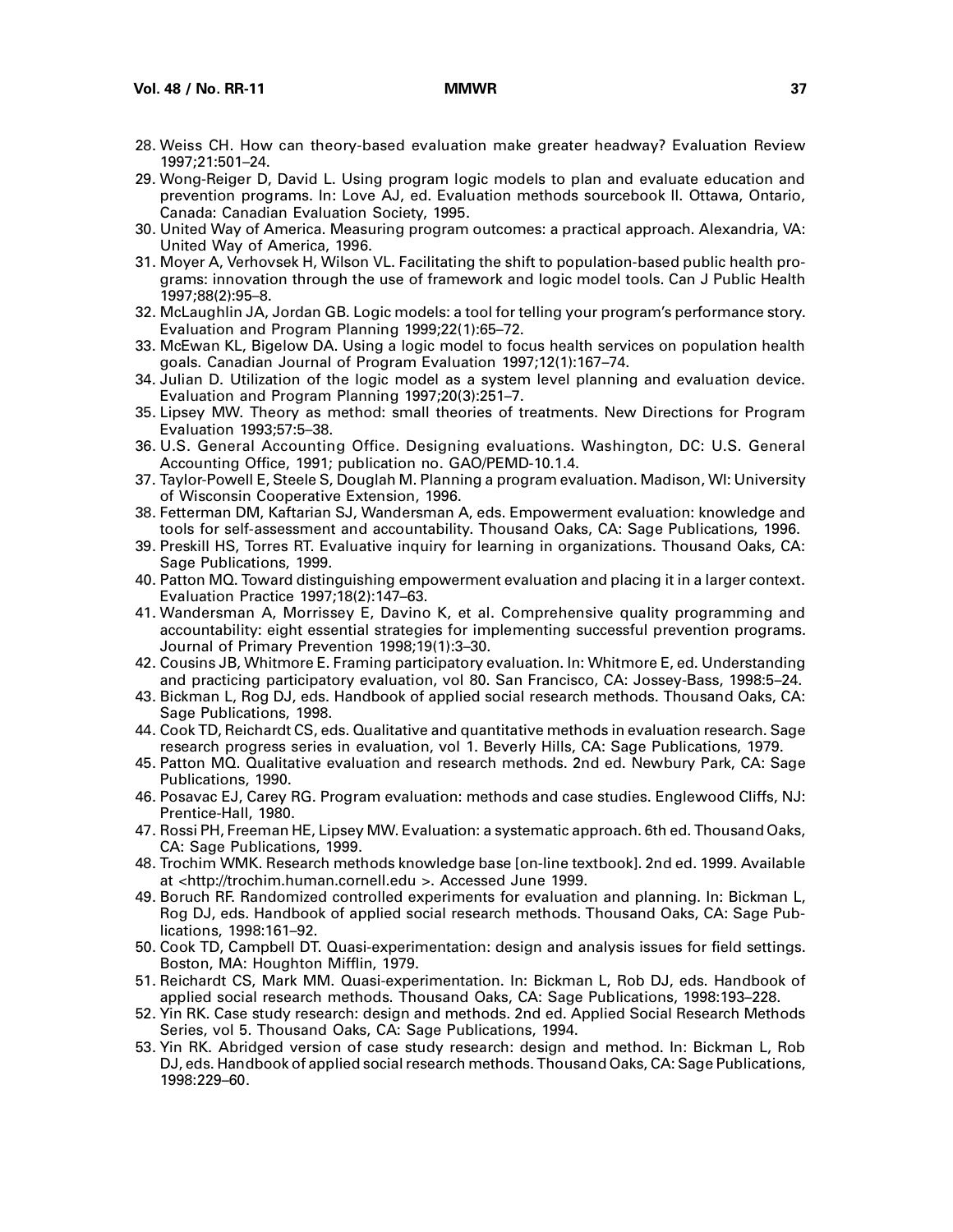28. Weiss CH. How can theory-based evaluation make greater headway? Evaluation Review 1997;21:501–24.
29. Wong-Reiger D, David L. Using program logic models to plan and evaluate education and prevention programs. In: Love AJ, ed. Evaluation methods sourcebook II. Ottawa, Ontario, Canada: Canadian Evaluation Society, 1995.
30. United Way of America. Measuring program outcomes: a practical approach. Alexandria, VA: United Way of America, 1996.
31. Moyer A, Verhovsek H, Wilson VL. Facilitating the shift to population-based public health programs: innovation through the use of framework and logic model tools. Can J Public Health 1997;88(2):95–8.
32. McLaughlin JA, Jordan GB. Logic models: a tool for telling your program's performance story. Evaluation and Program Planning 1999;22(1):65–72.
33. McEwan KL, Bigelow DA. Using a logic model to focus health services on population health goals. Canadian Journal of Program Evaluation 1997;12(1):167–74.
34. Julian D. Utilization of the logic model as a system level planning and evaluation device. Evaluation and Program Planning 1997;20(3):251–7.
35. Lipsey MW. Theory as method: small theories of treatments. New Directions for Program Evaluation 1993;57:5–38.
36. U.S. General Accounting Office. Designing evaluations. Washington, DC: U.S. General Accounting Office, 1991; publication no. GAO/PEMD-10.1.4.
37. Taylor-Powell E, Steele S, Douglah M. Planning a program evaluation. Madison, WI: University of Wisconsin Cooperative Extension, 1996.
38. Fetterman DM, Kaftarian SJ, Wandersman A, eds. Empowerment evaluation: knowledge and tools for self-assessment and accountability. Thousand Oaks, CA: Sage Publications, 1996.
39. Preskill HS, Torres RT. Evaluative inquiry for learning in organizations. Thousand Oaks, CA: Sage Publications, 1999.
40. Patton MQ. Toward distinguishing empowerment evaluation and placing it in a larger context. Evaluation Practice 1997;18(2):147–63.
41. Wandersman A, Morrissey E, Davino K, et al. Comprehensive quality programming and accountability: eight essential strategies for implementing successful prevention programs. Journal of Primary Prevention 1998;19(1):3–30.
42. Cousins JB, Whitmore E. Framing participatory evaluation. In: Whitmore E, ed. Understanding and practicing participatory evaluation, vol 80. San Francisco, CA: Jossey-Bass, 1998:5–24.
43. Bickman L, Rog DJ, eds. Handbook of applied social research methods. Thousand Oaks, CA: Sage Publications, 1998.
44. Cook TD, Reichardt CS, eds. Qualitative and quantitative methods in evaluation research. Sage research progress series in evaluation, vol 1. Beverly Hills, CA: Sage Publications, 1979.
45. Patton MQ. Qualitative evaluation and research methods. 2nd ed. Newbury Park, CA: Sage Publications, 1990.
46. Posavac EJ, Carey RG. Program evaluation: methods and case studies. Englewood Cliffs, NJ: Prentice-Hall, 1980.
47. Rossi PH, Freeman HE, Lipsey MW. Evaluation: a systematic approach. 6th ed. Thousand Oaks, CA: Sage Publications, 1999.
48. Trochim WMK. Research methods knowledge base [on-line textbook]. 2nd ed. 1999. Available at <http://trochim.human.cornell.edu >. Accessed June 1999.
49. Boruch RF. Randomized controlled experiments for evaluation and planning. In: Bickman L, Rog DJ, eds. Handbook of applied social research methods. Thousand Oaks, CA: Sage Publications, 1998:161–92.
50. Cook TD, Campbell DT. Quasi-experimentation: design and analysis issues for field settings. Boston, MA: Houghton Mifflin, 1979.
51. Reichardt CS, Mark MM. Quasi-experimentation. In: Bickman L, Rob DJ, eds. Handbook of applied social research methods. Thousand Oaks, CA: Sage Publications, 1998:193–228.
52. Yin RK. Case study research: design and methods. 2nd ed. Applied Social Research Methods Series, vol 5. Thousand Oaks, CA: Sage Publications, 1994.
53. Yin RK. Abridged version of case study research: design and method. In: Bickman L, Rob DJ, eds. Handbook of applied social research methods. Thousand Oaks, CA: Sage Publications, 1998:229–60.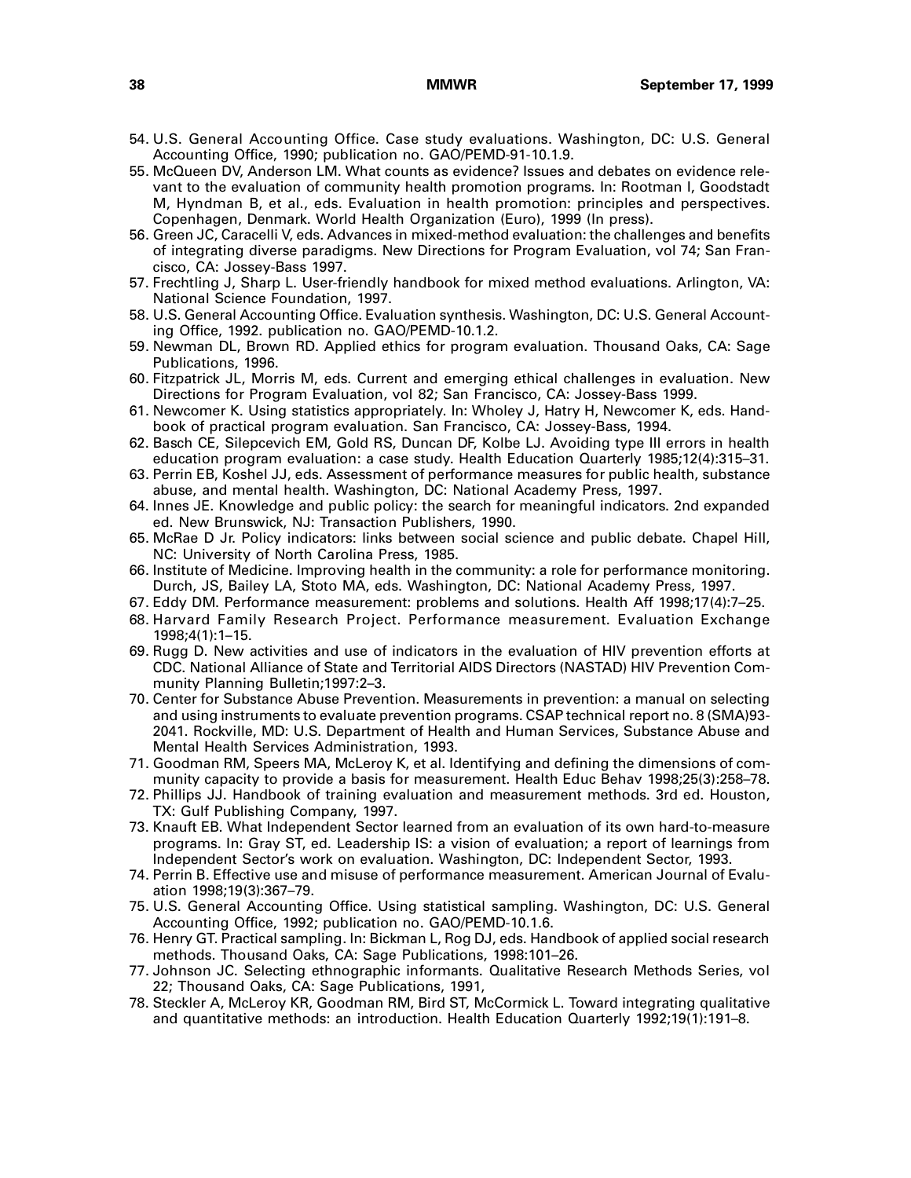54. U.S. General Accounting Office. Case study evaluations. Washington, DC: U.S. General Accounting Office, 1990; publication no. GAO/PEMD-91-10.1.9.
55. McQueen DV, Anderson LM. What counts as evidence? Issues and debates on evidence relevant to the evaluation of community health promotion programs. In: Rootman I, Goodstadt M, Hyndman B, et al., eds. Evaluation in health promotion: principles and perspectives. Copenhagen, Denmark. World Health Organization (Euro), 1999 (In press).
56. Green JC, Caracelli V, eds. Advances in mixed-method evaluation: the challenges and benefits of integrating diverse paradigms. New Directions for Program Evaluation, vol 74; San Francisco, CA: Jossey-Bass 1997.
57. Frechtling J, Sharp L. User-friendly handbook for mixed method evaluations. Arlington, VA: National Science Foundation, 1997.
58. U.S. General Accounting Office. Evaluation synthesis. Washington, DC: U.S. General Accounting Office, 1992. publication no. GAO/PEMD-10.1.2.
59. Newman DL, Brown RD. Applied ethics for program evaluation. Thousand Oaks, CA: Sage Publications, 1996.
60. Fitzpatrick JL, Morris M, eds. Current and emerging ethical challenges in evaluation. New Directions for Program Evaluation, vol 82; San Francisco, CA: Jossey-Bass 1999.
61. Newcomer K. Using statistics appropriately. In: Wholey J, Hatry H, Newcomer K, eds. Handbook of practical program evaluation. San Francisco, CA: Jossey-Bass, 1994.
62. Basch CE, Silepcevich EM, Gold RS, Duncan DF, Kolbe LJ. Avoiding type III errors in health education program evaluation: a case study. Health Education Quarterly 1985;12(4):315–31.
63. Perrin EB, Koshel JJ, eds. Assessment of performance measures for public health, substance abuse, and mental health. Washington, DC: National Academy Press, 1997.
64. Innes JE. Knowledge and public policy: the search for meaningful indicators. 2nd expanded ed. New Brunswick, NJ: Transaction Publishers, 1990.
65. McRae D Jr. Policy indicators: links between social science and public debate. Chapel Hill, NC: University of North Carolina Press, 1985.
66. Institute of Medicine. Improving health in the community: a role for performance monitoring. Durch, JS, Bailey LA, Stoto MA, eds. Washington, DC: National Academy Press, 1997.
67. Eddy DM. Performance measurement: problems and solutions. Health Aff 1998;17(4):7–25.
68. Harvard Family Research Project. Performance measurement. Evaluation Exchange 1998;4(1):1–15.
69. Rugg D. New activities and use of indicators in the evaluation of HIV prevention efforts at CDC. National Alliance of State and Territorial AIDS Directors (NASTAD) HIV Prevention Community Planning Bulletin;1997:2–3.
70. Center for Substance Abuse Prevention. Measurements in prevention: a manual on selecting and using instruments to evaluate prevention programs. CSAP technical report no. 8 (SMA)93-2041. Rockville, MD: U.S. Department of Health and Human Services, Substance Abuse and Mental Health Services Administration, 1993.
71. Goodman RM, Speers MA, McLeroy K, et al. Identifying and defining the dimensions of community capacity to provide a basis for measurement. Health Educ Behav 1998;25(3):258–78.
72. Phillips JJ. Handbook of training evaluation and measurement methods. 3rd ed. Houston, TX: Gulf Publishing Company, 1997.
73. Knauft EB. What Independent Sector learned from an evaluation of its own hard-to-measure programs. In: Gray ST, ed. Leadership IS: a vision of evaluation; a report of learnings from Independent Sector's work on evaluation. Washington, DC: Independent Sector, 1993.
74. Perrin B. Effective use and misuse of performance measurement. American Journal of Evaluation 1998;19(3):367–79.
75. U.S. General Accounting Office. Using statistical sampling. Washington, DC: U.S. General Accounting Office, 1992; publication no. GAO/PEMD-10.1.6.
76. Henry GT. Practical sampling. In: Bickman L, Rog DJ, eds. Handbook of applied social research methods. Thousand Oaks, CA: Sage Publications, 1998:101–26.
77. Johnson JC. Selecting ethnographic informants. Qualitative Research Methods Series, vol 22; Thousand Oaks, CA: Sage Publications, 1991,
78. Steckler A, McLeroy KR, Goodman RM, Bird ST, McCormick L. Toward integrating qualitative and quantitative methods: an introduction. Health Education Quarterly 1992;19(1):191–8.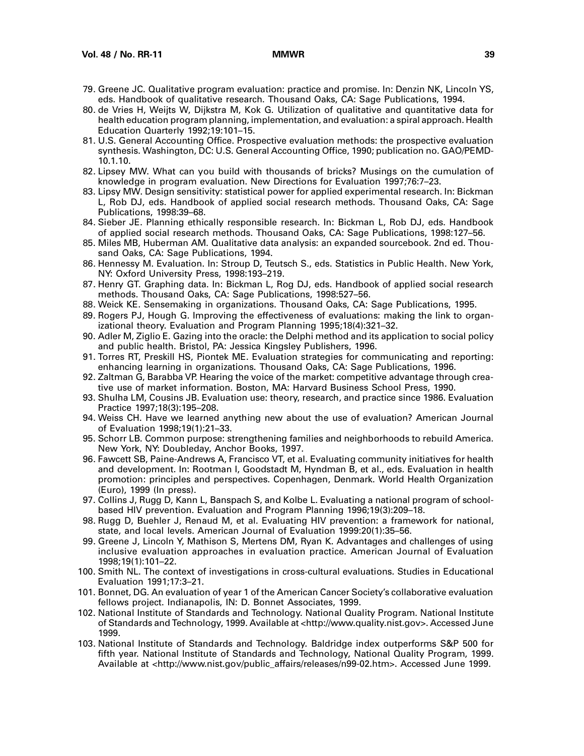79. Greene JC. Qualitative program evaluation: practice and promise. In: Denzin NK, Lincoln YS, eds. Handbook of qualitative research. Thousand Oaks, CA: Sage Publications, 1994.
80. de Vries H, Weijts W, Dijkstra M, Kok G. Utilization of qualitative and quantitative data for health education program planning, implementation, and evaluation: a spiral approach. Health Education Quarterly 1992;19:101–15.
81. U.S. General Accounting Office. Prospective evaluation methods: the prospective evaluation synthesis. Washington, DC: U.S. General Accounting Office, 1990; publication no. GAO/PEMD-10.1.10.
82. Lipsey MW. What can you build with thousands of bricks? Musings on the cumulation of knowledge in program evaluation. New Directions for Evaluation 1997;76:7–23.
83. Lipsy MW. Design sensitivity: statistical power for applied experimental research. In: Bickman L, Rob DJ, eds. Handbook of applied social research methods. Thousand Oaks, CA: Sage Publications, 1998:39–68.
84. Sieber JE. Planning ethically responsible research. In: Bickman L, Rob DJ, eds. Handbook of applied social research methods. Thousand Oaks, CA: Sage Publications, 1998:127–56.
85. Miles MB, Huberman AM. Qualitative data analysis: an expanded sourcebook. 2nd ed. Thousand Oaks, CA: Sage Publications, 1994.
86. Hennessy M. Evaluation. In: Stroup D, Teutsch S., eds. Statistics in Public Health. New York, NY: Oxford University Press, 1998:193–219.
87. Henry GT. Graphing data. In: Bickman L, Rog DJ, eds. Handbook of applied social research methods. Thousand Oaks, CA: Sage Publications, 1998:527–56.
88. Weick KE. Sensemaking in organizations. Thousand Oaks, CA: Sage Publications, 1995.
89. Rogers PJ, Hough G. Improving the effectiveness of evaluations: making the link to organizational theory. Evaluation and Program Planning 1995;18(4):321–32.
90. Adler M, Ziglio E. Gazing into the oracle: the Delphi method and its application to social policy and public health. Bristol, PA: Jessica Kingsley Publishers, 1996.
91. Torres RT, Preskill HS, Piontek ME. Evaluation strategies for communicating and reporting: enhancing learning in organizations. Thousand Oaks, CA: Sage Publications, 1996.
92. Zaltman G, Barabba VP. Hearing the voice of the market: competitive advantage through creative use of market information. Boston, MA: Harvard Business School Press, 1990.
93. Shulha LM, Cousins JB. Evaluation use: theory, research, and practice since 1986. Evaluation Practice 1997;18(3):195–208.
94. Weiss CH. Have we learned anything new about the use of evaluation? American Journal of Evaluation 1998;19(1):21–33.
95. Schorr LB. Common purpose: strengthening families and neighborhoods to rebuild America. New York, NY: Doubleday, Anchor Books, 1997.
96. Fawcett SB, Paine-Andrews A, Francisco VT, et al. Evaluating community initiatives for health and development. In: Rootman I, Goodstadt M, Hyndman B, et al., eds. Evaluation in health promotion: principles and perspectives. Copenhagen, Denmark. World Health Organization (Euro), 1999 (In press).
97. Collins J, Rugg D, Kann L, Banspach S, and Kolbe L. Evaluating a national program of school-based HIV prevention. Evaluation and Program Planning 1996;19(3):209–18.
98. Rugg D, Buehler J, Renaud M, et al. Evaluating HIV prevention: a framework for national, state, and local levels. American Journal of Evaluation 1999:20(1):35–56.
99. Greene J, Lincoln Y, Mathison S, Mertens DM, Ryan K. Advantages and challenges of using inclusive evaluation approaches in evaluation practice. American Journal of Evaluation 1998;19(1):101–22.
100. Smith NL. The context of investigations in cross-cultural evaluations. Studies in Educational Evaluation 1991;17:3–21.
101. Bonnet, DG. An evaluation of year 1 of the American Cancer Society's collaborative evaluation fellows project. Indianapolis, IN: D. Bonnet Associates, 1999.
102. National Institute of Standards and Technology. National Quality Program. National Institute of Standards and Technology, 1999. Available at <http://www.quality.nist.gov>. Accessed June 1999.
103. National Institute of Standards and Technology. Baldridge index outperforms S&P 500 for fifth year. National Institute of Standards and Technology, National Quality Program, 1999. Available at <http://www.nist.gov/public_affairs/releases/n99-02.htm>. Accessed June 1999.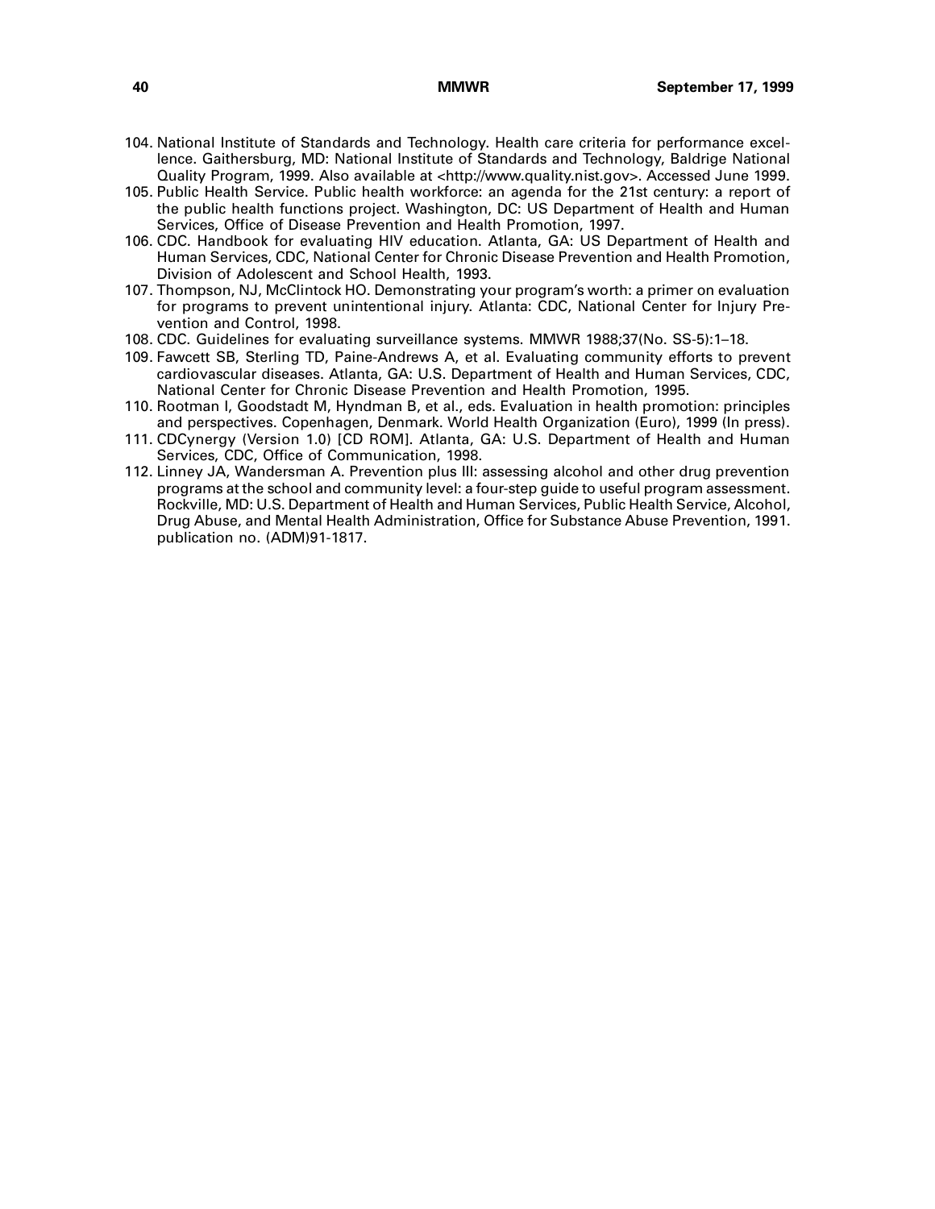104. National Institute of Standards and Technology. Health care criteria for performance excellence. Gaithersburg, MD: National Institute of Standards and Technology, Baldrige National Quality Program, 1999. Also available at <http://www.quality.nist.gov>. Accessed June 1999.
105. Public Health Service. Public health workforce: an agenda for the 21st century: a report of the public health functions project. Washington, DC: US Department of Health and Human Services, Office of Disease Prevention and Health Promotion, 1997.
106. CDC. Handbook for evaluating HIV education. Atlanta, GA: US Department of Health and Human Services, CDC, National Center for Chronic Disease Prevention and Health Promotion, Division of Adolescent and School Health, 1993.
107. Thompson, NJ, McClintock HO. Demonstrating your program's worth: a primer on evaluation for programs to prevent unintentional injury. Atlanta: CDC, National Center for Injury Prevention and Control, 1998.
108. CDC. Guidelines for evaluating surveillance systems. MMWR 1988;37(No. SS-5):1–18.
109. Fawcett SB, Sterling TD, Paine-Andrews A, et al. Evaluating community efforts to prevent cardiovascular diseases. Atlanta, GA: U.S. Department of Health and Human Services, CDC, National Center for Chronic Disease Prevention and Health Promotion, 1995.
110. Rootman I, Goodstadt M, Hyndman B, et al., eds. Evaluation in health promotion: principles and perspectives. Copenhagen, Denmark. World Health Organization (Euro), 1999 (In press).
111. CDCynergy (Version 1.0) [CD ROM]. Atlanta, GA: U.S. Department of Health and Human Services, CDC, Office of Communication, 1998.
112. Linney JA, Wandersman A. Prevention plus III: assessing alcohol and other drug prevention programs at the school and community level: a four-step guide to useful program assessment. Rockville, MD: U.S. Department of Health and Human Services, Public Health Service, Alcohol, Drug Abuse, and Mental Health Administration, Office for Substance Abuse Prevention, 1991. publication no. (ADM)91-1817.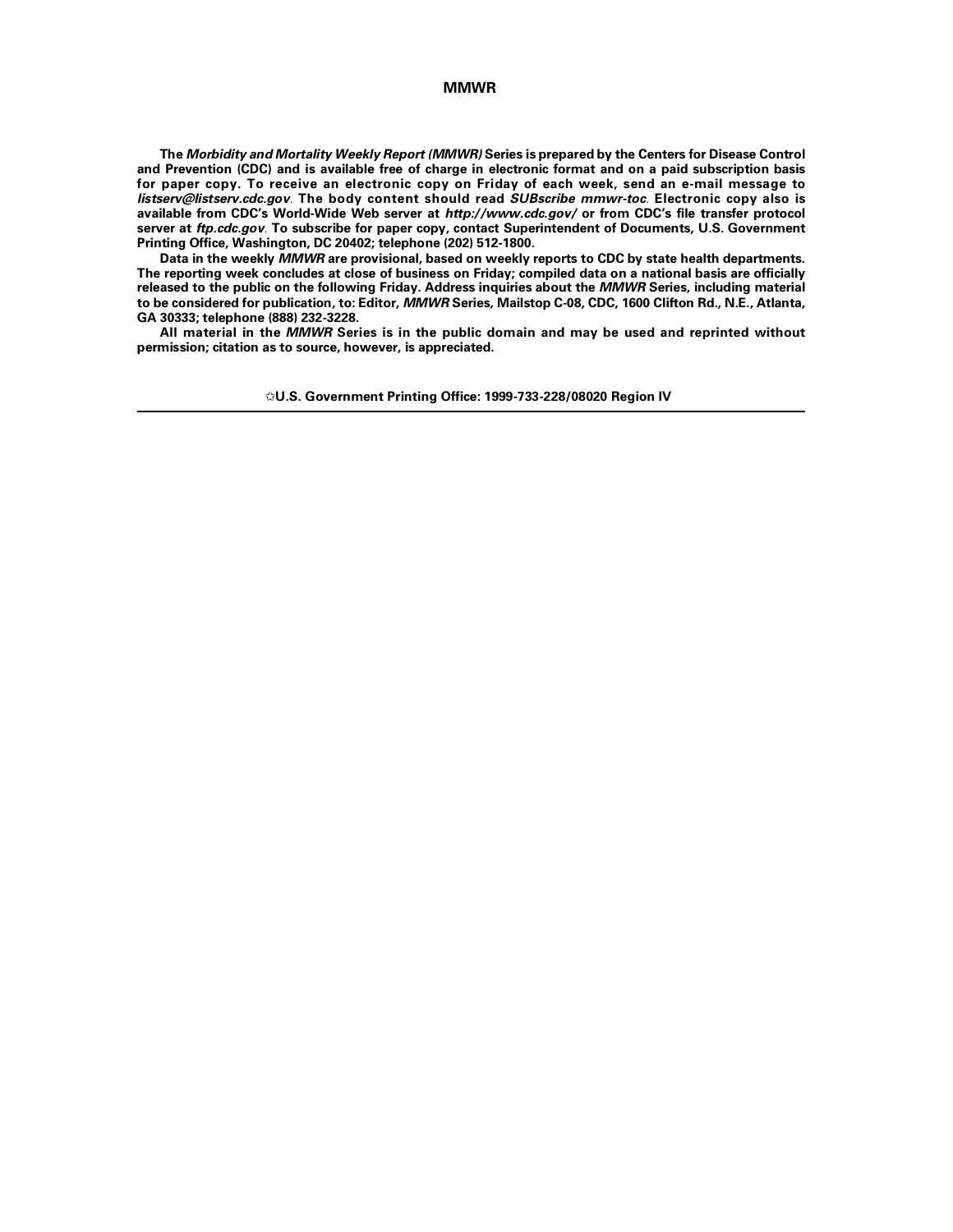The *Morbidity and Mortality Weekly Report (MMWR)* Series is prepared by the Centers for Disease Control and Prevention (CDC) and is available free of charge in electronic format and on a paid subscription basis for paper copy. To receive an electronic copy on Friday of each week, send an e-mail message to *listserv@listserv.cdc.gov*. The body content should read *SUBscribe mmwr-toc*. Electronic copy also is available from CDC's World-Wide Web server at *http://www.cdc.gov/* or from CDC's file transfer protocol server at *ftp.cdc.gov*. To subscribe for paper copy, contact Superintendent of Documents, U.S. Government Printing Office, Washington, DC 20402; telephone (202) 512-1800.

Data in the weekly *MMWR* are provisional, based on weekly reports to CDC by state health departments. The reporting week concludes at close of business on Friday; compiled data on a national basis are officially released to the public on the following Friday. Address inquiries about the *MMWR* Series, including material to be considered for publication, to: Editor, *MMWR* Series, Mailstop C-08, CDC, 1600 Clifton Rd., N.E., Atlanta, GA 30333; telephone (888) 232-3228.

All material in the *MMWR* Series is in the public domain and may be used and reprinted without permission; citation as to source, however, is appreciated.

✩U.S. Government Printing Office: 1999-733-228/08020 Region IV